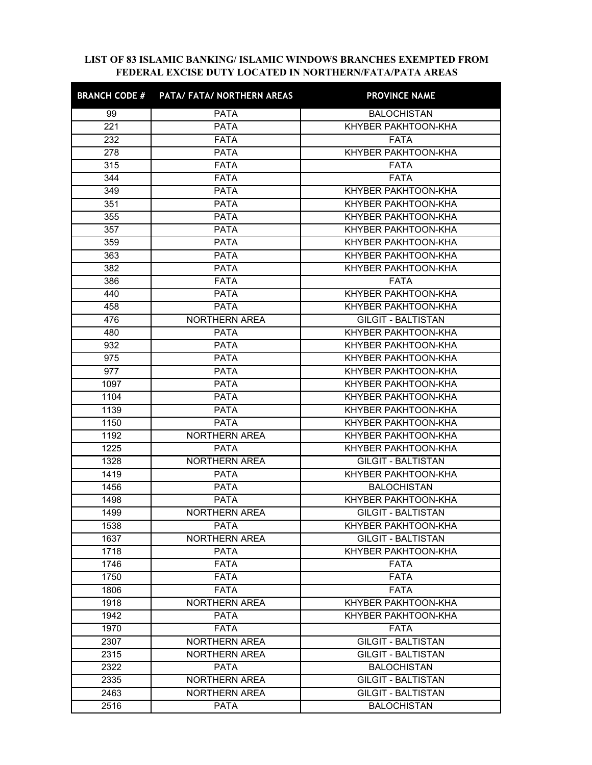**LIST OF 83 ISLAMIC BANKING/ ISLAMIC WINDOWS BRANCHES EXEMPTED FROM FEDERAL EXCISE DUTY LOCATED IN NORTHERN/FATA/PATA AREAS**

| BRANCH CODE # | PATA/ FATA/ NORTHERN AREAS | PROVINCE NAME |
|---|---|---|
| 99 | PATA | BALOCHISTAN |
| 221 | PATA | KHYBER PAKHTOON-KHA |
| 232 | FATA | FATA |
| 278 | PATA | KHYBER PAKHTOON-KHA |
| 315 | FATA | FATA |
| 344 | FATA | FATA |
| 349 | PATA | KHYBER PAKHTOON-KHA |
| 351 | PATA | KHYBER PAKHTOON-KHA |
| 355 | PATA | KHYBER PAKHTOON-KHA |
| 357 | PATA | KHYBER PAKHTOON-KHA |
| 359 | PATA | KHYBER PAKHTOON-KHA |
| 363 | PATA | KHYBER PAKHTOON-KHA |
| 382 | PATA | KHYBER PAKHTOON-KHA |
| 386 | FATA | FATA |
| 440 | PATA | KHYBER PAKHTOON-KHA |
| 458 | PATA | KHYBER PAKHTOON-KHA |
| 476 | NORTHERN AREA | GILGIT - BALTISTAN |
| 480 | PATA | KHYBER PAKHTOON-KHA |
| 932 | PATA | KHYBER PAKHTOON-KHA |
| 975 | PATA | KHYBER PAKHTOON-KHA |
| 977 | PATA | KHYBER PAKHTOON-KHA |
| 1097 | PATA | KHYBER PAKHTOON-KHA |
| 1104 | PATA | KHYBER PAKHTOON-KHA |
| 1139 | PATA | KHYBER PAKHTOON-KHA |
| 1150 | PATA | KHYBER PAKHTOON-KHA |
| 1192 | NORTHERN AREA | KHYBER PAKHTOON-KHA |
| 1225 | PATA | KHYBER PAKHTOON-KHA |
| 1328 | NORTHERN AREA | GILGIT - BALTISTAN |
| 1419 | PATA | KHYBER PAKHTOON-KHA |
| 1456 | PATA | BALOCHISTAN |
| 1498 | PATA | KHYBER PAKHTOON-KHA |
| 1499 | NORTHERN AREA | GILGIT - BALTISTAN |
| 1538 | PATA | KHYBER PAKHTOON-KHA |
| 1637 | NORTHERN AREA | GILGIT - BALTISTAN |
| 1718 | PATA | KHYBER PAKHTOON-KHA |
| 1746 | FATA | FATA |
| 1750 | FATA | FATA |
| 1806 | FATA | FATA |
| 1918 | NORTHERN AREA | KHYBER PAKHTOON-KHA |
| 1942 | PATA | KHYBER PAKHTOON-KHA |
| 1970 | FATA | FATA |
| 2307 | NORTHERN AREA | GILGIT - BALTISTAN |
| 2315 | NORTHERN AREA | GILGIT - BALTISTAN |
| 2322 | PATA | BALOCHISTAN |
| 2335 | NORTHERN AREA | GILGIT - BALTISTAN |
| 2463 | NORTHERN AREA | GILGIT - BALTISTAN |
| 2516 | PATA | BALOCHISTAN |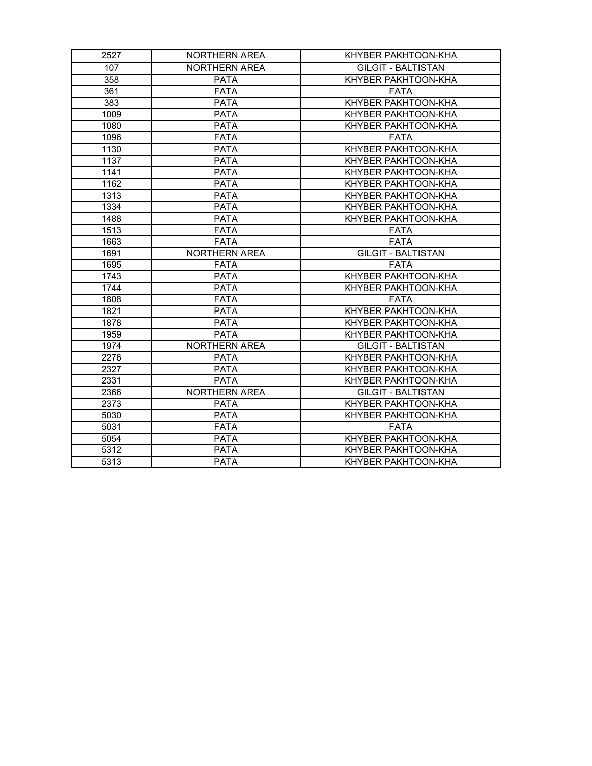| 2527 | NORTHERN AREA | KHYBER PAKHTOON-KHA |
|---|---|---|
| 107 | NORTHERN AREA | GILGIT - BALTISTAN |
| 358 | PATA | KHYBER PAKHTOON-KHA |
| 361 | FATA | FATA |
| 383 | PATA | KHYBER PAKHTOON-KHA |
| 1009 | PATA | KHYBER PAKHTOON-KHA |
| 1080 | PATA | KHYBER PAKHTOON-KHA |
| 1096 | FATA | FATA |
| 1130 | PATA | KHYBER PAKHTOON-KHA |
| 1137 | PATA | KHYBER PAKHTOON-KHA |
| 1141 | PATA | KHYBER PAKHTOON-KHA |
| 1162 | PATA | KHYBER PAKHTOON-KHA |
| 1313 | PATA | KHYBER PAKHTOON-KHA |
| 1334 | PATA | KHYBER PAKHTOON-KHA |
| 1488 | PATA | KHYBER PAKHTOON-KHA |
| 1513 | FATA | FATA |
| 1663 | FATA | FATA |
| 1691 | NORTHERN AREA | GILGIT - BALTISTAN |
| 1695 | FATA | FATA |
| 1743 | PATA | KHYBER PAKHTOON-KHA |
| 1744 | PATA | KHYBER PAKHTOON-KHA |
| 1808 | FATA | FATA |
| 1821 | PATA | KHYBER PAKHTOON-KHA |
| 1878 | PATA | KHYBER PAKHTOON-KHA |
| 1959 | PATA | KHYBER PAKHTOON-KHA |
| 1974 | NORTHERN AREA | GILGIT - BALTISTAN |
| 2276 | PATA | KHYBER PAKHTOON-KHA |
| 2327 | PATA | KHYBER PAKHTOON-KHA |
| 2331 | PATA | KHYBER PAKHTOON-KHA |
| 2366 | NORTHERN AREA | GILGIT - BALTISTAN |
| 2373 | PATA | KHYBER PAKHTOON-KHA |
| 5030 | PATA | KHYBER PAKHTOON-KHA |
| 5031 | FATA | FATA |
| 5054 | PATA | KHYBER PAKHTOON-KHA |
| 5312 | PATA | KHYBER PAKHTOON-KHA |
| 5313 | PATA | KHYBER PAKHTOON-KHA |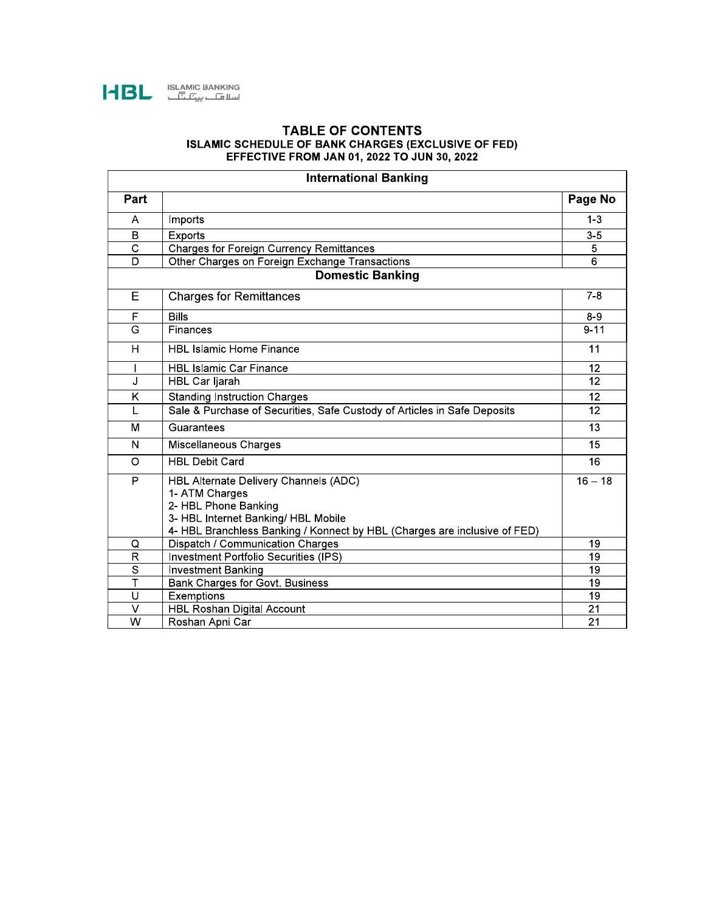HBL ISLAMIC BANKING

# TABLE OF CONTENTS

## ISLAMIC SCHEDULE OF BANK CHARGES (EXCLUSIVE OF FED)
## EFFECTIVE FROM JAN 01, 2022 TO JUN 30, 2022

| **International Banking** | | |
|---|---|---|
| **Part** | | **Page No** |
| A | Imports | 1-3 |
| B | Exports | 3-5 |
| C | Charges for Foreign Currency Remittances | 5 |
| D | Other Charges on Foreign Exchange Transactions | 6 |
| **Domestic Banking** | | |
| E | Charges for Remittances | 7-8 |
| F | Bills | 8-9 |
| G | Finances | 9-11 |
| H | HBL Islamic Home Finance | 11 |
| I | HBL Islamic Car Finance | 12 |
| J | HBL Car Ijarah | 12 |
| K | Standing Instruction Charges | 12 |
| L | Sale & Purchase of Securities, Safe Custody of Articles in Safe Deposits | 12 |
| M | Guarantees | 13 |
| N | Miscellaneous Charges | 15 |
| O | HBL Debit Card | 16 |
| P | HBL Alternate Delivery Channels (ADC)<br>1- ATM Charges<br>2- HBL Phone Banking<br>3- HBL Internet Banking/ HBL Mobile<br>4- HBL Branchless Banking / Konnect by HBL (Charges are inclusive of FED) | 16 – 18 |
| Q | Dispatch / Communication Charges | 19 |
| R | Investment Portfolio Securities (IPS) | 19 |
| S | Investment Banking | 19 |
| T | Bank Charges for Govt. Business | 19 |
| U | Exemptions | 19 |
| V | HBL Roshan Digital Account | 21 |
| W | Roshan Apni Car | 21 |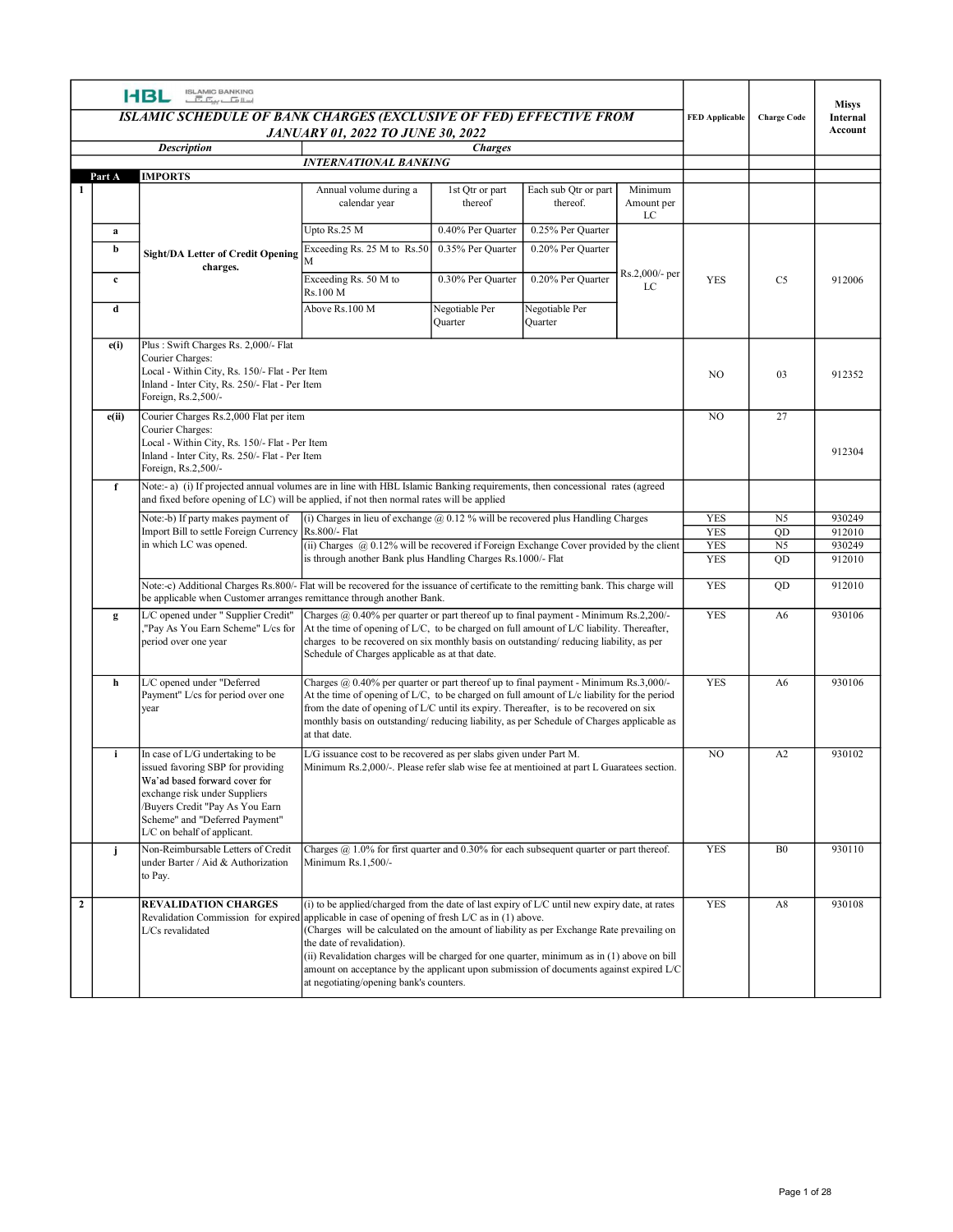HBL ISLAMIC BANKING

# ISLAMIC SCHEDULE OF BANK CHARGES (EXCLUSIVE OF FED) EFFECTIVE FROM JANUARY 01, 2022 TO JUNE 30, 2022

| | | Description | Charges | | | | FED Applicable | Charge Code | Misys Internal Account |
|---|---|---|---|---|---|---|---|---|---|
| | | | INTERNATIONAL BANKING | | | | | | |
| Part A | | IMPORTS | | | | | | | |
| 1 | | Sight/DA Letter of Credit Opening charges. | Annual volume during a calendar year | 1st Qtr or part thereof | Each sub Qtr or part thereof. | Minimum Amount per LC | | | |
| | a | | Upto Rs.25 M | 0.40% Per Quarter | 0.25% Per Quarter | Rs.2,000/- per LC | YES | C5 | 912006 |
| | b | | Exceeding Rs. 25 M to Rs.50 M | 0.35% Per Quarter | 0.20% Per Quarter | | | | |
| | c | | Exceeding Rs. 50 M to Rs.100 M | 0.30% Per Quarter | 0.20% Per Quarter | | | | |
| | d | | Above Rs.100 M | Negotiable Per Quarter | Negotiable Per Quarter | | | | |
| | e(i) | Plus : Swift Charges Rs. 2,000/- Flat<br>Courier Charges:<br>Local - Within City, Rs. 150/- Flat - Per Item<br>Inland - Inter City, Rs. 250/- Flat - Per Item<br>Foreign, Rs.2,500/- | | | | | NO | 03 | 912352 |
| | e(ii) | Courier Charges Rs.2,000 Flat per item<br>Courier Charges:<br>Local - Within City, Rs. 150/- Flat - Per Item<br>Inland - Inter City, Rs. 250/- Flat - Per Item<br>Foreign, Rs.2,500/- | | | | | NO | 27 | 912304 |
| | f | Note:- a) (i) If projected annual volumes are in line with HBL Islamic Banking requirements, then concessional rates (agreed and fixed before opening of LC) will be applied, if not then normal rates will be applied | | | | | | | |
| | | Note:-b) If party makes payment of Import Bill to settle Foreign Currency in which LC was opened. | (i) Charges in lieu of exchange @ 0.12 % will be recovered plus Handling Charges Rs.800/- Flat | | | | YES<br>YES | N5<br>QD | 930249<br>912010 |
| | | | (ii) Charges @ 0.12% will be recovered if Foreign Exchange Cover provided by the client is through another Bank plus Handling Charges Rs.1000/- Flat | | | | YES<br>YES | N5<br>QD | 930249<br>912010 |
| | | Note:-c) Additional Charges Rs.800/- Flat will be recovered for the issuance of certificate to the remitting bank. This charge will be applicable when Customer arranges remittance through another Bank. | | | | | YES | QD | 912010 |
| | g | L/C opened under " Supplier Credit" ,"Pay As You Earn Scheme" L/cs for period over one year | Charges @ 0.40% per quarter or part thereof up to final payment - Minimum Rs.2,200/- At the time of opening of L/C, to be charged on full amount of L/C liability. Thereafter, charges to be recovered on six monthly basis on outstanding/ reducing liability, as per Schedule of Charges applicable as at that date. | | | | YES | A6 | 930106 |
| | h | L/C opened under "Deferred Payment" L/cs for period over one year | Charges @ 0.40% per quarter or part thereof up to final payment - Minimum Rs.3,000/- At the time of opening of L/C, to be charged on full amount of L/c liability for the period from the date of opening of L/C until its expiry. Thereafter, is to be recovered on six monthly basis on outstanding/ reducing liability, as per Schedule of Charges applicable as at that date. | | | | YES | A6 | 930106 |
| | i | In case of L/G undertaking to be issued favoring SBP for providing Wa'ad based forward cover for exchange risk under Suppliers /Buyers Credit "Pay As You Earn Scheme" and "Deferred Payment" L/C on behalf of applicant. | L/G issuance cost to be recovered as per slabs given under Part M.<br>Minimum Rs.2,000/-. Please refer slab wise fee at mentioined at part L Guarantees section. | | | | NO | A2 | 930102 |
| | j | Non-Reimbursable Letters of Credit under Barter / Aid & Authorization to Pay. | Charges @ 1.0% for first quarter and 0.30% for each subsequent quarter or part thereof. Minimum Rs.1,500/- | | | | YES | B0 | 930110 |
| 2 | | **REVALIDATION CHARGES**<br>Revalidation Commission for expired L/Cs revalidated | (i) to be applied/charged from the date of last expiry of L/C until new expiry date, at rates applicable in case of opening of fresh L/C as in (1) above.<br>(Charges will be calculated on the amount of liability as per Exchange Rate prevailing on the date of revalidation).<br>(ii) Revalidation charges will be charged for one quarter, minimum as in (1) above on bill amount on acceptance by the applicant upon submission of documents against expired L/C at negotiating/opening bank's counters. | | | | YES | A8 | 930108 |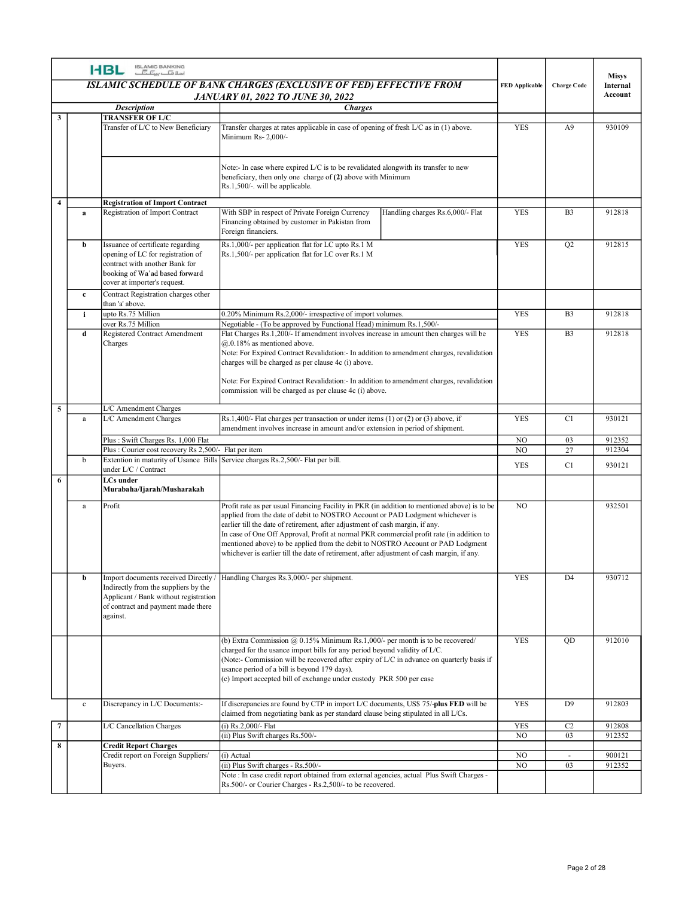HBL ISLAMIC BANKING

# ISLAMIC SCHEDULE OF BANK CHARGES (EXCLUSIVE OF FED) EFFECTIVE FROM JANUARY 01, 2022 TO JUNE 30, 2022

| | | Description | Charges | | FED Applicable | Charge Code | Misys Internal Account |
|---|---|---|---|---|---|---|---|
| 3 | | **TRANSFER OF L/C** | | | | | |
| | | Transfer of L/C to New Beneficiary | Transfer charges at rates applicable in case of opening of fresh L/C as in (1) above. Minimum Rs- 2,000/- | | YES | A9 | 930109 |
| | | | Note:- In case where expired L/C is to be revalidated alongwith its transfer to new beneficiary, then only one charge of **(2)** above with Minimum Rs.1,500/-. will be applicable. | | | | |
| 4 | | **Registration of Import Contract** | | | | | |
| | a | Registration of Import Contract | With SBP in respect of Private Foreign Currency Financing obtained by customer in Pakistan from Foreign financiers. | Handling charges Rs.6,000/- Flat | YES | B3 | 912818 |
| | b | Issuance of certificate regarding opening of LC for registration of contract with another Bank for booking of Wa'ad based forward cover at importer's request. | Rs.1,000/- per application flat for LC upto Rs.1 M<br>Rs.1,500/- per application flat for LC over Rs.1 M | | YES | Q2 | 912815 |
| | c | Contract Registration charges other than 'a' above. | | | | | |
| | i | upto Rs.75 Million | 0.20% Minimum Rs.2,000/- irrespective of import volumes. | | YES | B3 | 912818 |
| | | over Rs.75 Million | Negotiable - (To be approved by Functional Head) minimum Rs.1,500/- | | | | |
| | d | Registered Contract Amendment Charges | Flat Charges Rs.1,200/- If amendment involves increase in amount then charges will be @.0.18% as mentioned above.<br>Note: For Expired Contract Revalidation:- In addition to amendment charges, revalidation charges will be charged as per clause 4c (i) above.<br><br>Note: For Expired Contract Revalidation:- In addition to amendment charges, revalidation commission will be charged as per clause 4c (i) above. | | YES | B3 | 912818 |
| 5 | | L/C Amendment Charges | | | | | |
| | a | L/C Amendment Charges | Rs.1,400/- Flat charges per transaction or under items (1) or (2) or (3) above, if amendment involves increase in amount and/or extension in period of shipment. | | YES | C1 | 930121 |
| | | Plus : Swift Charges Rs. 1,000 Flat | | | NO | 03 | 912352 |
| | | Plus : Courier cost recovery Rs 2,500/- Flat per item | | | NO | 27 | 912304 |
| | b | Extention in maturity of Usance Bills under L/C / Contract | Service charges Rs.2,500/- Flat per bill. | | YES | C1 | 930121 |
| 6 | | **LCs under Murabaha/Ijarah/Musharakah** | | | | | |
| | a | Profit | Profit rate as per usual Financing Facility in PKR (in addition to mentioned above) is to be applied from the date of debit to NOSTRO Account or PAD Lodgment whichever is earlier till the date of retirement, after adjustment of cash margin, if any.<br>In case of One Off Approval, Profit at normal PKR commercial profit rate (in addition to mentioned above) to be applied from the debit to NOSTRO Account or PAD Lodgment whichever is earlier till the date of retirement, after adjustment of cash margin, if any. | | NO | | 932501 |
| | b | Import documents received Directly / Indirectly from the suppliers by the Applicant / Bank without registration of contract and payment made there against. | Handling Charges Rs.3,000/- per shipment. | | YES | D4 | 930712 |
| | | | (b) Extra Commission @ 0.15% Minimum Rs.1,000/- per month is to be recovered/ charged for the usance import bills for any period beyond validity of L/C.<br>(Note:- Commission will be recovered after expiry of L/C in advance on quarterly basis if usance period of a bill is beyond 179 days).<br>(c) Import accepted bill of exchange under custody PKR 500 per case | | YES | QD | 912010 |
| | c | Discrepancy in L/C Documents:- | If discrepancies are found by CTP in import L/C documents, US$ 75/-**plus FED** will be claimed from negotiating bank as per standard clause being stipulated in all L/Cs. | | YES | D9 | 912803 |
| 7 | | L/C Cancellation Charges | (i) Rs.2,000/- Flat | | YES | C2 | 912808 |
| | | | (ii) Plus Swift charges Rs.500/- | | NO | 03 | 912352 |
| 8 | | **Credit Report Charges** | | | | | |
| | | Credit report on Foreign Suppliers/ Buyers. | (i) Actual | | NO | - | 900121 |
| | | | (ii) Plus Swift charges - Rs.500/- | | NO | 03 | 912352 |
| | | | Note : In case credit report obtained from external agencies, actual Plus Swift Charges - Rs.500/- or Courier Charges - Rs.2,500/- to be recovered. | | | | |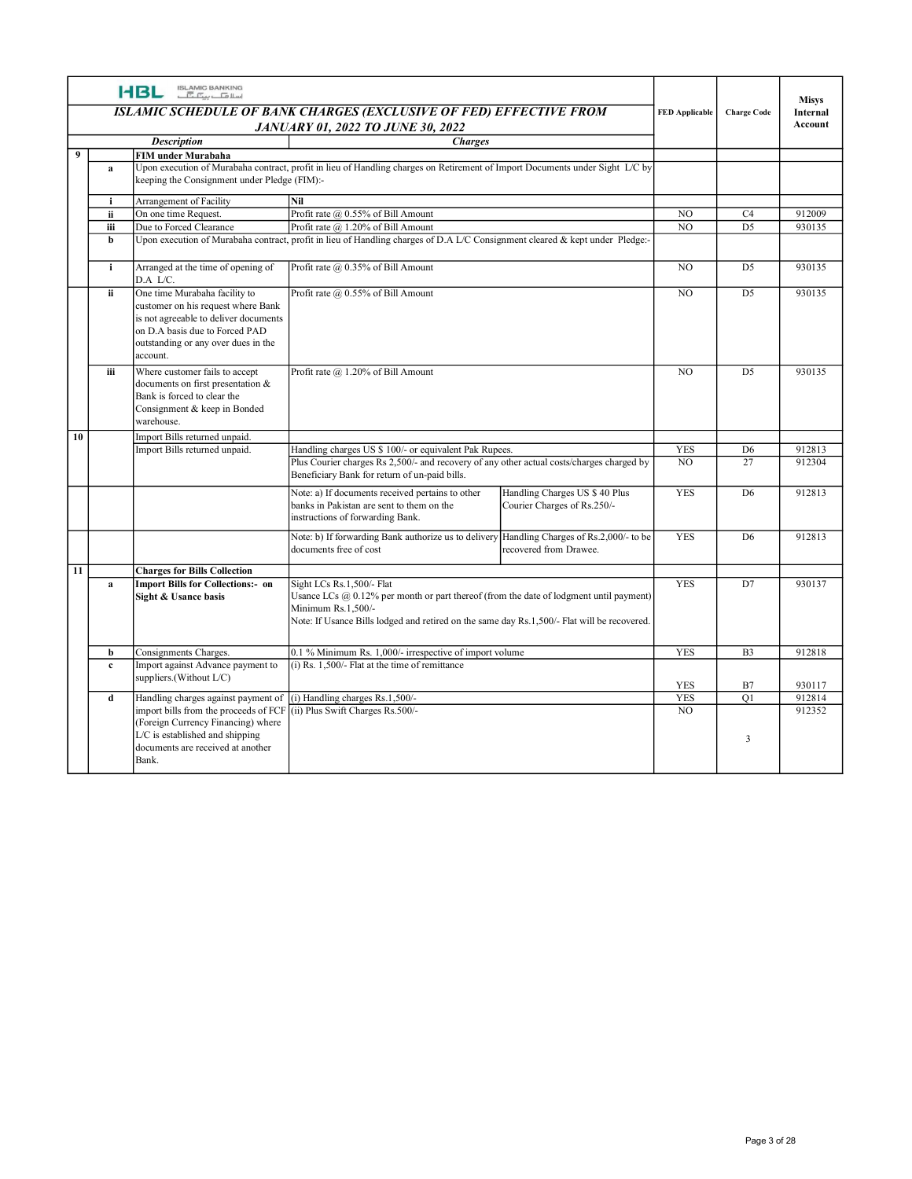HBL ISLAMIC BANKING

| | | Description | Charges | | FED Applicable | Charge Code | Misys Internal Account |
|---|---|---|---|---|---|---|---|
| | | ***ISLAMIC SCHEDULE OF BANK CHARGES (EXCLUSIVE OF FED) EFFECTIVE FROM JANUARY 01, 2022 TO JUNE 30, 2022*** | | | | | |
| **9** | | **FIM under Murabaha** | | | | | |
| | **a** | Upon execution of Murabaha contract, profit in lieu of Handling charges on Retirement of Import Documents under Sight L/C by keeping the Consignment under Pledge (FIM):- | | | | | |
| | **i** | Arrangement of Facility | **Nil** | | | | |
| | **ii** | On one time Request. | Profit rate @ 0.55% of Bill Amount | | NO | C4 | 912009 |
| | **iii** | Due to Forced Clearance | Profit rate @ 1.20% of Bill Amount | | NO | D5 | 930135 |
| | **b** | Upon execution of Murabaha contract, profit in lieu of Handling charges of D.A L/C Consignment cleared & kept under Pledge:- | | | | | |
| | **i** | Arranged at the time of opening of D.A L/C. | Profit rate @ 0.35% of Bill Amount | | NO | D5 | 930135 |
| | **ii** | One time Murabaha facility to customer on his request where Bank is not agreeable to deliver documents on D.A basis due to Forced PAD outstanding or any over dues in the account. | Profit rate @ 0.55% of Bill Amount | | NO | D5 | 930135 |
| | **iii** | Where customer fails to accept documents on first presentation & Bank is forced to clear the Consignment & keep in Bonded warehouse. | Profit rate @ 1.20% of Bill Amount | | NO | D5 | 930135 |
| **10** | | Import Bills returned unpaid. | | | | | |
| | | Import Bills returned unpaid. | Handling charges US $ 100/- or equivalent Pak Rupees. | | YES | D6 | 912813 |
| | | | Plus Courier charges Rs 2,500/- and recovery of any other actual costs/charges charged by Beneficiary Bank for return of un-paid bills. | | NO | 27 | 912304 |
| | | | Note: a) If documents received pertains to other banks in Pakistan are sent to them on the instructions of forwarding Bank. | Handling Charges US $ 40 Plus Courier Charges of Rs.250/- | YES | D6 | 912813 |
| | | | Note: b) If forwarding Bank authorize us to delivery documents free of cost | Handling Charges of Rs.2,000/- to be recovered from Drawee. | YES | D6 | 912813 |
| **11** | | **Charges for Bills Collection** | | | | | |
| | **a** | **Import Bills for Collections:- on Sight & Usance basis** | Sight LCs Rs.1,500/- Flat<br>Usance LCs @ 0.12% per month or part thereof (from the date of lodgment until payment) Minimum Rs.1,500/-<br>Note: If Usance Bills lodged and retired on the same day Rs.1,500/- Flat will be recovered. | | YES | D7 | 930137 |
| | **b** | Consignments Charges. | 0.1 % Minimum Rs. 1,000/- irrespective of import volume | | YES | B3 | 912818 |
| | **c** | Import against Advance payment to suppliers.(Without L/C) | (i) Rs. 1,500/- Flat at the time of remittance | | YES | B7 | 930117 |
| | **d** | Handling charges against payment of import bills from the proceeds of FCF (Foreign Currency Financing) where L/C is established and shipping documents are received at another Bank. | (i) Handling charges Rs.1,500/- | | YES | Q1 | 912814 |
| | | | (ii) Plus Swift Charges Rs.500/- | | NO | 3 | 912352 |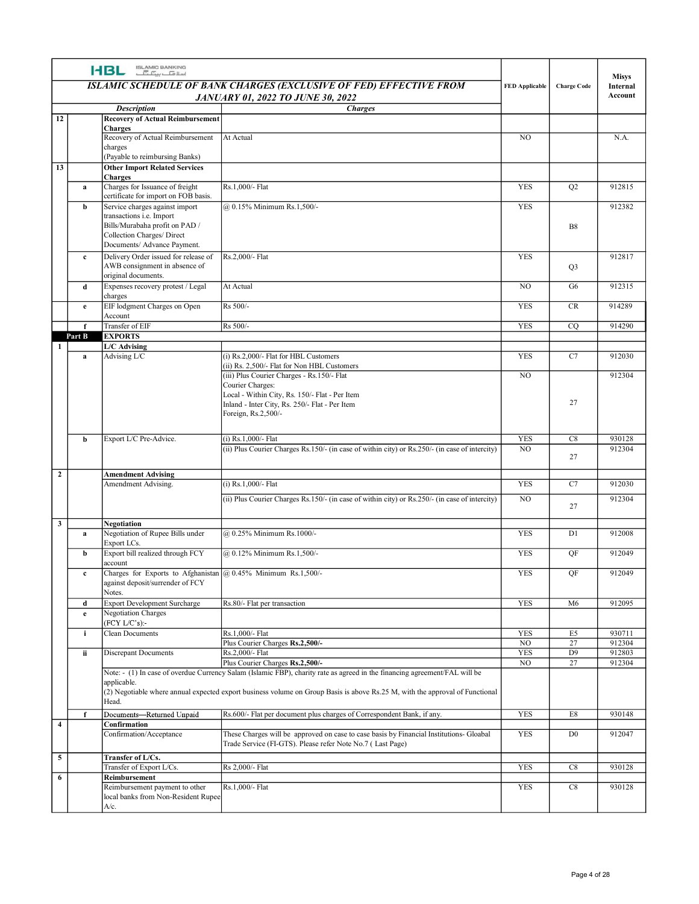**HBL ISLAMIC BANKING**

**ISLAMIC SCHEDULE OF BANK CHARGES (EXCLUSIVE OF FED) EFFECTIVE FROM JANUARY 01, 2022 TO JUNE 30, 2022**

| | | Description | Charges | FED Applicable | Charge Code | Misys Internal Account |
|---|---|---|---|---|---|---|
| 12 | | **Recovery of Actual Reimbursement Charges** | | | | |
| | | Recovery of Actual Reimbursement charges (Payable to reimbursing Banks) | At Actual | NO | | N.A. |
| 13 | | **Other Import Related Services Charges** | | | | |
| | a | Charges for Issuance of freight certificate for import on FOB basis. | Rs.1,000/- Flat | YES | Q2 | 912815 |
| | b | Service charges against import transactions i.e. Import Bills/Murabaha profit on PAD / Collection Charges/ Direct Documents/ Advance Payment. | @ 0.15% Minimum Rs.1,500/- | YES | B8 | 912382 |
| | c | Delivery Order issued for release of AWB consignment in absence of original documents. | Rs.2,000/- Flat | YES | Q3 | 912817 |
| | d | Expenses recovery protest / Legal charges | At Actual | NO | G6 | 912315 |
| | e | EIF lodgment Charges on Open Account | Rs 500/- | YES | CR | 914289 |
| | f | Transfer of EIF | Rs 500/- | YES | CQ | 914290 |
| **Part B** | | **EXPORTS** | | | | |
| 1 | | **L/C Advising** | | | | |
| | a | Advising L/C | (i) Rs.2,000/- Flat for HBL Customers<br>(ii) Rs. 2,500/- Flat for Non HBL Customers | YES | C7 | 912030 |
| | | | (iii) Plus Courier Charges - Rs.150/- Flat<br>Courier Charges:<br>Local - Within City, Rs. 150/- Flat - Per Item<br>Inland - Inter City, Rs. 250/- Flat - Per Item<br>Foreign, Rs.2,500/- | NO | 27 | 912304 |
| | b | Export L/C Pre-Advice. | (i) Rs.1,000/- Flat | YES | C8 | 930128 |
| | | | (ii) Plus Courier Charges Rs.150/- (in case of within city) or Rs.250/- (in case of intercity) | NO | 27 | 912304 |
| 2 | | **Amendment Advising** | | | | |
| | | Amendment Advising. | (i) Rs.1,000/- Flat | YES | C7 | 912030 |
| | | | (ii) Plus Courier Charges Rs.150/- (in case of within city) or Rs.250/- (in case of intercity) | NO | 27 | 912304 |
| 3 | | **Negotiation** | | | | |
| | a | Negotiation of Rupee Bills under Export LCs. | @ 0.25% Minimum Rs.1000/- | YES | D1 | 912008 |
| | b | Export bill realized through FCY account | @ 0.12% Minimum Rs.1,500/- | YES | QF | 912049 |
| | c | Charges for Exports to Afghanistan against deposit/surrender of FCY Notes. | @ 0.45% Minimum Rs.1,500/- | YES | QF | 912049 |
| | d | Export Development Surcharge | Rs.80/- Flat per transaction | YES | M6 | 912095 |
| | e | Negotiation Charges (FCY L/C's):- | | | | |
| | i | Clean Documents | Rs.1,000/- Flat | YES | E5 | 930711 |
| | | | Plus Courier Charges **Rs.2,500/-** | NO | 27 | 912304 |
| | ii | Discrepant Documents | Rs.2,000/- Flat | YES | D9 | 912803 |
| | | | Plus Courier Charges **Rs.2,500/-** | NO | 27 | 912304 |
| | | Note: - (1) In case of overdue Currency Salam (Islamic FBP), charity rate as agreed in the financing agreement/FAL will be applicable.<br>(2) Negotiable where annual expected export business volume on Group Basis is above Rs.25 M, with the approval of Functional Head. | | | | |
| | f | Documents—Returned Unpaid | Rs.600/- Flat per document plus charges of Correspondent Bank, if any. | YES | E8 | 930148 |
| 4 | | **Confirmation** | | | | |
| | | Confirmation/Acceptance | These Charges will be approved on case to case basis by Financial Institutions- Gloabal Trade Service (FI-GTS). Please refer Note No.7 ( Last Page) | YES | D0 | 912047 |
| 5 | | **Transfer of L/Cs.** | | | | |
| | | Transfer of Export L/Cs. | Rs 2,000/- Flat | YES | C8 | 930128 |
| 6 | | **Reimbursement** | | | | |
| | | Reimbursement payment to other local banks from Non-Resident Rupee A/c. | Rs.1,000/- Flat | YES | C8 | 930128 |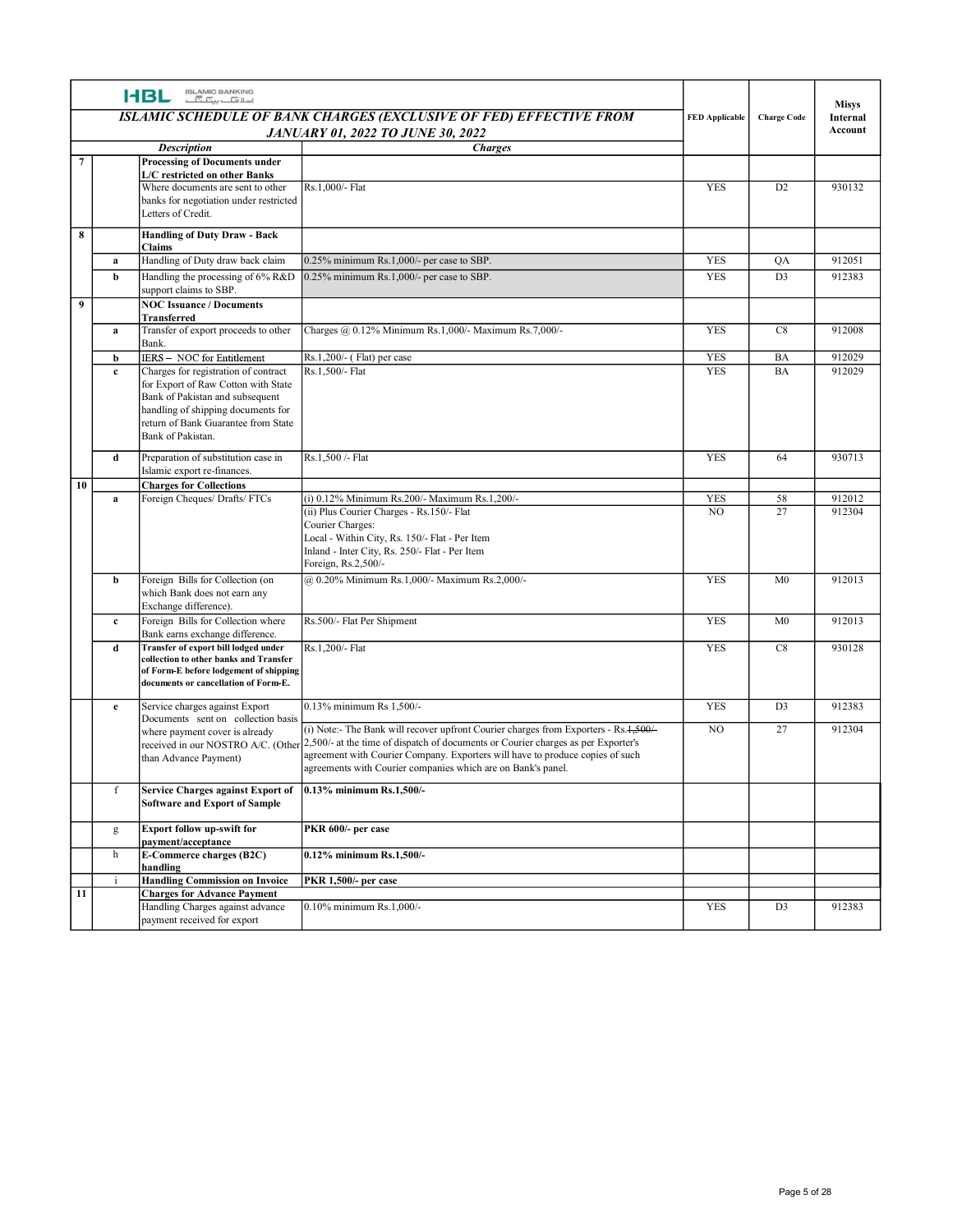HBL ISLAMIC BANKING

| | | Description | Charges | FED Applicable | Charge Code | Misys Internal Account |
|---|---|---|---|---|---|---|
| | | ***ISLAMIC SCHEDULE OF BANK CHARGES (EXCLUSIVE OF FED) EFFECTIVE FROM JANUARY 01, 2022 TO JUNE 30, 2022*** | | | | |
| 7 | | **Processing of Documents under L/C restricted on other Banks** | | | | |
| | | Where documents are sent to other banks for negotiation under restricted Letters of Credit. | Rs.1,000/- Flat | YES | D2 | 930132 |
| 8 | | **Handling of Duty Draw - Back Claims** | | | | |
| | a | Handling of Duty draw back claim | 0.25% minimum Rs.1,000/- per case to SBP. | YES | QA | 912051 |
| | b | Handling the processing of 6% R&D support claims to SBP. | 0.25% minimum Rs.1,000/- per case to SBP. | YES | D3 | 912383 |
| 9 | | **NOC Issuance / Documents Transferred** | | | | |
| | a | Transfer of export proceeds to other Bank. | Charges @ 0.12% Minimum Rs.1,000/- Maximum Rs.7,000/- | YES | C8 | 912008 |
| | b | IERS – NOC for Entitlement | Rs.1,200/- ( Flat) per case | YES | BA | 912029 |
| | c | Charges for registration of contract for Export of Raw Cotton with State Bank of Pakistan and subsequent handling of shipping documents for return of Bank Guarantee from State Bank of Pakistan. | Rs.1,500/- Flat | YES | BA | 912029 |
| | d | Preparation of substitution case in Islamic export re-finances. | Rs.1,500 /- Flat | YES | 64 | 930713 |
| 10 | | **Charges for Collections** | | | | |
| | a | Foreign Cheques/ Drafts/ FTCs | (i) 0.12% Minimum Rs.200/- Maximum Rs.1,200/- | YES | 58 | 912012 |
| | | | (ii) Plus Courier Charges - Rs.150/- Flat<br>Courier Charges:<br>Local - Within City, Rs. 150/- Flat - Per Item<br>Inland - Inter City, Rs. 250/- Flat - Per Item<br>Foreign, Rs.2,500/- | NO | 27 | 912304 |
| | b | Foreign Bills for Collection (on which Bank does not earn any Exchange difference). | @ 0.20% Minimum Rs.1,000/- Maximum Rs.2,000/- | YES | M0 | 912013 |
| | c | Foreign Bills for Collection where Bank earns exchange difference. | Rs.500/- Flat Per Shipment | YES | M0 | 912013 |
| | d | **Transfer of export bill lodged under collection to other banks and Transfer of Form-E before lodgement of shipping documents or cancellation of Form-E.** | Rs.1,200/- Flat | YES | C8 | 930128 |
| | e | Service charges against Export Documents sent on collection basis where payment cover is already received in our NOSTRO A/C. (Other than Advance Payment) | 0.13% minimum Rs 1,500/- | YES | D3 | 912383 |
| | | | (i) Note:- The Bank will recover upfront Courier charges from Exporters - Rs.~~1,500/-~~ 2,500/- at the time of dispatch of documents or Courier charges as per Exporter's agreement with Courier Company. Exporters will have to produce copies of such agreements with Courier companies which are on Bank's panel. | NO | 27 | 912304 |
| | f | **Service Charges against Export of Software and Export of Sample** | **0.13% minimum Rs.1,500/-** | | | |
| | g | **Export follow up-swift for payment/acceptance** | **PKR 600/- per case** | | | |
| | h | **E-Commerce charges (B2C) handling** | **0.12% minimum Rs.1,500/-** | | | |
| | i | **Handling Commission on Invoice** | **PKR 1,500/- per case** | | | |
| 11 | | **Charges for Advance Payment** | | | | |
| | | Handling Charges against advance payment received for export | 0.10% minimum Rs.1,000/- | YES | D3 | 912383 |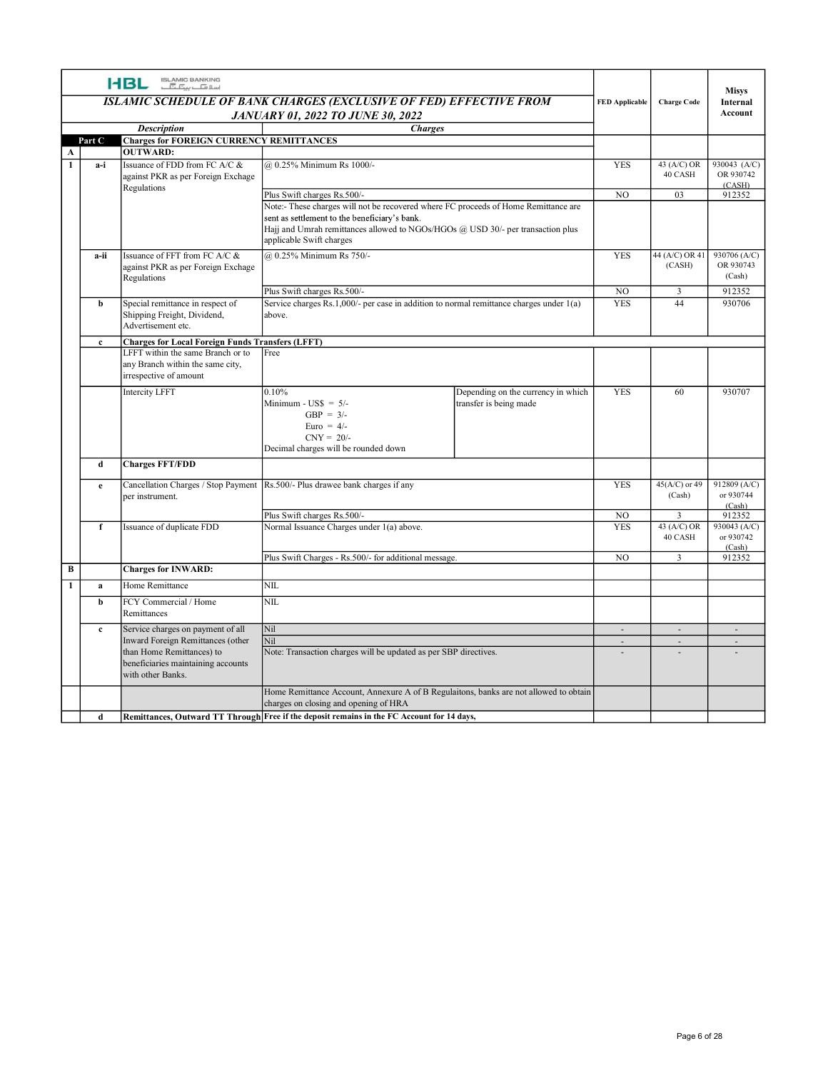HBL ISLAMIC BANKING

| | | *ISLAMIC SCHEDULE OF BANK CHARGES (EXCLUSIVE OF FED) EFFECTIVE FROM JANUARY 01, 2022 TO JUNE 30, 2022* | | | FED Applicable | Charge Code | Misys Internal Account |
|---|---|---|---|---|---|---|---|
| | | ***Description*** | ***Charges*** | | | | |
| | **Part C** | **Charges for FOREIGN CURRENCY REMITTANCES** | | | | | |
| **A** | | **OUTWARD:** | | | | | |
| **1** | **a-i** | Issuance of FDD from FC A/C & against PKR as per Foreign Exchage Regulations | @ 0.25% Minimum Rs 1000/- | | YES | 43 (A/C) OR 40 CASH | 930043 (A/C) OR 930742 (CASH) |
| | | | Plus Swift charges Rs.500/- | | NO | 03 | 912352 |
| | | | Note:- These charges will not be recovered where FC proceeds of Home Remittance are sent as settlement to the beneficiary's bank. Hajj and Umrah remittances allowed to NGOs/HGOs @ USD 30/- per transaction plus applicable Swift charges | | | | |
| | **a-ii** | Issuance of FFT from FC A/C & against PKR as per Foreign Exchage Regulations | @ 0.25% Minimum Rs 750/- | | YES | 44 (A/C) OR 41 (CASH) | 930706 (A/C) OR 930743 (Cash) |
| | | | Plus Swift charges Rs.500/- | | NO | 3 | 912352 |
| | **b** | Special remittance in respect of Shipping Freight, Dividend, Advertisement etc. | Service charges Rs.1,000/- per case in addition to normal remittance charges under 1(a) above. | | YES | 44 | 930706 |
| | **c** | **Charges for Local Foreign Funds Transfers (LFFT)** | | | | | |
| | | LFFT within the same Branch or to any Branch within the same city, irrespective of amount | Free | | | | |
| | | Intercity LFFT | 0.10%<br>Minimum - US$ = 5/-<br>GBP = 3/-<br>Euro = 4/-<br>CNY = 20/-<br>Decimal charges will be rounded down | Depending on the currency in which transfer is being made | YES | 60 | 930707 |
| | **d** | **Charges FFT/FDD** | | | | | |
| | **e** | Cancellation Charges / Stop Payment per instrument. | Rs.500/- Plus drawee bank charges if any | | YES | 45(A/C) or 49 (Cash) | 912809 (A/C) or 930744 (Cash) |
| | | | Plus Swift charges Rs.500/- | | NO | 3 | 912352 |
| | **f** | Issuance of duplicate FDD | Normal Issuance Charges under 1(a) above. | | YES | 43 (A/C) OR 40 CASH | 930043 (A/C) or 930742 (Cash) |
| | | | Plus Swift Charges - Rs.500/- for additional message. | | NO | 3 | 912352 |
| **B** | | **Charges for INWARD:** | | | | | |
| **1** | **a** | Home Remittance | NIL | | | | |
| | **b** | FCY Commercial / Home Remittances | NIL | | | | |
| | **c** | Service charges on payment of all Inward Foreign Remittances (other than Home Remittances) to beneficiaries maintaining accounts with other Banks. | Nil | | - | - | - |
| | | | Nil | | - | - | - |
| | | | Note: Transaction charges will be updated as per SBP directives. | | - | - | - |
| | | | Home Remittance Account, Annexure A of B Regulaitons, banks are not allowed to obtain charges on closing and opening of HRA | | | | |
| | **d** | **Remittances, Outward TT Through** | **Free if the deposit remains in the FC Account for 14 days,** | | | | |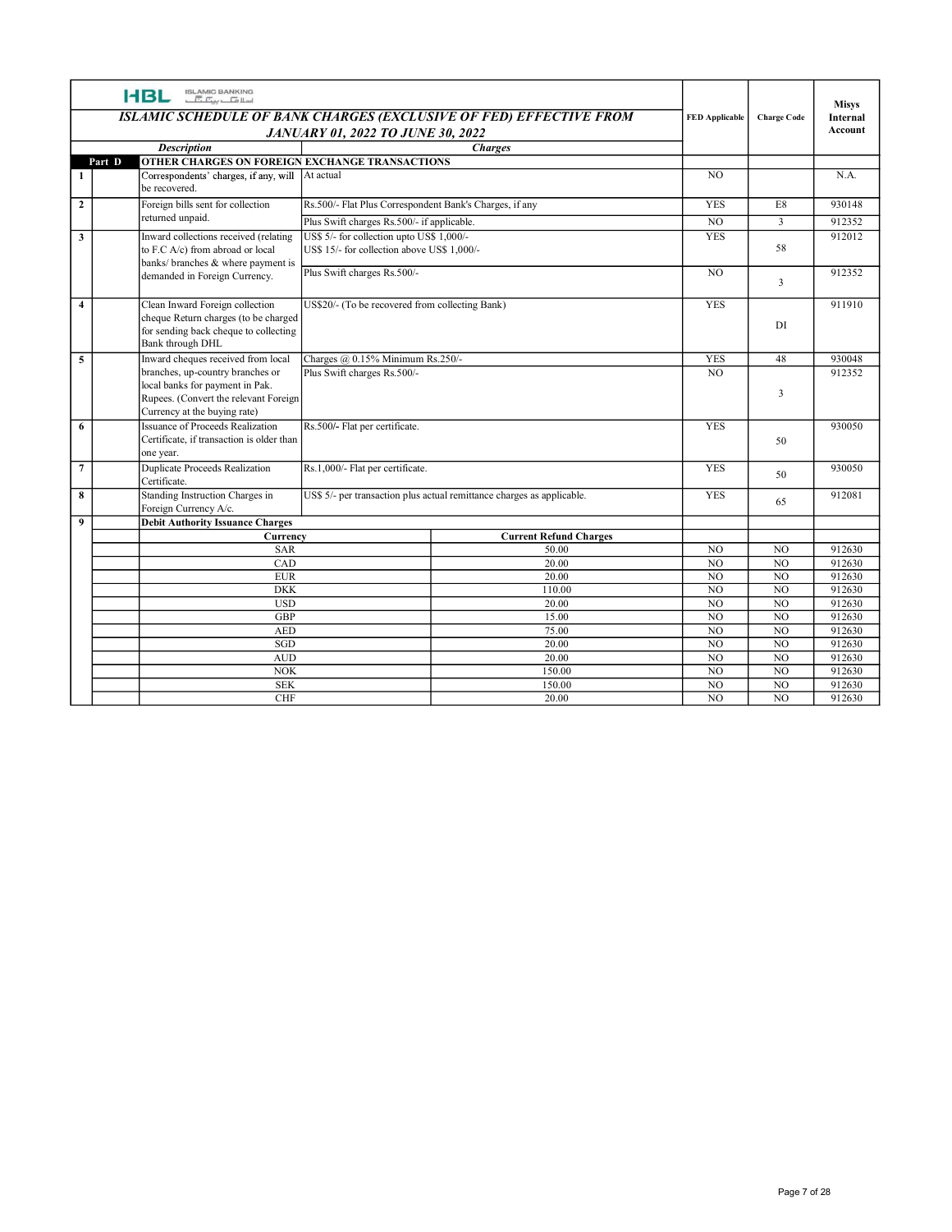HBL ISLAMIC BANKING

| | | ***ISLAMIC SCHEDULE OF BANK CHARGES (EXCLUSIVE OF FED) EFFECTIVE FROM JANUARY 01, 2022 TO JUNE 30, 2022*** | | | **FED Applicable** | **Charge Code** | **Misys Internal Account** |
|---|---|---|---|---|---|---|---|
| | | ***Description*** | ***Charges*** | | | | |
| **Part D** | | **OTHER CHARGES ON FOREIGN EXCHANGE TRANSACTIONS** | | | | | |
| **1** | | Correspondents' charges, if any, will be recovered. | At actual | | NO | | N.A. |
| **2** | | Foreign bills sent for collection returned unpaid. | Rs.500/- Flat Plus Correspondent Bank's Charges, if any | | YES | E8 | 930148 |
| | | | Plus Swift charges Rs.500/- if applicable. | | NO | 3 | 912352 |
| **3** | | Inward collections received (relating to F.C A/c) from abroad or local banks/ branches & where payment is demanded in Foreign Currency. | US$ 5/- for collection upto US$ 1,000/-<br>US$ 15/- for collection above US$ 1,000/- | | YES | 58 | 912012 |
| | | | Plus Swift charges Rs.500/- | | NO | 3 | 912352 |
| **4** | | Clean Inward Foreign collection cheque Return charges (to be charged for sending back cheque to collecting Bank through DHL | US$20/- (To be recovered from collecting Bank) | | YES | DI | 911910 |
| **5** | | Inward cheques received from local branches, up-country branches or local banks for payment in Pak. Rupees. (Convert the relevant Foreign Currency at the buying rate) | Charges @ 0.15% Minimum Rs.250/- | | YES | 48 | 930048 |
| | | | Plus Swift charges Rs.500/- | | NO | 3 | 912352 |
| **6** | | Issuance of Proceeds Realization Certificate, if transaction is older than one year. | Rs.500/- Flat per certificate. | | YES | 50 | 930050 |
| **7** | | Duplicate Proceeds Realization Certificate. | Rs.1,000/- Flat per certificate. | | YES | 50 | 930050 |
| **8** | | Standing Instruction Charges in Foreign Currency A/c. | US$ 5/- per transaction plus actual remittance charges as applicable. | | YES | 65 | 912081 |
| **9** | | **Debit Authority Issuance Charges** | | | | | |
| | | **Currency** | | **Current Refund Charges** | | | |
| | | SAR | | 50.00 | NO | NO | 912630 |
| | | CAD | | 20.00 | NO | NO | 912630 |
| | | EUR | | 20.00 | NO | NO | 912630 |
| | | DKK | | 110.00 | NO | NO | 912630 |
| | | USD | | 20.00 | NO | NO | 912630 |
| | | GBP | | 15.00 | NO | NO | 912630 |
| | | AED | | 75.00 | NO | NO | 912630 |
| | | SGD | | 20.00 | NO | NO | 912630 |
| | | AUD | | 20.00 | NO | NO | 912630 |
| | | NOK | | 150.00 | NO | NO | 912630 |
| | | SEK | | 150.00 | NO | NO | 912630 |
| | | CHF | | 20.00 | NO | NO | 912630 |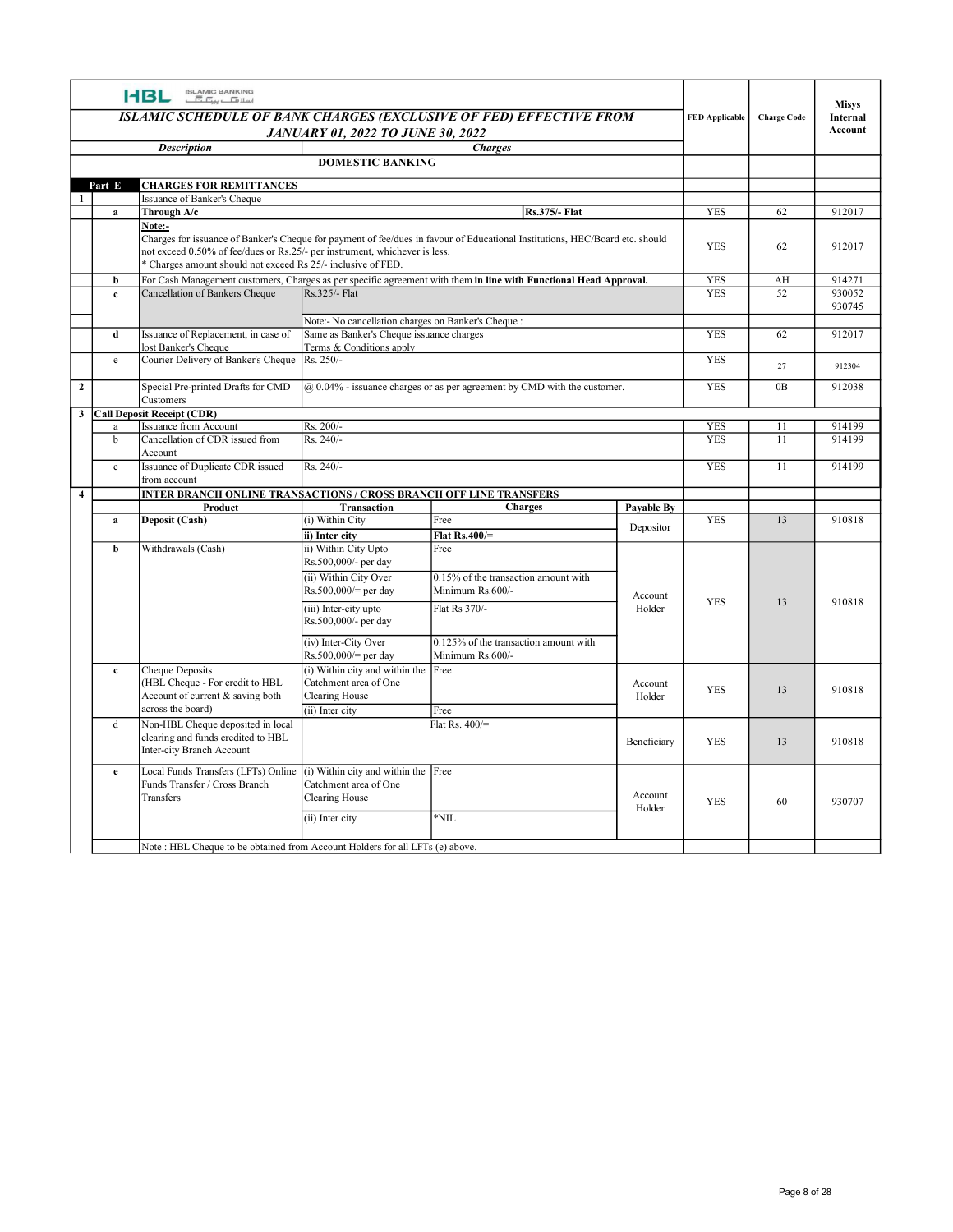HBL ISLAMIC BANKING

# ISLAMIC SCHEDULE OF BANK CHARGES (EXCLUSIVE OF FED) EFFECTIVE FROM JANUARY 01, 2022 TO JUNE 30, 2022

## DOMESTIC BANKING

| | | Description | Charges | | | FED Applicable | Charge Code | Misys Internal Account |
|---|---|---|---|---|---|---|---|---|
| **Part E** | | **CHARGES FOR REMITTANCES** | | | | | | |
| **1** | | Issuance of Banker's Cheque | | | | | | |
| | **a** | **Through A/c** | | **Rs.375/- Flat** | | YES | 62 | 912017 |
| | | **Note:-** Charges for issuance of Banker's Cheque for payment of fee/dues in favour of Educational Institutions, HEC/Board etc. should not exceed 0.50% of fee/dues or Rs.25/- per instrument, whichever is less. * Charges amount should not exceed Rs 25/- inclusive of FED. | | | | YES | 62 | 912017 |
| | **b** | For Cash Management customers, Charges as per specific agreement with them **in line with Functional Head Approval.** | | | | YES | AH | 914271 |
| | **c** | Cancellation of Bankers Cheque | Rs.325/- Flat | | | YES | 52 | 930052 930745 |
| | | | Note:- No cancellation charges on Banker's Cheque : | | | | | |
| | **d** | Issuance of Replacement, in case of lost Banker's Cheque | Same as Banker's Cheque issuance charges Terms & Conditions apply | | | YES | 62 | 912017 |
| | e | Courier Delivery of Banker's Cheque | Rs. 250/- | | | YES | 27 | 912304 |
| **2** | | Special Pre-printed Drafts for CMD Customers | @ 0.04% - issuance charges or as per agreement by CMD with the customer. | | | YES | 0B | 912038 |
| **3** | | **Call Deposit Receipt (CDR)** | | | | | | |
| | a | Issuance from Account | Rs. 200/- | | | YES | 11 | 914199 |
| | b | Cancellation of CDR issued from Account | Rs. 240/- | | | YES | 11 | 914199 |
| | c | Issuance of Duplicate CDR issued from account | Rs. 240/- | | | YES | 11 | 914199 |
| **4** | | **INTER BRANCH ONLINE TRANSACTIONS / CROSS BRANCH OFF LINE TRANSFERS** | | | | | | |
| | | **Product** | **Transaction** | **Charges** | **Payable By** | | | |
| | **a** | **Deposit (Cash)** | (i) Within City | Free | Depositor | YES | 13 | 910818 |
| | | | **ii) Inter city** | **Flat Rs.400/=** | | | | |
| | **b** | Withdrawals (Cash) | ii) Within City Upto Rs.500,000/- per day | Free | Account Holder | YES | 13 | 910818 |
| | | | (ii) Within City Over Rs.500,000/= per day | 0.15% of the transaction amount with Minimum Rs.600/- | | | | |
| | | | (iii) Inter-city upto Rs.500,000/- per day | Flat Rs 370/- | | | | |
| | | | (iv) Inter-City Over Rs.500,000/= per day | 0.125% of the transaction amount with Minimum Rs.600/- | | | | |
| | **c** | Cheque Deposits (HBL Cheque - For credit to HBL Account of current & saving both across the board) | (i) Within city and within the Catchment area of One Clearing House | Free | Account Holder | YES | 13 | 910818 |
| | | | (ii) Inter city | Free | | | | |
| | d | Non-HBL Cheque deposited in local clearing and funds credited to HBL Inter-city Branch Account | | Flat Rs. 400/= | Beneficiary | YES | 13 | 910818 |
| | **e** | Local Funds Transfers (LFTs) Online Funds Transfer / Cross Branch Transfers | (i) Within city and within the Catchment area of One Clearing House | Free | Account Holder | YES | 60 | 930707 |
| | | | (ii) Inter city | *NIL | | | | |
| | | Note : HBL Cheque to be obtained from Account Holders for all LFTs (e) above. | | | | | | |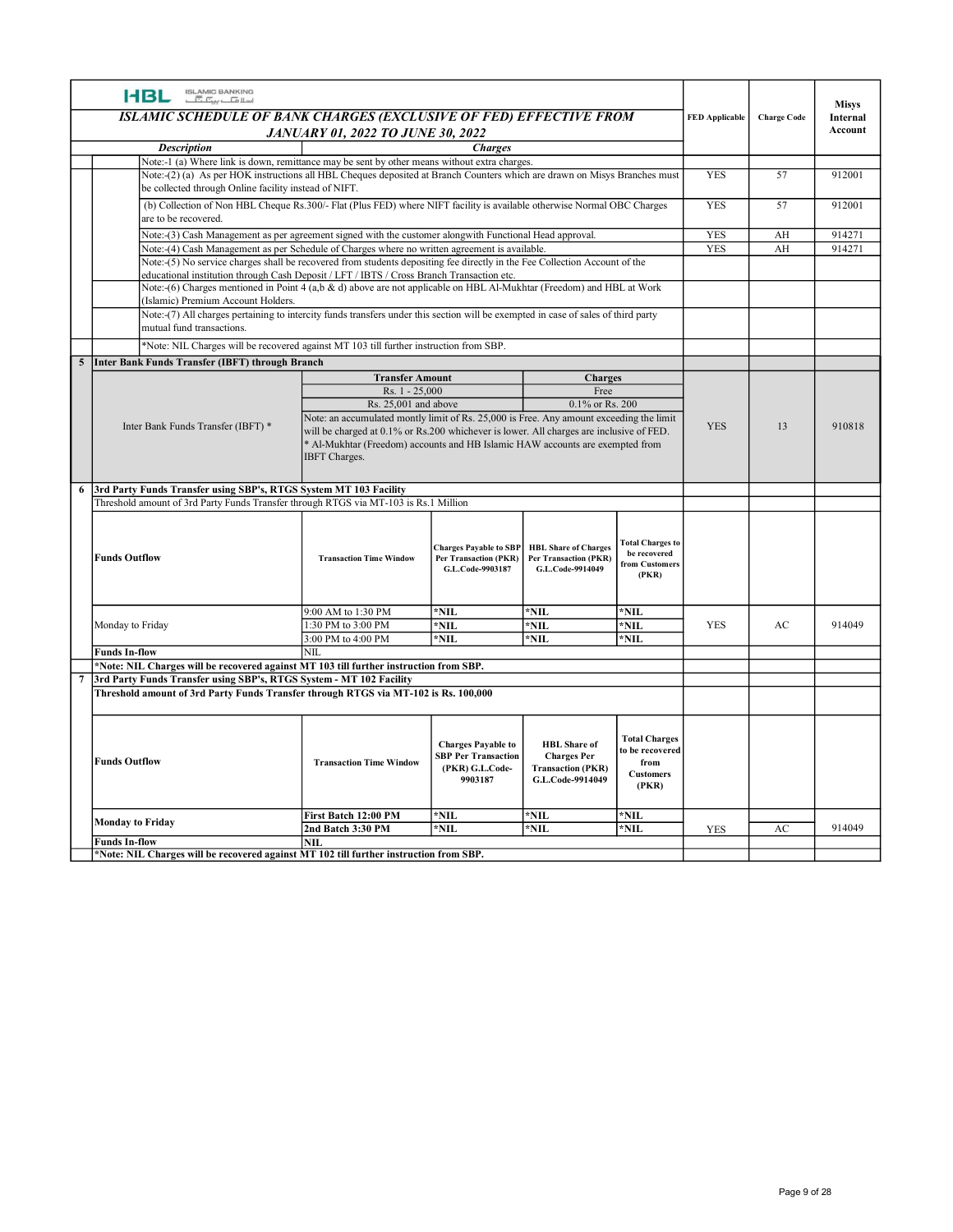HBL ISLAMIC BANKING

## ISLAMIC SCHEDULE OF BANK CHARGES (EXCLUSIVE OF FED) EFFECTIVE FROM JANUARY 01, 2022 TO JUNE 30, 2022

| | Description | Charges | FED Applicable | Charge Code | Misys Internal Account |
|---|---|---|---|---|---|
| | Note:-1 (a) Where link is down, remittance may be sent by other means without extra charges. | | | | |
| | Note:-(2) (a) As per HOK instructions all HBL Cheques deposited at Branch Counters which are drawn on Misys Branches must be collected through Online facility instead of NIFT. | | YES | 57 | 912001 |
| | (b) Collection of Non HBL Cheque Rs.300/- Flat (Plus FED) where NIFT facility is available otherwise Normal OBC Charges are to be recovered. | | YES | 57 | 912001 |
| | Note:-(3) Cash Management as per agreement signed with the customer alongwith Functional Head approval. | | YES | AH | 914271 |
| | Note:-(4) Cash Management as per Schedule of Charges where no written agreement is available. | | YES | AH | 914271 |
| | Note:-(5) No service charges shall be recovered from students depositing fee directly in the Fee Collection Account of the educational institution through Cash Deposit / LFT / IBTS / Cross Branch Transaction etc. | | | | |
| | Note:-(6) Charges mentioned in Point 4 (a,b & d) above are not applicable on HBL Al-Mukhtar (Freedom) and HBL at Work (Islamic) Premium Account Holders. | | | | |
| | Note:-(7) All charges pertaining to intercity funds transfers under this section will be exempted in case of sales of third party mutual fund transactions. | | | | |
| | *Note: NIL Charges will be recovered against MT 103 till further instruction from SBP. | | | | |
| **5** | **Inter Bank Funds Transfer (IBFT) through Branch** | | | | |

| Description | Transfer Amount | Charges | FED Applicable | Charge Code | Misys Internal Account |
|---|---|---|---|---|---|
| Inter Bank Funds Transfer (IBFT) * | Rs. 1 - 25,000 | Free | YES | 13 | 910818 |
| | Rs. 25,001 and above | 0.1% or Rs. 200 | | | |
| | Note: an accumulated montly limit of Rs. 25,000 is Free. Any amount exceeding the limit will be charged at 0.1% or Rs.200 whichever is lower. All charges are inclusive of FED. * Al-Mukhtar (Freedom) accounts and HB Islamic HAW accounts are exempted from IBFT Charges. | | | | |

### 6 3rd Party Funds Transfer using SBP's, RTGS System MT 103 Facility

Threshold amount of 3rd Party Funds Transfer through RTGS via MT-103 is Rs.1 Million

| Funds Outflow | Transaction Time Window | Charges Payable to SBP Per Transaction (PKR) G.L.Code-9903187 | HBL Share of Charges Per Transaction (PKR) G.L.Code-9914049 | Total Charges to be recovered from Customers (PKR) | FED Applicable | Charge Code | Misys Internal Account |
|---|---|---|---|---|---|---|---|
| Monday to Friday | 9:00 AM to 1:30 PM | *NIL | *NIL | *NIL | YES | AC | 914049 |
| | 1:30 PM to 3:00 PM | *NIL | *NIL | *NIL | | | |
| | 3:00 PM to 4:00 PM | *NIL | *NIL | *NIL | | | |
| **Funds In-flow** | NIL | | | | | | |

*Note: NIL Charges will be recovered against MT 103 till further instruction from SBP.

### 7 3rd Party Funds Transfer using SBP's, RTGS System - MT 102 Facility

**Threshold amount of 3rd Party Funds Transfer through RTGS via MT-102 is Rs. 100,000**

| Funds Outflow | Transaction Time Window | Charges Payable to SBP Per Transaction (PKR) G.L.Code-9903187 | HBL Share of Charges Per Transaction (PKR) G.L.Code-9914049 | Total Charges to be recovered from Customers (PKR) | FED Applicable | Charge Code | Misys Internal Account |
|---|---|---|---|---|---|---|---|
| **Monday to Friday** | **First Batch 12:00 PM** | *NIL | *NIL | *NIL | YES | AC | 914049 |
| | **2nd Batch 3:30 PM** | *NIL | *NIL | *NIL | | | |
| **Funds In-flow** | **NIL** | | | | | | |

***Note: NIL Charges will be recovered against MT 102 till further instruction from SBP.**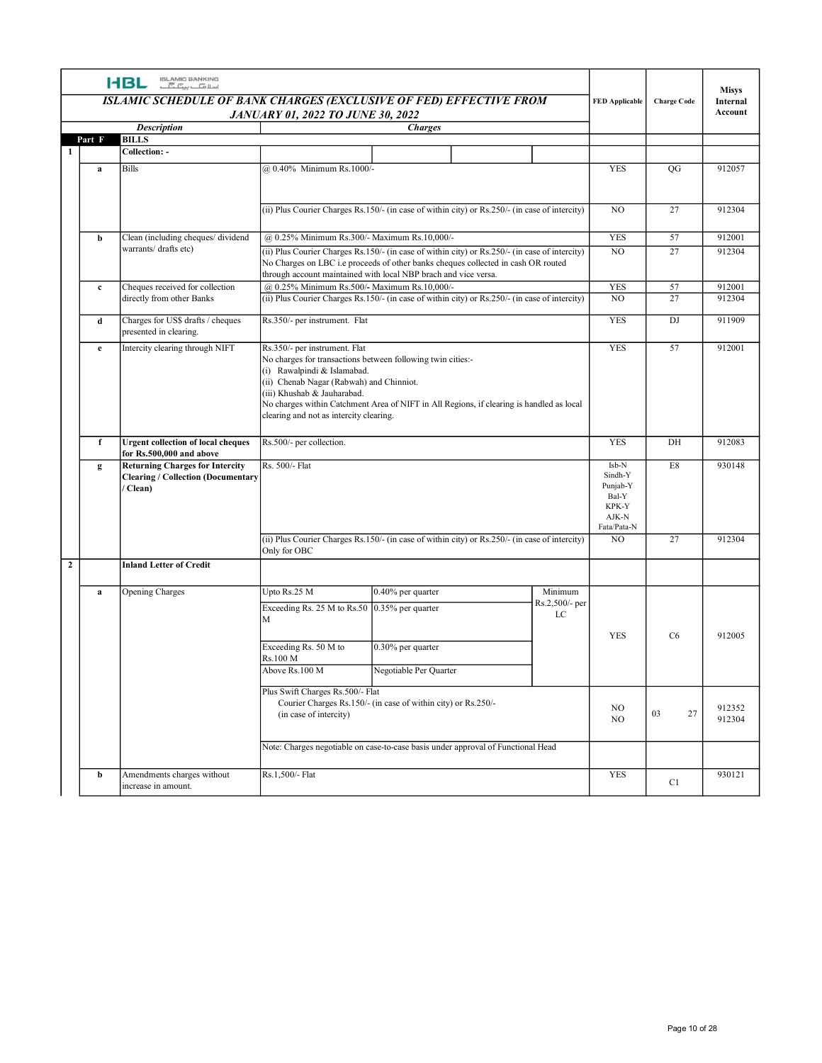HBL ISLAMIC BANKING

## ISLAMIC SCHEDULE OF BANK CHARGES (EXCLUSIVE OF FED) EFFECTIVE FROM JANUARY 01, 2022 TO JUNE 30, 2022

| | | Description | Charges | | | | FED Applicable | Charge Code | Misys Internal Account |
|---|---|---|---|---|---|---|---|---|---|
| Part F | | **BILLS** | | | | | | | |
| 1 | | **Collection: -** | | | | | | | |
| | a | Bills | @ 0.40% Minimum Rs.1000/- | | | | YES | QG | 912057 |
| | | | (ii) Plus Courier Charges Rs.150/- (in case of within city) or Rs.250/- (in case of intercity) | | | | NO | 27 | 912304 |
| | b | Clean (including cheques/ dividend warrants/ drafts etc) | @ 0.25% Minimum Rs.300/- Maximum Rs.10,000/- | | | | YES | 57 | 912001 |
| | | | (ii) Plus Courier Charges Rs.150/- (in case of within city) or Rs.250/- (in case of intercity) No Charges on LBC i.e proceeds of other banks cheques collected in cash OR routed through account maintained with local NBP brach and vice versa. | | | | NO | 27 | 912304 |
| | c | Cheques received for collection directly from other Banks | @ 0.25% Minimum Rs.500/- Maximum Rs.10,000/- | | | | YES | 57 | 912001 |
| | | | (ii) Plus Courier Charges Rs.150/- (in case of within city) or Rs.250/- (in case of intercity) | | | | NO | 27 | 912304 |
| | d | Charges for US$ drafts / cheques presented in clearing. | Rs.350/- per instrument. Flat | | | | YES | DJ | 911909 |
| | e | Intercity clearing through NIFT | Rs.350/- per instrument. Flat<br>No charges for transactions between following twin cities:-<br>(i) Rawalpindi & Islamabad.<br>(ii) Chenab Nagar (Rabwah) and Chinniot.<br>(iii) Khushab & Jauharabad.<br>No charges within Catchment Area of NIFT in All Regions, if clearing is handled as local clearing and not as intercity clearing. | | | | YES | 57 | 912001 |
| | f | **Urgent collection of local cheques for Rs.500,000 and above** | Rs.500/- per collection. | | | | YES | DH | 912083 |
| | g | **Returning Charges for Intercity Clearing / Collection (Documentary / Clean)** | Rs. 500/- Flat | | | | Isb-N<br>Sindh-Y<br>Punjab-Y<br>Bal-Y<br>KPK-Y<br>AJK-N<br>Fata/Pata-N | E8 | 930148 |
| | | | (ii) Plus Courier Charges Rs.150/- (in case of within city) or Rs.250/- (in case of intercity) Only for OBC | | | | NO | 27 | 912304 |
| 2 | | **Inland Letter of Credit** | | | | | | | |
| | a | Opening Charges | Upto Rs.25 M | 0.40% per quarter | | Minimum Rs.2,500/- per LC | YES | C6 | 912005 |
| | | | Exceeding Rs. 25 M to Rs.50 M | 0.35% per quarter | | | | | |
| | | | Exceeding Rs. 50 M to Rs.100 M | 0.30% per quarter | | | | | |
| | | | Above Rs.100 M | Negotiable Per Quarter | | | | | |
| | | | Plus Swift Charges Rs.500/- Flat<br>Courier Charges Rs.150/- (in case of within city) or Rs.250/- (in case of intercity) | | | | NO<br>NO | 03<br>27 | 912352<br>912304 |
| | | | Note: Charges negotiable on case-to-case basis under approval of Functional Head | | | | | | |
| | b | Amendments charges without increase in amount. | Rs.1,500/- Flat | | | | YES | C1 | 930121 |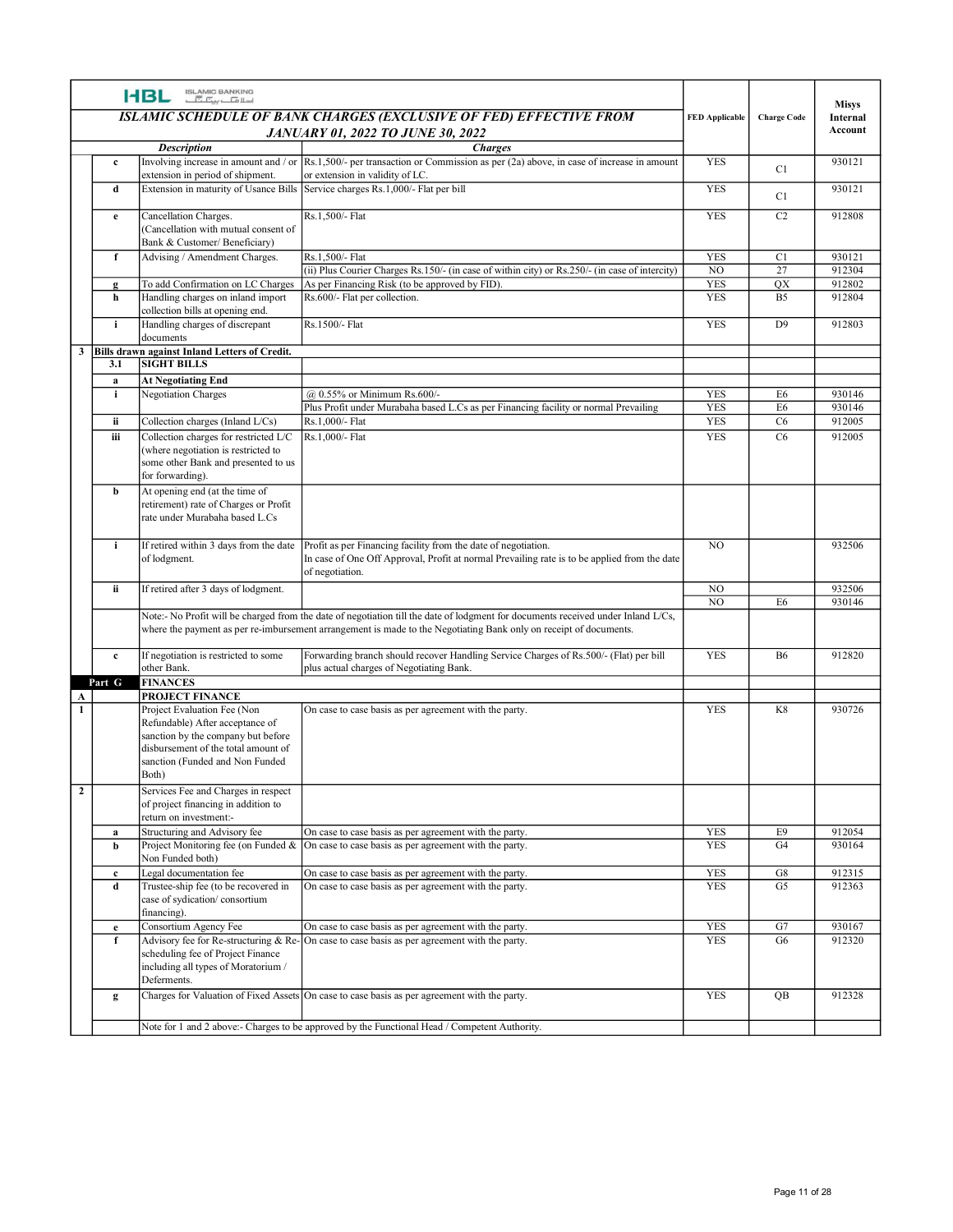HBL ISLAMIC BANKING

| | | Description | Charges | FED Applicable | Charge Code | Misys Internal Account |
|---|---|---|---|---|---|---|
| | | ***ISLAMIC SCHEDULE OF BANK CHARGES (EXCLUSIVE OF FED) EFFECTIVE FROM JANUARY 01, 2022 TO JUNE 30, 2022*** | | | | |
| | c | Involving increase in amount and / or extension in period of shipment. | Rs.1,500/- per transaction or Commission as per (2a) above, in case of increase in amount or extension in validity of LC. | YES | C1 | 930121 |
| | d | Extension in maturity of Usance Bills | Service charges Rs.1,000/- Flat per bill | YES | C1 | 930121 |
| | e | Cancellation Charges. (Cancellation with mutual consent of Bank & Customer/ Beneficiary) | Rs.1,500/- Flat | YES | C2 | 912808 |
| | f | Advising / Amendment Charges. | Rs.1,500/- Flat | YES | C1 | 930121 |
| | | | (ii) Plus Courier Charges Rs.150/- (in case of within city) or Rs.250/- (in case of intercity) | NO | 27 | 912304 |
| | g | To add Confirmation on LC Charges | As per Financing Risk (to be approved by FID). | YES | QX | 912802 |
| | h | Handling charges on inland import collection bills at opening end. | Rs.600/- Flat per collection. | YES | B5 | 912804 |
| | i | Handling charges of discrepant documents | Rs.1500/- Flat | YES | D9 | 912803 |
| 3 | **Bills drawn against Inland Letters of Credit.** | | | | | |
| | **3.1** | **SIGHT BILLS** | | | | |
| | **a** | **At Negotiating End** | | | | |
| | i | Negotiation Charges | @ 0.55% or Minimum Rs.600/- | YES | E6 | 930146 |
| | | | Plus Profit under Murabaha based L.Cs as per Financing facility or normal Prevailing | YES | E6 | 930146 |
| | ii | Collection charges (Inland L/Cs) | Rs.1,000/- Flat | YES | C6 | 912005 |
| | iii | Collection charges for restricted L/C (where negotiation is restricted to some other Bank and presented to us for forwarding). | Rs.1,000/- Flat | YES | C6 | 912005 |
| | b | At opening end (at the time of retirement) rate of Charges or Profit rate under Murabaha based L.Cs | | | | |
| | i | If retired within 3 days from the date of lodgment. | Profit as per Financing facility from the date of negotiation. In case of One Off Approval, Profit at normal Prevailing rate is to be applied from the date of negotiation. | NO | | 932506 |
| | ii | If retired after 3 days of lodgment. | | NO | | 932506 |
| | | | | NO | E6 | 930146 |
| | | Note:- No Profit will be charged from the date of negotiation till the date of lodgment for documents received under Inland L/Cs, where the payment as per re-imbursement arrangement is made to the Negotiating Bank only on receipt of documents. | | | | |
| | c | If negotiation is restricted to some other Bank. | Forwarding branch should recover Handling Service Charges of Rs.500/- (Flat) per bill plus actual charges of Negotiating Bank. | YES | B6 | 912820 |
| | **Part G** | **FINANCES** | | | | |
| **A** | | **PROJECT FINANCE** | | | | |
| **1** | | Project Evaluation Fee (Non Refundable) After acceptance of sanction by the company but before disbursement of the total amount of sanction (Funded and Non Funded Both) | On case to case basis as per agreement with the party. | YES | K8 | 930726 |
| **2** | | Services Fee and Charges in respect of project financing in addition to return on investment:- | | | | |
| | a | Structuring and Advisory fee | On case to case basis as per agreement with the party. | YES | E9 | 912054 |
| | b | Project Monitoring fee (on Funded & Non Funded both) | On case to case basis as per agreement with the party. | YES | G4 | 930164 |
| | c | Legal documentation fee | On case to case basis as per agreement with the party. | YES | G8 | 912315 |
| | d | Trustee-ship fee (to be recovered in case of sydication/ consortium financing). | On case to case basis as per agreement with the party. | YES | G5 | 912363 |
| | e | Consortium Agency Fee | On case to case basis as per agreement with the party. | YES | G7 | 930167 |
| | f | Advisory fee for Re-structuring & Re-scheduling fee of Project Finance including all types of Moratorium / Deferments. | On case to case basis as per agreement with the party. | YES | G6 | 912320 |
| | g | Charges for Valuation of Fixed Assets | On case to case basis as per agreement with the party. | YES | QB | 912328 |
| | | Note for 1 and 2 above:- Charges to be approved by the Functional Head / Competent Authority. | | | | |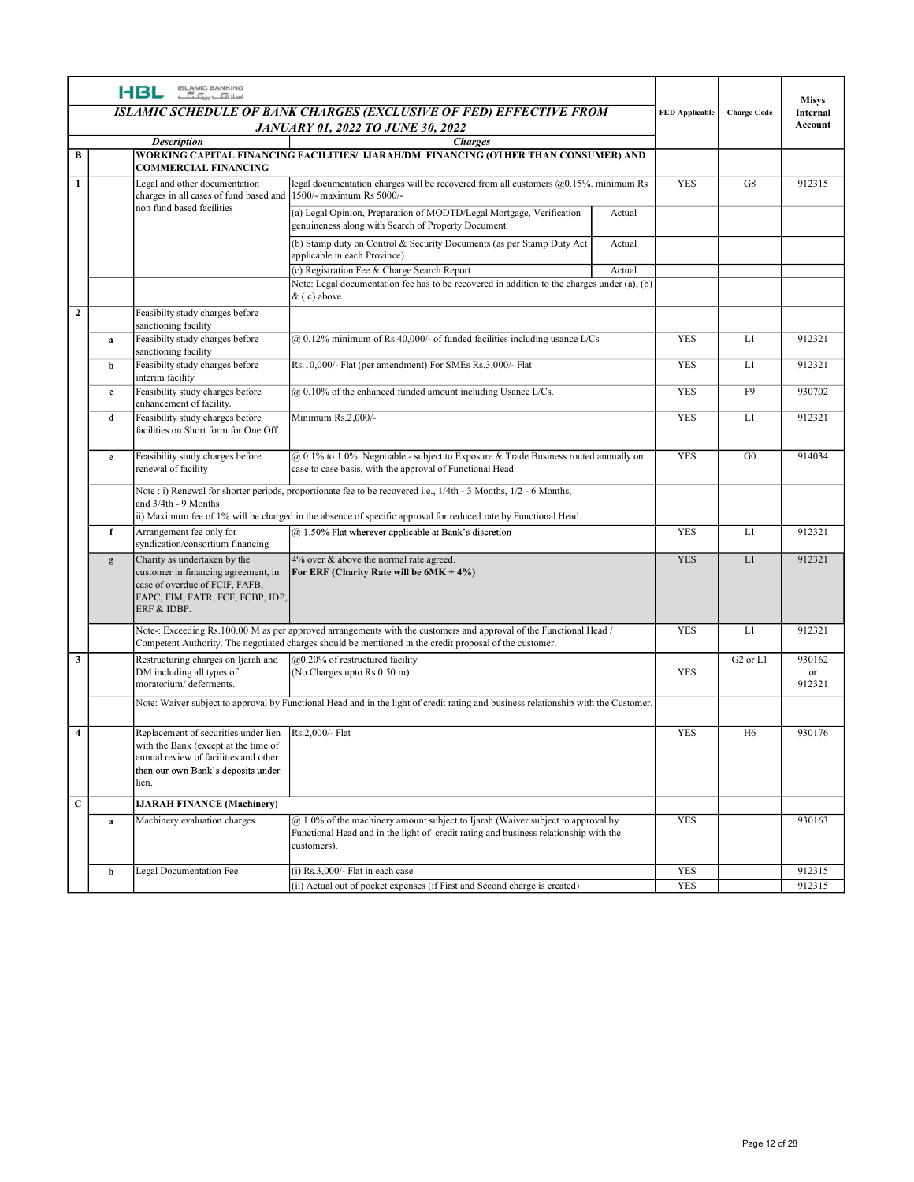HBL ISLAMIC BANKING

| | | ISLAMIC SCHEDULE OF BANK CHARGES (EXCLUSIVE OF FED) EFFECTIVE FROM JANUARY 01, 2022 TO JUNE 30, 2022 | | | FED Applicable | Charge Code | Misys Internal Account |
|---|---|---|---|---|---|---|---|
| | | *Description* | *Charges* | | | | |
| **B** | | **WORKING CAPITAL FINANCING FACILITIES/ IJARAH/DM FINANCING (OTHER THAN CONSUMER) AND COMMERCIAL FINANCING** | | | | | |
| **1** | | Legal and other documentation charges in all cases of fund based and non fund based facilities | legal documentation charges will be recovered from all customers @0.15%. minimum Rs 1500/- maximum Rs 5000/- | | YES | G8 | 912315 |
| | | | (a) Legal Opinion, Preparation of MODTD/Legal Mortgage, Verification genuineness along with Search of Property Document. | Actual | | | |
| | | | (b) Stamp duty on Control & Security Documents (as per Stamp Duty Act applicable in each Province) | Actual | | | |
| | | | (c) Registration Fee & Charge Search Report. | Actual | | | |
| | | | Note: Legal documentation fee has to be recovered in addition to the charges under (a), (b) & ( c) above. | | | | |
| **2** | | Feasibilty study charges before sanctioning facility | | | | | |
| | **a** | Feasibilty study charges before sanctioning facility | @ 0.12% minimum of Rs.40,000/- of funded facilities including usance L/Cs | | YES | L1 | 912321 |
| | **b** | Feasibilty study charges before interim facility | Rs.10,000/- Flat (per amendment) For SMEs Rs.3,000/- Flat | | YES | L1 | 912321 |
| | **c** | Feasibility study charges before enhancement of facility. | @ 0.10% of the enhanced funded amount including Usance L/Cs. | | YES | F9 | 930702 |
| | **d** | Feasibility study charges before facilities on Short form for One Off. | Minimum Rs.2,000/- | | YES | L1 | 912321 |
| | **e** | Feasibility study charges before renewal of facility | @ 0.1% to 1.0%. Negotiable - subject to Exposure & Trade Business routed annually on case to case basis, with the approval of Functional Head. | | YES | G0 | 914034 |
| | | Note : i) Renewal for shorter periods, proportionate fee to be recovered i.e., 1/4th - 3 Months, 1/2 - 6 Months, and 3/4th - 9 Months<br>ii) Maximum fee of 1% will be charged in the absence of specific approval for reduced rate by Functional Head. | | | | | |
| | **f** | Arrangement fee only for syndication/consortium financing | @ 1.50% Flat wherever applicable at Bank's discretion | | YES | L1 | 912321 |
| | **g** | Charity as undertaken by the customer in financing agreement, in case of overdue of FCIF, FAFB, FAPC, FIM, FATR, FCF, FCBP, IDP, ERF & IDBP. | 4% over & above the normal rate agreed.<br>**For ERF (Charity Rate will be 6MK + 4%)** | | YES | L1 | 912321 |
| | | Note-: Exceeding Rs.100.00 M as per approved arrangements with the customers and approval of the Functional Head / Competent Authority. The negotiated charges should be mentioned in the credit proposal of the customer. | | | YES | L1 | 912321 |
| **3** | | Restructuring charges on Ijarah and DM including all types of moratorium/ deferments. | @0.20% of restructured facility<br>(No Charges upto Rs 0.50 m) | | YES | G2 or L1 | 930162 or 912321 |
| | | Note: Waiver subject to approval by Functional Head and in the light of credit rating and business relationship with the Customer. | | | | | |
| **4** | | Replacement of securities under lien with the Bank (except at the time of annual review of facilities and other than our own Bank's deposits under lien. | Rs.2,000/- Flat | | YES | H6 | 930176 |
| **C** | | **IJARAH FINANCE (Machinery)** | | | | | |
| | **a** | Machinery evaluation charges | @ 1.0% of the machinery amount subject to Ijarah (Waiver subject to approval by Functional Head and in the light of credit rating and business relationship with the customers). | | YES | | 930163 |
| | **b** | Legal Documentation Fee | (i) Rs.3,000/- Flat in each case | | YES | | 912315 |
| | | | (ii) Actual out of pocket expenses (if First and Second charge is created) | | YES | | 912315 |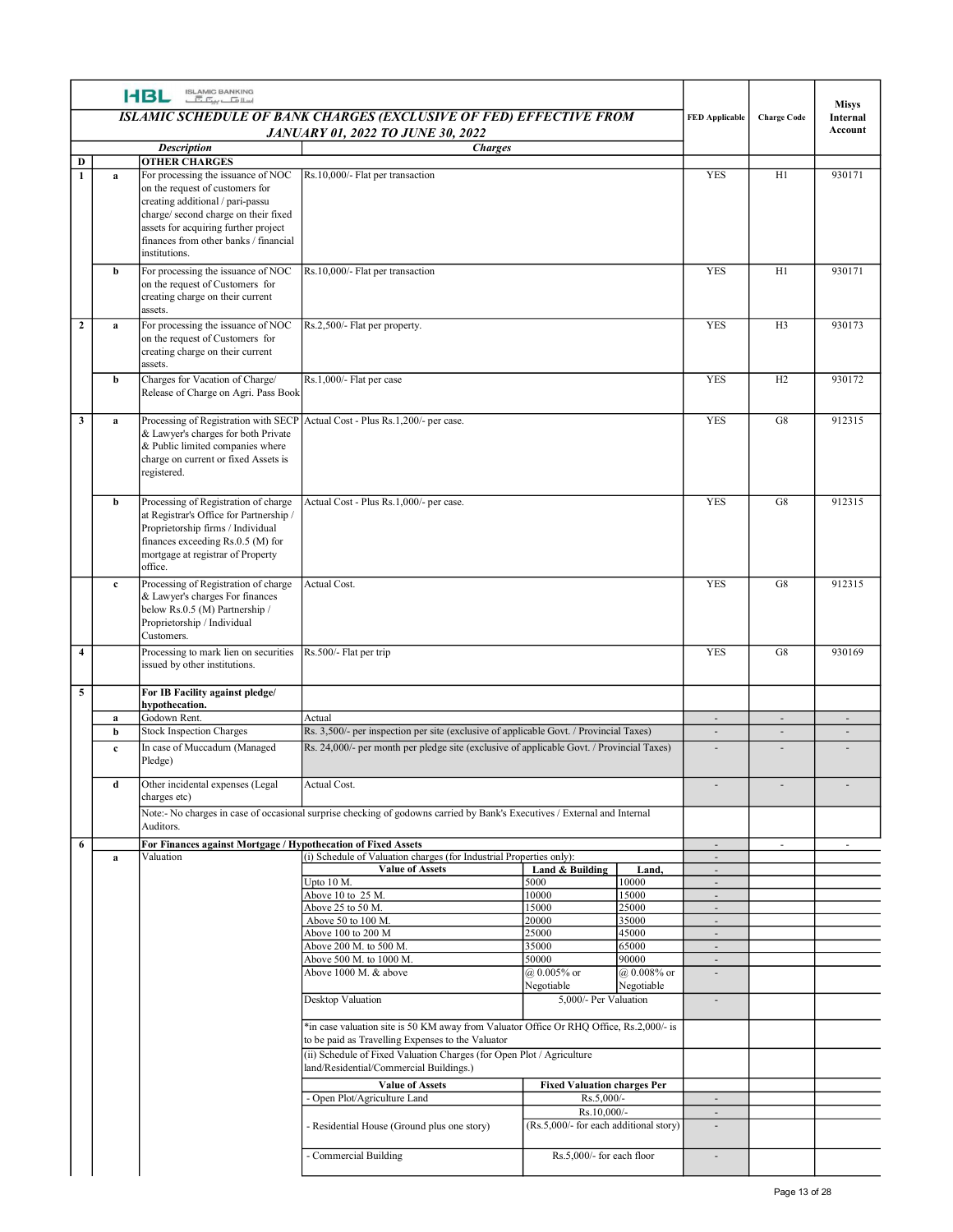# ISLAMIC SCHEDULE OF BANK CHARGES (EXCLUSIVE OF FED) EFFECTIVE FROM JANUARY 01, 2022 TO JUNE 30, 2022

| | | Description | Charges | FED Applicable | Charge Code | Misys Internal Account |
|---|---|---|---|---|---|---|
| **D** | | **OTHER CHARGES** | | | | |
| **1** | **a** | For processing the issuance of NOC on the request of customers for creating additional / pari-passu charge/ second charge on their fixed assets for acquiring further project finances from other banks / financial institutions. | Rs.10,000/- Flat per transaction | YES | H1 | 930171 |
| | **b** | For processing the issuance of NOC on the request of Customers for creating charge on their current assets. | Rs.10,000/- Flat per transaction | YES | H1 | 930171 |
| **2** | **a** | For processing the issuance of NOC on the request of Customers for creating charge on their current assets. | Rs.2,500/- Flat per property. | YES | H3 | 930173 |
| | **b** | Charges for Vacation of Charge/ Release of Charge on Agri. Pass Book | Rs.1,000/- Flat per case | YES | H2 | 930172 |
| **3** | **a** | Processing of Registration with SECP & Lawyer's charges for both Private & Public limited companies where charge on current or fixed Assets is registered. | Actual Cost - Plus Rs.1,200/- per case. | YES | G8 | 912315 |
| | **b** | Processing of Registration of charge at Registrar's Office for Partnership / Proprietorship firms / Individual finances exceeding Rs.0.5 (M) for mortgage at registrar of Property office. | Actual Cost - Plus Rs.1,000/- per case. | YES | G8 | 912315 |
| | **c** | Processing of Registration of charge & Lawyer's charges For finances below Rs.0.5 (M) Partnership / Proprietorship / Individual Customers. | Actual Cost. | YES | G8 | 912315 |
| **4** | | Processing to mark lien on securities issued by other institutions. | Rs.500/- Flat per trip | YES | G8 | 930169 |
| **5** | | **For IB Facility against pledge/ hypothecation.** | | | | |
| | **a** | Godown Rent. | Actual | - | - | - |
| | **b** | Stock Inspection Charges | Rs. 3,500/- per inspection per site (exclusive of applicable Govt. / Provincial Taxes) | - | - | - |
| | **c** | In case of Muccadum (Managed Pledge) | Rs. 24,000/- per month per pledge site (exclusive of applicable Govt. / Provincial Taxes) | - | - | - |
| | **d** | Other incidental expenses (Legal charges etc) | Actual Cost. | - | - | - |
| | | Note:- No charges in case of occasional surprise checking of godowns carried by Bank's Executives / External and Internal Auditors. | | | | |
| **6** | | **For Finances against Mortgage / Hypothecation of Fixed Assets** | | - | - | - |
| | **a** | Valuation | (i) Schedule of Valuation charges (for Industrial Properties only): | - | | |

| Value of Assets | Land & Building | Land, |
|---|---|---|
| Upto 10 M. | 5000 | 10000 |
| Above 10 to 25 M. | 10000 | 15000 |
| Above 25 to 50 M. | 15000 | 25000 |
| Above 50 to 100 M. | 20000 | 35000 |
| Above 100 to 200 M | 25000 | 45000 |
| Above 200 M. to 500 M. | 35000 | 65000 |
| Above 500 M. to 1000 M. | 50000 | 90000 |
| Above 1000 M. & above | @ 0.005% or Negotiable | @ 0.008% or Negotiable |
| Desktop Valuation | 5,000/- Per Valuation | |

*in case valuation site is 50 KM away from Valuator Office Or RHQ Office, Rs.2,000/- is to be paid as Travelling Expenses to the Valuator

(ii) Schedule of Fixed Valuation Charges (for Open Plot / Agriculture land/Residential/Commercial Buildings.)

| Value of Assets | Fixed Valuation charges Per |
|---|---|
| - Open Plot/Agriculture Land | Rs.5,000/- |
| - Residential House (Ground plus one story) | Rs.10,000/- (Rs.5,000/- for each additional story) |
| - Commercial Building | Rs.5,000/- for each floor |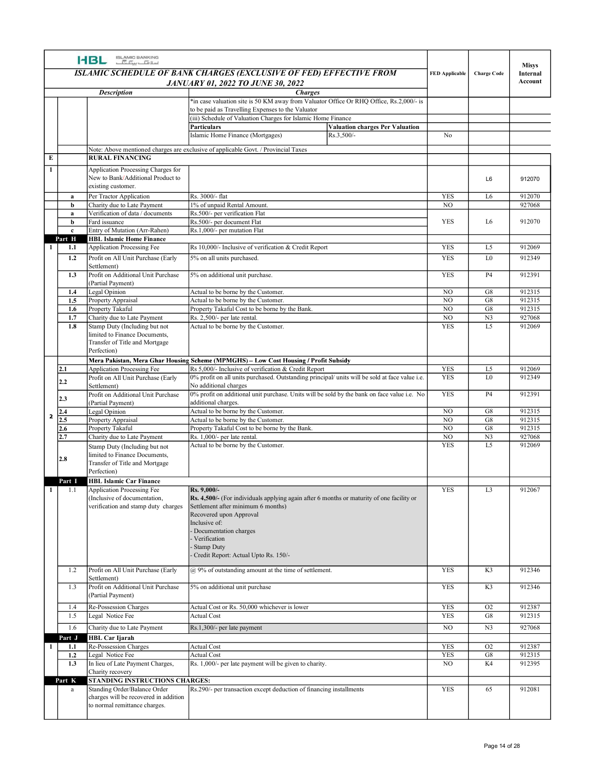HBL ISLAMIC BANKING

## ISLAMIC SCHEDULE OF BANK CHARGES (EXCLUSIVE OF FED) EFFECTIVE FROM JANUARY 01, 2022 TO JUNE 30, 2022

| | | Description | Charges | | FED Applicable | Charge Code | Misys Internal Account |
|---|---|---|---|---|---|---|---|
| | | | *in case valuation site is 50 KM away from Valuator Office Or RHQ Office, Rs.2,000/- is to be paid as Travelling Expenses to the Valuator | | | | |
| | | | (iii) Schedule of Valuation Charges for Islamic Home Finance | | | | |
| | | | **Particulars** | **Valuation charges Per Valuation** | | | |
| | | | Islamic Home Finance (Mortgages) | Rs.3,500/- | No | | |
| | | Note: Above mentioned charges are exclusive of applicable Govt. / Provincial Taxes | | | | | |
| E | | **RURAL FINANCING** | | | | | |
| 1 | | Application Processing Charges for New to Bank/Additional Product to existing customer. | | | | L6 | 912070 |
| | a | Per Tractor Application | Rs. 3000/- flat | | YES | L6 | 912070 |
| | b | Charity due to Late Payment | 1% of unpaid Rental Amount. | | NO | | 927068 |
| | a | Verification of data / documents | Rs.500/- per verification Flat | | YES | L6 | 912070 |
| | b | Fard issuance | Rs.500/- per document Flat | | | | |
| | c | Entry of Mutation (Arr-Rahen) | Rs.1,000/- per mutation Flat | | | | |
| | Part H | **HBL Islamic Home Finance** | | | | | |
| 1 | 1.1 | Application Processing Fee | Rs 10,000/- Inclusive of verification & Credit Report | | YES | L5 | 912069 |
| | 1.2 | Profit on All Unit Purchase (Early Settlement) | 5% on all units purchased. | | YES | L0 | 912349 |
| | 1.3 | Profit on Additional Unit Purchase (Partial Payment) | 5% on additional unit purchase. | | YES | P4 | 912391 |
| | 1.4 | Legal Opinion | Actual to be borne by the Customer. | | NO | G8 | 912315 |
| | 1.5 | Property Appraisal | Actual to be borne by the Customer. | | NO | G8 | 912315 |
| | 1.6 | Property Takaful | Property Takaful Cost to be borne by the Bank. | | NO | G8 | 912315 |
| | 1.7 | Charity due to Late Payment | Rs. 2,500/- per late rental. | | NO | N3 | 927068 |
| | 1.8 | Stamp Duty (Including but not limited to Finance Documents, Transfer of Title and Mortgage Perfection) | Actual to be borne by the Customer. | | YES | L5 | 912069 |
| | | **Mera Pakistan, Mera Ghar Housing Scheme (MPMGHS) – Low Cost Housing / Profit Subsidy** | | | | | |
| 2 | 2.1 | Application Processing Fee | Rs 5,000/- Inclusive of verification & Credit Report | | YES | L5 | 912069 |
| | 2.2 | Profit on All Unit Purchase (Early Settlement) | 0% profit on all units purchased. Outstanding principal/ units will be sold at face value i.e. No additional charges | | YES | L0 | 912349 |
| | 2.3 | Profit on Additional Unit Purchase (Partial Payment) | 0% profit on additional unit purchase. Units will be sold by the bank on face value i.e. No additional charges. | | YES | P4 | 912391 |
| | 2.4 | Legal Opinion | Actual to be borne by the Customer. | | NO | G8 | 912315 |
| | 2.5 | Property Appraisal | Actual to be borne by the Customer. | | NO | G8 | 912315 |
| | 2.6 | Property Takaful | Property Takaful Cost to be borne by the Bank. | | NO | G8 | 912315 |
| | 2.7 | Charity due to Late Payment | Rs. 1,000/- per late rental. | | NO | N3 | 927068 |
| | 2.8 | Stamp Duty (Including but not limited to Finance Documents, Transfer of Title and Mortgage Perfection) | Actual to be borne by the Customer. | | YES | L5 | 912069 |
| | Part I | **HBL Islamic Car Finance** | | | | | |
| 1 | 1.1 | Application Processing Fee (Inclusive of documentation, verification and stamp duty charges | **Rs. 9,000/-**<br>**Rs. 4,500/-** (For individuals applying again after 6 months or maturity of one facility or Settlement after minimum 6 months)<br>Recovered upon Approval<br>Inclusive of:<br>- Documentation charges<br>- Verification<br>- Stamp Duty<br>- Credit Report: Actual Upto Rs. 150/- | | YES | L3 | 912067 |
| | 1.2 | Profit on All Unit Purchase (Early Settlement) | @ 9% of outstanding amount at the time of settlement. | | YES | K3 | 912346 |
| | 1.3 | Profit on Additional Unit Purchase (Partial Payment) | 5% on additional unit purchase | | YES | K3 | 912346 |
| | 1.4 | Re-Possession Charges | Actual Cost or Rs. 50,000 whichever is lower | | YES | O2 | 912387 |
| | 1.5 | Legal Notice Fee | Actual Cost | | YES | G8 | 912315 |
| | 1.6 | Charity due to Late Payment | Rs.1,300/- per late payment | | NO | N3 | 927068 |
| | Part J | **HBL Car Ijarah** | | | | | |
| 1 | 1.1 | Re-Possession Charges | Actual Cost | | YES | O2 | 912387 |
| | 1.2 | Legal Notice Fee | Actual Cost | | YES | G8 | 912315 |
| | 1.3 | In lieu of Late Payment Charges, Charity recovery | Rs. 1,000/- per late payment will be given to charity. | | NO | K4 | 912395 |
| | Part K | **STANDING INSTRUCTIONS CHARGES:** | | | | | |
| | a | Standing Order/Balance Order charges will be recovered in addition to normal remittance charges. | Rs.290/- per transaction except deduction of financing installments | | YES | 65 | 912081 |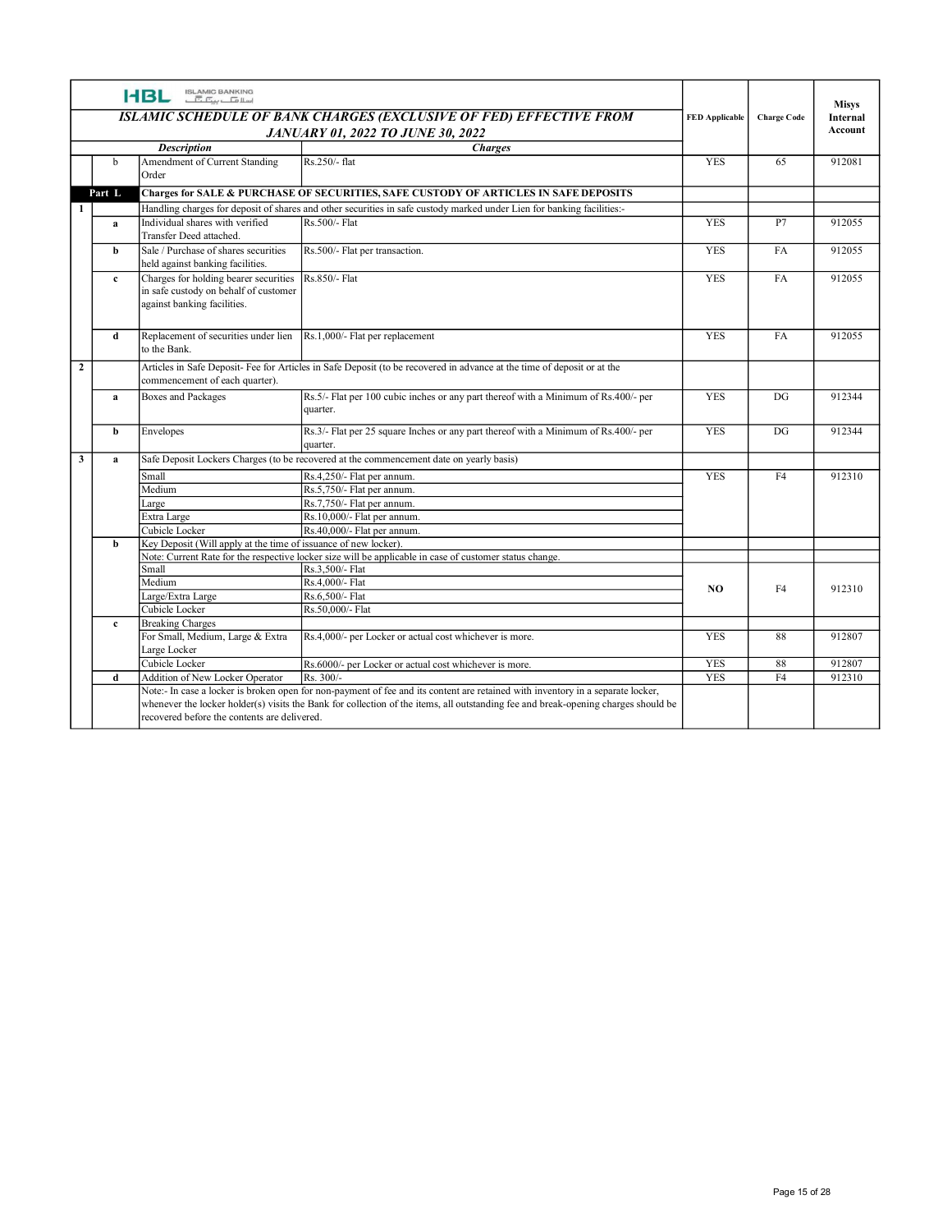HBL ISLAMIC BANKING

## ISLAMIC SCHEDULE OF BANK CHARGES (EXCLUSIVE OF FED) EFFECTIVE FROM JANUARY 01, 2022 TO JUNE 30, 2022

| | | Description | Charges | FED Applicable | Charge Code | Misys Internal Account |
|---|---|---|---|---|---|---|
| | b | Amendment of Current Standing Order | Rs.250/- flat | YES | 65 | 912081 |
| Part L | | **Charges for SALE & PURCHASE OF SECURITIES, SAFE CUSTODY OF ARTICLES IN SAFE DEPOSITS** | | | | |
| 1 | | Handling charges for deposit of shares and other securities in safe custody marked under Lien for banking facilities:- | | | | |
| | a | Individual shares with verified Transfer Deed attached. | Rs.500/- Flat | YES | P7 | 912055 |
| | b | Sale / Purchase of shares securities held against banking facilities. | Rs.500/- Flat per transaction. | YES | FA | 912055 |
| | c | Charges for holding bearer securities in safe custody on behalf of customer against banking facilities. | Rs.850/- Flat | YES | FA | 912055 |
| | d | Replacement of securities under lien to the Bank. | Rs.1,000/- Flat per replacement | YES | FA | 912055 |
| 2 | | Articles in Safe Deposit- Fee for Articles in Safe Deposit (to be recovered in advance at the time of deposit or at the commencement of each quarter). | | | | |
| | a | Boxes and Packages | Rs.5/- Flat per 100 cubic inches or any part thereof with a Minimum of Rs.400/- per quarter. | YES | DG | 912344 |
| | b | Envelopes | Rs.3/- Flat per 25 square Inches or any part thereof with a Minimum of Rs.400/- per quarter. | YES | DG | 912344 |
| 3 | a | Safe Deposit Lockers Charges (to be recovered at the commencement date on yearly basis) | | | | |
| | | Small | Rs.4,250/- Flat per annum. | YES | F4 | 912310 |
| | | Medium | Rs.5,750/- Flat per annum. | | | |
| | | Large | Rs.7,750/- Flat per annum. | | | |
| | | Extra Large | Rs.10,000/- Flat per annum. | | | |
| | | Cubicle Locker | Rs.40,000/- Flat per annum. | | | |
| | b | Key Deposit (Will apply at the time of issuance of new locker). | | | | |
| | | Note: Current Rate for the respective locker size will be applicable in case of customer status change. | | | | |
| | | Small | Rs.3,500/- Flat | NO | F4 | 912310 |
| | | Medium | Rs.4,000/- Flat | | | |
| | | Large/Extra Large | Rs.6,500/- Flat | | | |
| | | Cubicle Locker | Rs.50,000/- Flat | | | |
| | c | Breaking Charges | | | | |
| | | For Small, Medium, Large & Extra Large Locker | Rs.4,000/- per Locker or actual cost whichever is more. | YES | 88 | 912807 |
| | | Cubicle Locker | Rs.6000/- per Locker or actual cost whichever is more. | YES | 88 | 912807 |
| | d | Addition of New Locker Operator | Rs. 300/- | YES | F4 | 912310 |
| | | Note:- In case a locker is broken open for non-payment of fee and its content are retained with inventory in a separate locker, whenever the locker holder(s) visits the Bank for collection of the items, all outstanding fee and break-opening charges should be recovered before the contents are delivered. | | | | |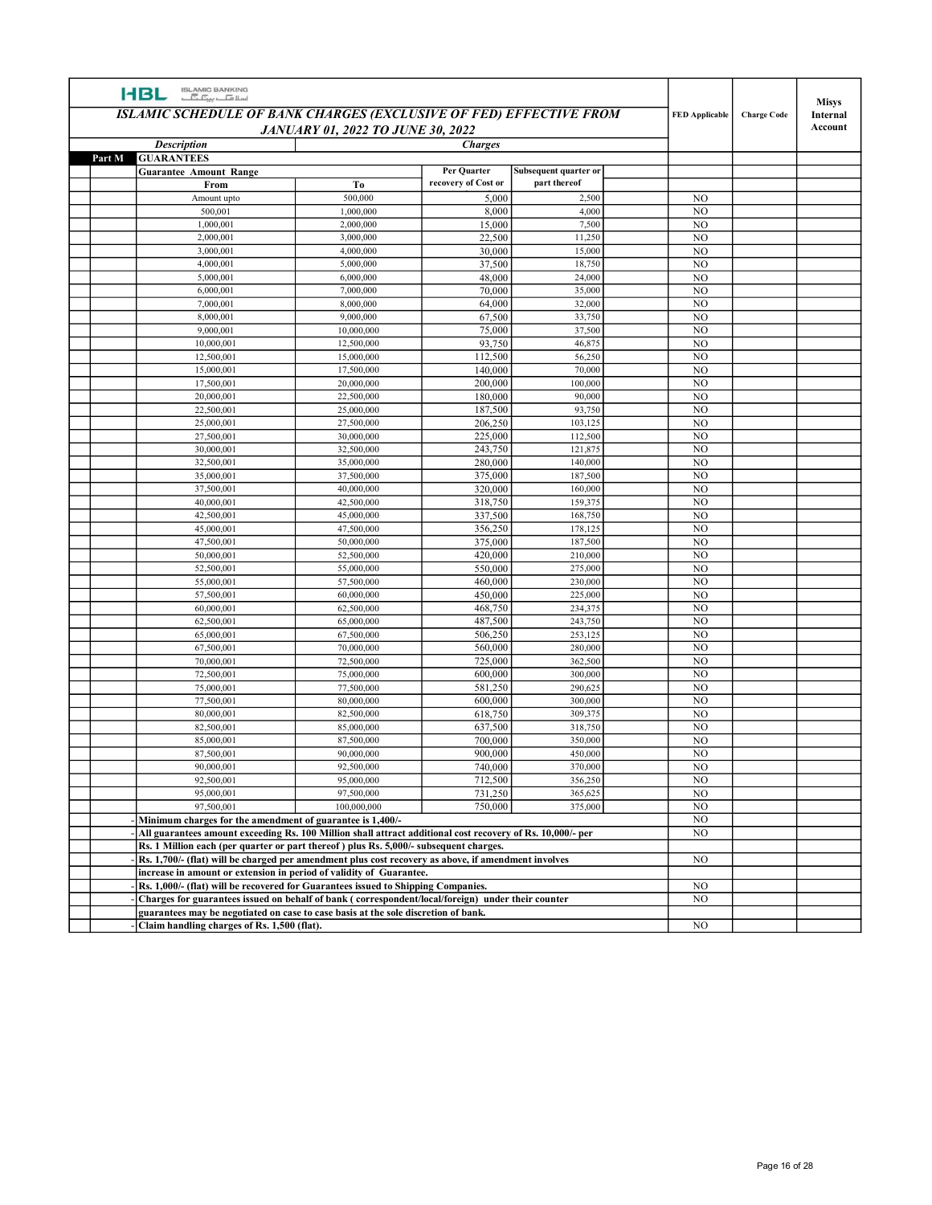**HBL** ISLAMIC BANKING

## ISLAMIC SCHEDULE OF BANK CHARGES (EXCLUSIVE OF FED) EFFECTIVE FROM JANUARY 01, 2022 TO JUNE 30, 2022

| | Description | | Charges | | FED Applicable | Charge Code | Misys Internal Account |
|---|---|---|---|---|---|---|---|
| Part M | **GUARANTEES** | | | | | | |
| | **Guarantee Amount Range** | | **Per Quarter recovery of Cost or** | **Subsequent quarter or part thereof** | | | |
| | **From** | **To** | | | | | |
| | Amount upto | 500,000 | 5,000 | 2,500 | NO | | |
| | 500,001 | 1,000,000 | 8,000 | 4,000 | NO | | |
| | 1,000,001 | 2,000,000 | 15,000 | 7,500 | NO | | |
| | 2,000,001 | 3,000,000 | 22,500 | 11,250 | NO | | |
| | 3,000,001 | 4,000,000 | 30,000 | 15,000 | NO | | |
| | 4,000,001 | 5,000,000 | 37,500 | 18,750 | NO | | |
| | 5,000,001 | 6,000,000 | 48,000 | 24,000 | NO | | |
| | 6,000,001 | 7,000,000 | 70,000 | 35,000 | NO | | |
| | 7,000,001 | 8,000,000 | 64,000 | 32,000 | NO | | |
| | 8,000,001 | 9,000,000 | 67,500 | 33,750 | NO | | |
| | 9,000,001 | 10,000,000 | 75,000 | 37,500 | NO | | |
| | 10,000,001 | 12,500,000 | 93,750 | 46,875 | NO | | |
| | 12,500,001 | 15,000,000 | 112,500 | 56,250 | NO | | |
| | 15,000,001 | 17,500,000 | 140,000 | 70,000 | NO | | |
| | 17,500,001 | 20,000,000 | 200,000 | 100,000 | NO | | |
| | 20,000,001 | 22,500,000 | 180,000 | 90,000 | NO | | |
| | 22,500,001 | 25,000,000 | 187,500 | 93,750 | NO | | |
| | 25,000,001 | 27,500,000 | 206,250 | 103,125 | NO | | |
| | 27,500,001 | 30,000,000 | 225,000 | 112,500 | NO | | |
| | 30,000,001 | 32,500,000 | 243,750 | 121,875 | NO | | |
| | 32,500,001 | 35,000,000 | 280,000 | 140,000 | NO | | |
| | 35,000,001 | 37,500,000 | 375,000 | 187,500 | NO | | |
| | 37,500,001 | 40,000,000 | 320,000 | 160,000 | NO | | |
| | 40,000,001 | 42,500,000 | 318,750 | 159,375 | NO | | |
| | 42,500,001 | 45,000,000 | 337,500 | 168,750 | NO | | |
| | 45,000,001 | 47,500,000 | 356,250 | 178,125 | NO | | |
| | 47,500,001 | 50,000,000 | 375,000 | 187,500 | NO | | |
| | 50,000,001 | 52,500,000 | 420,000 | 210,000 | NO | | |
| | 52,500,001 | 55,000,000 | 550,000 | 275,000 | NO | | |
| | 55,000,001 | 57,500,000 | 460,000 | 230,000 | NO | | |
| | 57,500,001 | 60,000,000 | 450,000 | 225,000 | NO | | |
| | 60,000,001 | 62,500,000 | 468,750 | 234,375 | NO | | |
| | 62,500,001 | 65,000,000 | 487,500 | 243,750 | NO | | |
| | 65,000,001 | 67,500,000 | 506,250 | 253,125 | NO | | |
| | 67,500,001 | 70,000,000 | 560,000 | 280,000 | NO | | |
| | 70,000,001 | 72,500,000 | 725,000 | 362,500 | NO | | |
| | 72,500,001 | 75,000,000 | 600,000 | 300,000 | NO | | |
| | 75,000,001 | 77,500,000 | 581,250 | 290,625 | NO | | |
| | 77,500,001 | 80,000,000 | 600,000 | 300,000 | NO | | |
| | 80,000,001 | 82,500,000 | 618,750 | 309,375 | NO | | |
| | 82,500,001 | 85,000,000 | 637,500 | 318,750 | NO | | |
| | 85,000,001 | 87,500,000 | 700,000 | 350,000 | NO | | |
| | 87,500,001 | 90,000,000 | 900,000 | 450,000 | NO | | |
| | 90,000,001 | 92,500,000 | 740,000 | 370,000 | NO | | |
| | 92,500,001 | 95,000,000 | 712,500 | 356,250 | NO | | |
| | 95,000,001 | 97,500,000 | 731,250 | 365,625 | NO | | |
| | 97,500,001 | 100,000,000 | 750,000 | 375,000 | NO | | |
| - | **Minimum charges for the amendment of guarantee is 1,400/-** | | | | NO | | |
| - | **All guarantees amount exceeding Rs. 100 Million shall attract additional cost recovery of Rs. 10,000/- per Rs. 1 Million each (per quarter or part thereof ) plus Rs. 5,000/- subsequent charges.** | | | | NO | | |
| - | **Rs. 1,700/- (flat) will be charged per amendment plus cost recovery as above, if amendment involves increase in amount or extension in period of validity of Guarantee.** | | | | NO | | |
| - | **Rs. 1,000/- (flat) will be recovered for Guarantees issued to Shipping Companies.** | | | | NO | | |
| - | **Charges for guarantees issued on behalf of bank ( correspondent/local/foreign) under their counter guarantees may be negotiated on case to case basis at the sole discretion of bank.** | | | | NO | | |
| - | **Claim handling charges of Rs. 1,500 (flat).** | | | | NO | | |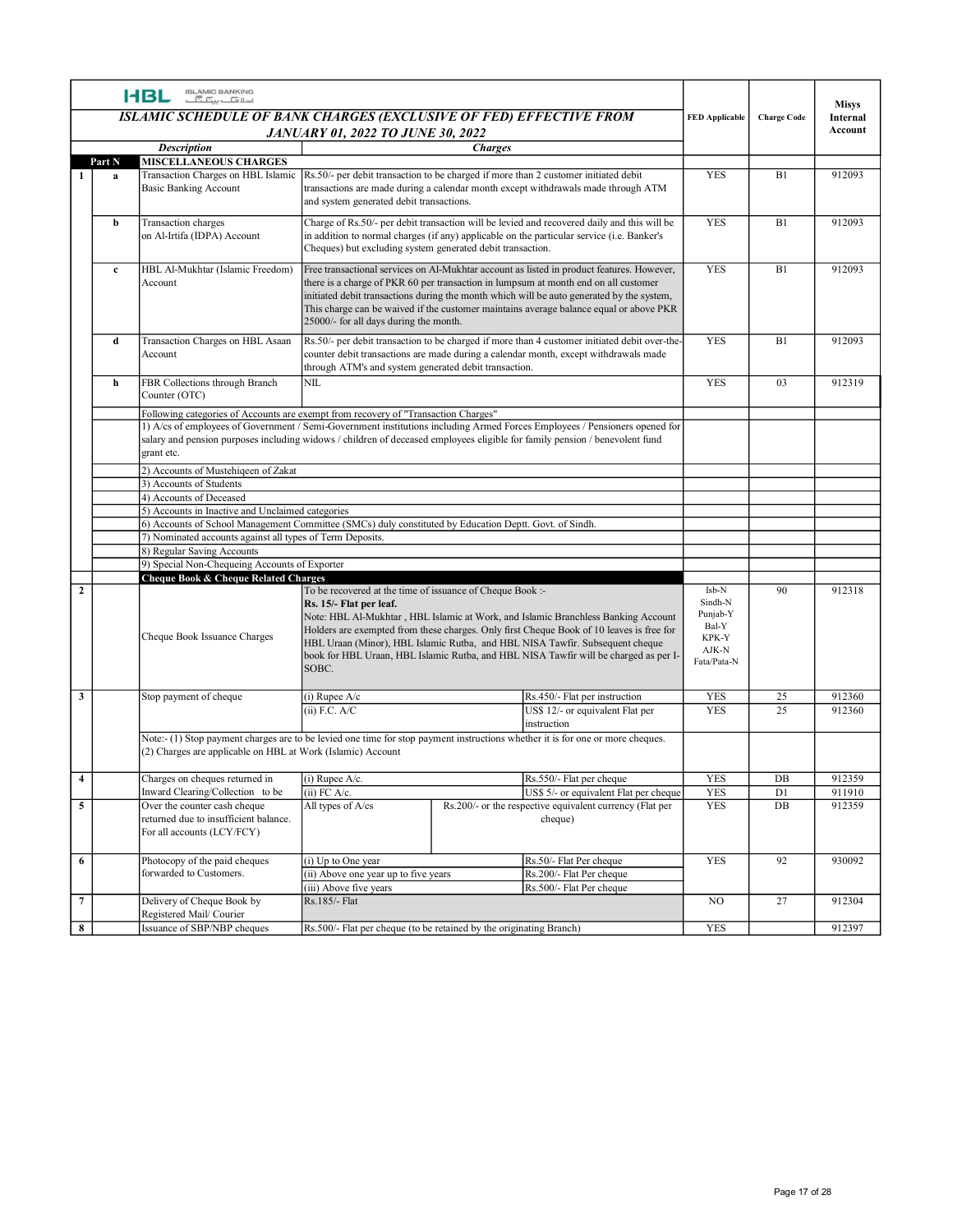**HBL ISLAMIC BANKING**

# ISLAMIC SCHEDULE OF BANK CHARGES (EXCLUSIVE OF FED) EFFECTIVE FROM JANUARY 01, 2022 TO JUNE 30, 2022

| | | Description | Charges | | | FED Applicable | Charge Code | Misys Internal Account |
|---|---|---|---|---|---|---|---|---|
| **Part N** | | **MISCELLANEOUS CHARGES** | | | | | | |
| 1 | a | Transaction Charges on HBL Islamic Basic Banking Account | Rs.50/- per debit transaction to be charged if more than 2 customer initiated debit transactions are made during a calendar month except withdrawals made through ATM and system generated debit transactions. | | | YES | B1 | 912093 |
| | b | Transaction charges on Al-Irtifa (IDPA) Account | Charge of Rs.50/- per debit transaction will be levied and recovered daily and this will be in addition to normal charges (if any) applicable on the particular service (i.e. Banker's Cheques) but excluding system generated debit transaction. | | | YES | B1 | 912093 |
| | c | HBL Al-Mukhtar (Islamic Freedom) Account | Free transactional services on Al-Mukhtar account as listed in product features. However, there is a charge of PKR 60 per transaction in lumpsum at month end on all customer initiated debit transactions during the month which will be auto generated by the system, This charge can be waived if the customer maintains average balance equal or above PKR 25000/- for all days during the month. | | | YES | B1 | 912093 |
| | d | Transaction Charges on HBL Asaan Account | Rs.50/- per debit transaction to be charged if more than 4 customer initiated debit over-the-counter debit transactions are made during a calendar month, except withdrawals made through ATM's and system generated debit transaction. | | | YES | B1 | 912093 |
| | h | FBR Collections through Branch Counter (OTC) | NIL | | | YES | 03 | 912319 |
| | | Following categories of Accounts are exempt from recovery of "Transaction Charges" | | | | | | |
| | | 1) A/cs of employees of Government / Semi-Government institutions including Armed Forces Employees / Pensioners opened for salary and pension purposes including widows / children of deceased employees eligible for family pension / benevolent fund grant etc. | | | | | | |
| | | 2) Accounts of Mustehiqeen of Zakat | | | | | | |
| | | 3) Accounts of Students | | | | | | |
| | | 4) Accounts of Deceased | | | | | | |
| | | 5) Accounts in Inactive and Unclaimed categories | | | | | | |
| | | 6) Accounts of School Management Committee (SMCs) duly constituted by Education Deptt. Govt. of Sindh. | | | | | | |
| | | 7) Nominated accounts against all types of Term Deposits. | | | | | | |
| | | 8) Regular Saving Accounts | | | | | | |
| | | 9) Special Non-Chequeing Accounts of Exporter | | | | | | |
| | | **Cheque Book & Cheque Related Charges** | | | | | | |
| 2 | | Cheque Book Issuance Charges | To be recovered at the time of issuance of Cheque Book :- **Rs. 15/- Flat per leaf.** Note: HBL Al-Mukhtar , HBL Islamic at Work, and Islamic Branchless Banking Account Holders are exempted from these charges. Only first Cheque Book of 10 leaves is free for HBL Uraan (Minor), HBL Islamic Rutba, and HBL NISA Tawfir. Subsequent cheque book for HBL Uraan, HBL Islamic Rutba, and HBL NISA Tawfir will be charged as per I-SOBC. | | | Isb-N Sindh-N Punjab-Y Bal-Y KPK-Y AJK-N Fata/Pata-N | 90 | 912318 |
| 3 | | Stop payment of cheque | (i) Rupee A/c | | Rs.450/- Flat per instruction | YES | 25 | 912360 |
| | | | (ii) F.C. A/C | | US$ 12/- or equivalent Flat per instruction | YES | 25 | 912360 |
| | | Note:- (1) Stop payment charges are to be levied one time for stop payment instructions whether it is for one or more cheques. (2) Charges are applicable on HBL at Work (Islamic) Account | | | | | | |
| 4 | | Charges on cheques returned in Inward Clearing/Collection to be | (i) Rupee A/c. | | Rs.550/- Flat per cheque | YES | DB | 912359 |
| | | | (ii) FC A/c. | | US$ 5/- or equivalent Flat per cheque | YES | D1 | 911910 |
| 5 | | Over the counter cash cheque returned due to insufficient balance. For all accounts (LCY/FCY) | All types of A/cs | Rs.200/- or the respective equivalent currency (Flat per cheque) | | YES | DB | 912359 |
| 6 | | Photocopy of the paid cheques forwarded to Customers. | (i) Up to One year | | Rs.50/- Flat Per cheque | YES | 92 | 930092 |
| | | | (ii) Above one year up to five years | | Rs.200/- Flat Per cheque | | | |
| | | | (iii) Above five years | | Rs.500/- Flat Per cheque | | | |
| 7 | | Delivery of Cheque Book by Registered Mail/ Courier | Rs.185/- Flat | | | NO | 27 | 912304 |
| 8 | | Issuance of SBP/NBP cheques | Rs.500/- Flat per cheque (to be retained by the originating Branch) | | | YES | | 912397 |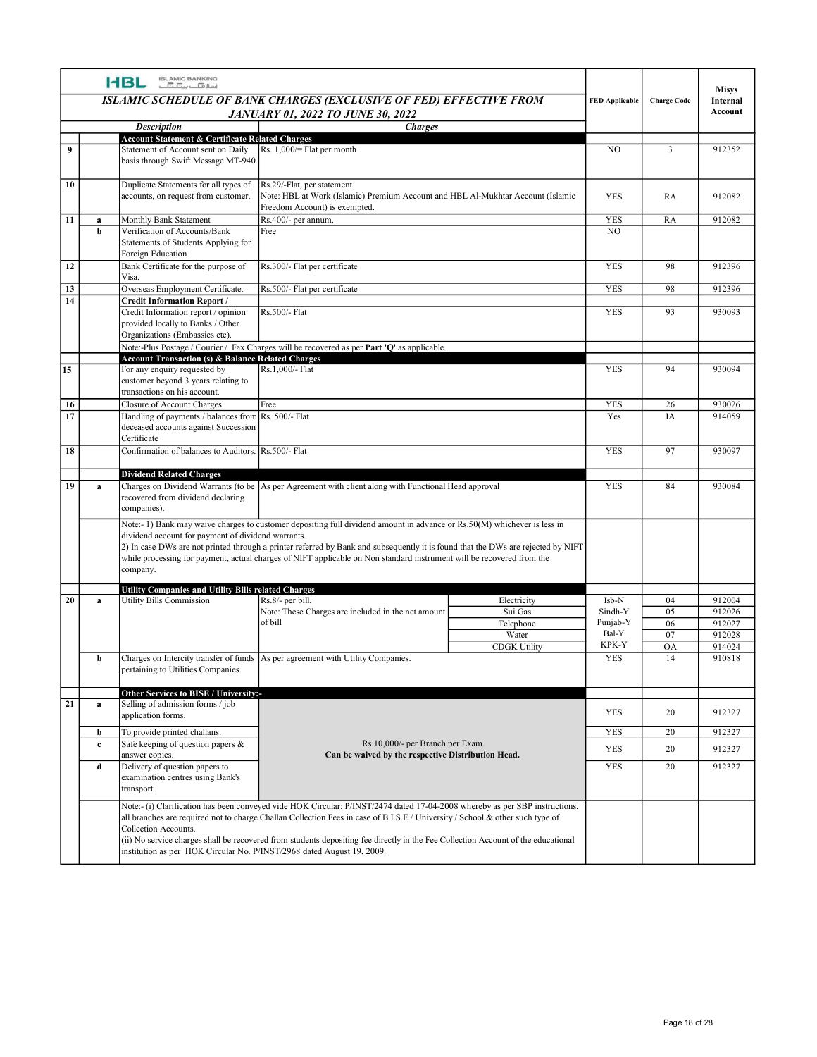HBL ISLAMIC BANKING

# ISLAMIC SCHEDULE OF BANK CHARGES (EXCLUSIVE OF FED) EFFECTIVE FROM JANUARY 01, 2022 TO JUNE 30, 2022

| | | Description | Charges | | FED Applicable | Charge Code | Misys Internal Account |
|---|---|---|---|---|---|---|---|
| | | **Account Statement & Certificate Related Charges** | | | | | |
| 9 | | Statement of Account sent on Daily basis through Swift Message MT-940 | Rs. 1,000/= Flat per month | | NO | 3 | 912352 |
| 10 | | Duplicate Statements for all types of accounts, on request from customer. | Rs.29/-Flat, per statement<br>Note: HBL at Work (Islamic) Premium Account and HBL Al-Mukhtar Account (Islamic Freedom Account) is exempted. | | YES | RA | 912082 |
| 11 | a | Monthly Bank Statement | Rs.400/- per annum. | | YES | RA | 912082 |
| | b | Verification of Accounts/Bank Statements of Students Applying for Foreign Education | Free | | NO | | |
| 12 | | Bank Certificate for the purpose of Visa. | Rs.300/- Flat per certificate | | YES | 98 | 912396 |
| 13 | | Overseas Employment Certificate. | Rs.500/- Flat per certificate | | YES | 98 | 912396 |
| 14 | | **Credit Information Report /** | | | | | |
| | | Credit Information report / opinion provided locally to Banks / Other Organizations (Embassies etc). | Rs.500/- Flat | | YES | 93 | 930093 |
| | | Note:-Plus Postage / Courier / Fax Charges will be recovered as per **Part 'Q'** as applicable. | | | | | |
| | | **Account Transaction (s) & Balance Related Charges** | | | | | |
| 15 | | For any enquiry requested by customer beyond 3 years relating to transactions on his account. | Rs.1,000/- Flat | | YES | 94 | 930094 |
| 16 | | Closure of Account Charges | Free | | YES | 26 | 930026 |
| 17 | | Handling of payments / balances from deceased accounts against Succession Certificate | Rs. 500/- Flat | | Yes | IA | 914059 |
| 18 | | Confirmation of balances to Auditors. | Rs.500/- Flat | | YES | 97 | 930097 |
| | | **Dividend Related Charges** | | | | | |
| 19 | a | Charges on Dividend Warrants (to be recovered from dividend declaring companies). | As per Agreement with client along with Functional Head approval | | YES | 84 | 930084 |
| | | Note:- 1) Bank may waive charges to customer depositing full dividend amount in advance or Rs.50(M) whichever is less in dividend account for payment of dividend warrants.<br>2) In case DWs are not printed through a printer referred by Bank and subsequently it is found that the DWs are rejected by NIFT while processing for payment, actual charges of NIFT applicable on Non standard instrument will be recovered from the company. | | | | | |
| | | **Utility Companies and Utility Bills related Charges** | | | | | |
| 20 | a | Utility Bills Commission | Rs.8/- per bill.<br>Note: These Charges are included in the net amount of bill | Electricity | Isb-N | 04 | 912004 |
| | | | | Sui Gas | Sindh-Y | 05 | 912026 |
| | | | | Telephone | Punjab-Y | 06 | 912027 |
| | | | | Water | Bal-Y | 07 | 912028 |
| | | | | CDGK Utility | KPK-Y | OA | 914024 |
| | b | Charges on Intercity transfer of funds pertaining to Utilities Companies. | As per agreement with Utility Companies. | | YES | 14 | 910818 |
| | | **Other Services to BISE / University:-** | | | | | |
| 21 | a | Selling of admission forms / job application forms. | Rs.10,000/- per Branch per Exam.<br>**Can be waived by the respective Distribution Head.** | | YES | 20 | 912327 |
| | b | To provide printed challans. | | | YES | 20 | 912327 |
| | c | Safe keeping of question papers & answer copies. | | | YES | 20 | 912327 |
| | d | Delivery of question papers to examination centres using Bank's transport. | | | YES | 20 | 912327 |
| | | Note:- (i) Clarification has been conveyed vide HOK Circular: P/INST/2474 dated 17-04-2008 whereby as per SBP instructions, all branches are required not to charge Challan Collection Fees in case of B.I.S.E / University / School & other such type of Collection Accounts.<br>(ii) No service charges shall be recovered from students depositing fee directly in the Fee Collection Account of the educational institution as per HOK Circular No. P/INST/2968 dated August 19, 2009. | | | | | |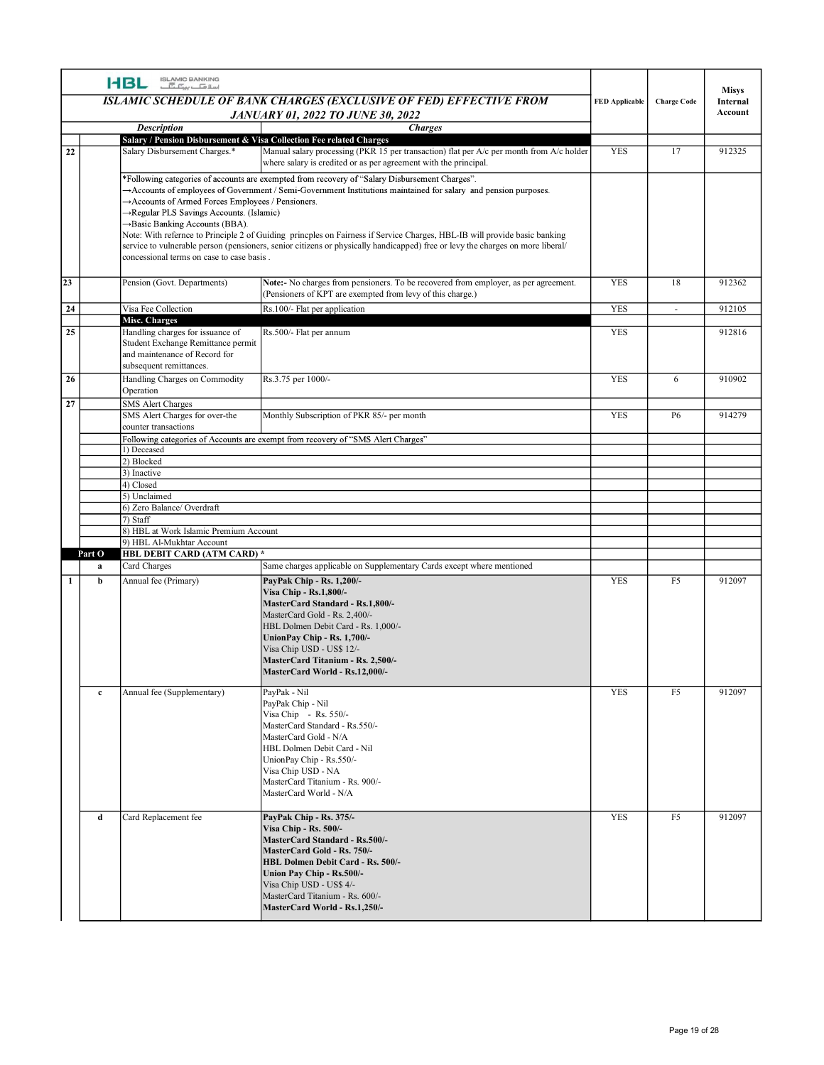**HBL ISLAMIC BANKING**

## ISLAMIC SCHEDULE OF BANK CHARGES (EXCLUSIVE OF FED) EFFECTIVE FROM JANUARY 01, 2022 TO JUNE 30, 2022

| | | Description | Charges | FED Applicable | Charge Code | Misys Internal Account |
|---|---|---|---|---|---|---|
| | | **Salary / Pension Disbursement & Visa Collection Fee related Charges** | | | | |
| 22 | | Salary Disbursement Charges.* | Manual salary processing (PKR 15 per transaction) flat per A/c per month from A/c holder where salary is credited or as per agreement with the principal. | YES | 17 | 912325 |
| | | *Following categories of accounts are exempted from recovery of "Salary Disbursement Charges".<br>→Accounts of employees of Government / Semi-Government Institutions maintained for salary and pension purposes.<br>→Accounts of Armed Forces Employees / Pensioners.<br>→Regular PLS Savings Accounts. (Islamic)<br>→Basic Banking Accounts (BBA).<br>Note: With refernce to Principle 2 of Guiding princples on Fairness if Service Charges, HBL-IB will provide basic banking service to vulnerable person (pensioners, senior citizens or physically handicapped) free or levy the charges on more liberal/ concessional terms on case to case basis . | | | | |
| 23 | | Pension (Govt. Departments) | **Note:-** No charges from pensioners. To be recovered from employer, as per agreement. (Pensioners of KPT are exempted from levy of this charge.) | YES | 18 | 912362 |
| 24 | | Visa Fee Collection | Rs.100/- Flat per application | YES | - | 912105 |
| | | **Misc. Charges** | | | | |
| 25 | | Handling charges for issuance of Student Exchange Remittance permit and maintenance of Record for subsequent remittances. | Rs.500/- Flat per annum | YES | | 912816 |
| 26 | | Handling Charges on Commodity Operation | Rs.3.75 per 1000/- | YES | 6 | 910902 |
| 27 | | SMS Alert Charges | | | | |
| | | SMS Alert Charges for over-the counter transactions | Monthly Subscription of PKR 85/- per month | YES | P6 | 914279 |
| | | Following categories of Accounts are exempt from recovery of "SMS Alert Charges" | | | | |
| | | 1) Deceased | | | | |
| | | 2) Blocked | | | | |
| | | 3) Inactive | | | | |
| | | 4) Closed | | | | |
| | | 5) Unclaimed | | | | |
| | | 6) Zero Balance/ Overdraft | | | | |
| | | 7) Staff | | | | |
| | | 8) HBL at Work Islamic Premium Account | | | | |
| | | 9) HBL Al-Mukhtar Account | | | | |
| | **Part O** | **HBL DEBIT CARD (ATM CARD) *** | | | | |
| | **a** | Card Charges | Same charges applicable on Supplementary Cards except where mentioned | | | |
| 1 | **b** | Annual fee (Primary) | **PayPak Chip - Rs. 1,200/-**<br>**Visa Chip - Rs.1,800/-**<br>**MasterCard Standard - Rs.1,800/-**<br>MasterCard Gold - Rs. 2,400/-<br>HBL Dolmen Debit Card - Rs. 1,000/-<br>**UnionPay Chip - Rs. 1,700/-**<br>Visa Chip USD - US$ 12/-<br>**MasterCard Titanium - Rs. 2,500/-**<br>**MasterCard World - Rs.12,000/-** | YES | F5 | 912097 |
| | **c** | Annual fee (Supplementary) | PayPak - Nil<br>PayPak Chip - Nil<br>Visa Chip - Rs. 550/-<br>MasterCard Standard - Rs.550/-<br>MasterCard Gold - N/A<br>HBL Dolmen Debit Card - Nil<br>UnionPay Chip - Rs.550/-<br>Visa Chip USD - NA<br>MasterCard Titanium - Rs. 900/-<br>MasterCard World - N/A | YES | F5 | 912097 |
| | **d** | Card Replacement fee | **PayPak Chip - Rs. 375/-**<br>**Visa Chip - Rs. 500/-**<br>**MasterCard Standard - Rs.500/-**<br>**MasterCard Gold - Rs. 750/-**<br>**HBL Dolmen Debit Card - Rs. 500/-**<br>**Union Pay Chip - Rs.500/-**<br>Visa Chip USD - US$ 4/-<br>MasterCard Titanium - Rs. 600/-<br>**MasterCard World - Rs.1,250/-** | YES | F5 | 912097 |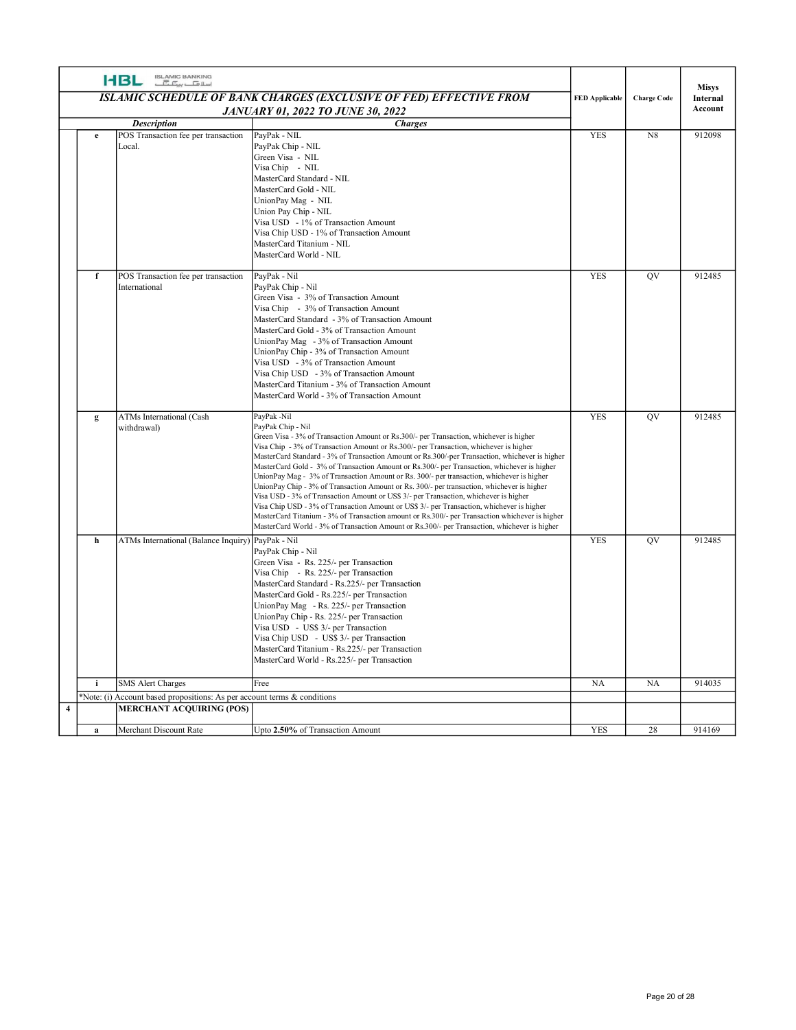HBL ISLAMIC BANKING

| | | ***ISLAMIC SCHEDULE OF BANK CHARGES (EXCLUSIVE OF FED) EFFECTIVE FROM JANUARY 01, 2022 TO JUNE 30, 2022*** | | FED Applicable | Charge Code | Misys Internal Account |
|---|---|---|---|---|---|---|
| | | ***Description*** | ***Charges*** | | | |
| | e | POS Transaction fee per transaction Local. | PayPak - NIL<br>PayPak Chip - NIL<br>Green Visa - NIL<br>Visa Chip - NIL<br>MasterCard Standard - NIL<br>MasterCard Gold - NIL<br>UnionPay Mag - NIL<br>Union Pay Chip - NIL<br>Visa USD - 1% of Transaction Amount<br>Visa Chip USD - 1% of Transaction Amount<br>MasterCard Titanium - NIL<br>MasterCard World - NIL | YES | N8 | 912098 |
| | f | POS Transaction fee per transaction International | PayPak - Nil<br>PayPak Chip - Nil<br>Green Visa - 3% of Transaction Amount<br>Visa Chip - 3% of Transaction Amount<br>MasterCard Standard - 3% of Transaction Amount<br>MasterCard Gold - 3% of Transaction Amount<br>UnionPay Mag - 3% of Transaction Amount<br>UnionPay Chip - 3% of Transaction Amount<br>Visa USD - 3% of Transaction Amount<br>Visa Chip USD - 3% of Transaction Amount<br>MasterCard Titanium - 3% of Transaction Amount<br>MasterCard World - 3% of Transaction Amount | YES | QV | 912485 |
| | g | ATMs International (Cash withdrawal) | PayPak -Nil<br>PayPak Chip - Nil<br>Green Visa - 3% of Transaction Amount or Rs.300/- per Transaction, whichever is higher<br>Visa Chip - 3% of Transaction Amount or Rs.300/- per Transaction, whichever is higher<br>MasterCard Standard - 3% of Transaction Amount or Rs.300/-per Transaction, whichever is higher<br>MasterCard Gold - 3% of Transaction Amount or Rs.300/- per Transaction, whichever is higher<br>UnionPay Mag - 3% of Transaction Amount or Rs. 300/- per transaction, whichever is higher<br>UnionPay Chip - 3% of Transaction Amount or Rs. 300/- per transaction, whichever is higher<br>Visa USD - 3% of Transaction Amount or US$ 3/- per Transaction, whichever is higher<br>Visa Chip USD - 3% of Transaction Amount or US$ 3/- per Transaction, whichever is higher<br>MasterCard Titanium - 3% of Transaction amount or Rs.300/- per Transaction whichever is higher<br>MasterCard World - 3% of Transaction Amount or Rs.300/- per Transaction, whichever is higher | YES | QV | 912485 |
| | h | ATMs International (Balance Inquiry) | PayPak - Nil<br>PayPak Chip - Nil<br>Green Visa - Rs. 225/- per Transaction<br>Visa Chip - Rs. 225/- per Transaction<br>MasterCard Standard - Rs.225/- per Transaction<br>MasterCard Gold - Rs.225/- per Transaction<br>UnionPay Mag - Rs. 225/- per Transaction<br>UnionPay Chip - Rs. 225/- per Transaction<br>Visa USD - US$ 3/- per Transaction<br>Visa Chip USD - US$ 3/- per Transaction<br>MasterCard Titanium - Rs.225/- per Transaction<br>MasterCard World - Rs.225/- per Transaction | YES | QV | 912485 |
| | i | SMS Alert Charges | Free | NA | NA | 914035 |
| | *Note: (i) Account based propositions: As per account terms & conditions | | | | | |
| 4 | | **MERCHANT ACQUIRING (POS)** | | | | |
| | a | Merchant Discount Rate | Upto **2.50%** of Transaction Amount | YES | 28 | 914169 |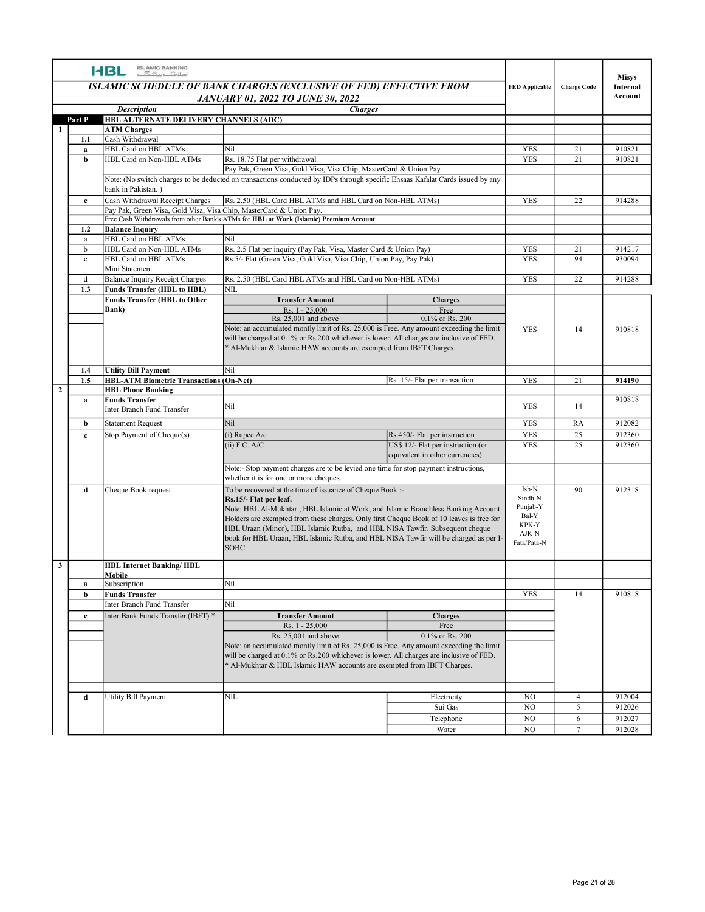HBL ISLAMIC BANKING

## ISLAMIC SCHEDULE OF BANK CHARGES (EXCLUSIVE OF FED) EFFECTIVE FROM JANUARY 01, 2022 TO JUNE 30, 2022

| | | Description | Charges | | FED Applicable | Charge Code | Misys Internal Account |
|---|---|---|---|---|---|---|---|
| Part P | | **HBL ALTERNATE DELIVERY CHANNELS (ADC)** | | | | | |
| **1** | | **ATM Charges** | | | | | |
| | **1.1** | Cash Withdrawal | | | | | |
| | **a** | HBL Card on HBL ATMs | Nil | | YES | 21 | 910821 |
| | **b** | HBL Card on Non-HBL ATMs | Rs. 18.75 Flat per withdrawal. | | YES | 21 | 910821 |
| | | | Pay Pak, Green Visa, Gold Visa, Visa Chip, MasterCard & Union Pay. | | | | |
| | | Note: (No switch charges to be deducted on transactions conducted by IDPs through specific Ehsaas Kafalat Cards issued by any bank in Pakistan. ) | | | | | |
| | **c** | Cash Withdrawal Receipt Charges | Rs. 2.50 (HBL Card HBL ATMs and HBL Card on Non-HBL ATMs) | | YES | 22 | 914288 |
| | | Pay Pak, Green Visa, Gold Visa, Visa Chip, MasterCard & Union Pay. | | | | | |
| | | Free Cash Withdrawals from other Bank's ATMs for **HBL at Work (Islamic) Premium Account**. | | | | | |
| | **1.2** | **Balance Inquiry** | | | | | |
| | a | HBL Card on HBL ATMs | Nil | | | | |
| | b | HBL Card on Non-HBL ATMs | Rs. 2.5 Flat per inquiry (Pay Pak, Visa, Master Card & Union Pay) | | YES | 21 | 914217 |
| | c | HBL Card on HBL ATMs Mini Statement | Rs.5/- Flat (Green Visa, Gold Visa, Visa Chip, Union Pay, Pay Pak) | | YES | 94 | 930094 |
| | d | Balance Inquiry Receipt Charges | Rs. 2.50 (HBL Card HBL ATMs and HBL Card on Non-HBL ATMs) | | YES | 22 | 914288 |
| | **1.3** | **Funds Transfer (HBL to HBL)** | NIL | | | | |
| | | **Funds Transfer (HBL to Other Bank)** | **Transfer Amount** | **Charges** | YES | 14 | 910818 |
| | | | Rs. 1 - 25,000 | Free | | | |
| | | | Rs. 25,001 and above | 0.1% or Rs. 200 | | | |
| | | | Note: an accumulated montly limit of Rs. 25,000 is Free. Any amount exceeding the limit will be charged at 0.1% or Rs.200 whichever is lower. All charges are inclusive of FED. * Al-Mukhtar & Islamic HAW accounts are exempted from IBFT Charges. | | | | |
| | **1.4** | **Utility Bill Payment** | Nil | | | | |
| | **1.5** | **HBL-ATM Biometric Transactions (On-Net)** | | Rs. 15/- Flat per transaction | YES | 21 | **914190** |
| **2** | | **HBL Phone Banking** | | | | | |
| | **a** | **Funds Transfer** Inter Branch Fund Transfer | Nil | | YES | 14 | 910818 |
| | **b** | Statement Request | Nil | | YES | RA | 912082 |
| | **c** | Stop Payment of Cheque(s) | (i) Rupee A/c | Rs.450/- Flat per instruction | YES | 25 | 912360 |
| | | | (ii) F.C. A/C | US$ 12/- Flat per instruction (or equivalent in other currencies) | YES | 25 | 912360 |
| | | | Note:- Stop payment charges are to be levied one time for stop payment instructions, whether it is for one or more cheques. | | | | |
| | **d** | Cheque Book request | To be recovered at the time of issuance of Cheque Book :- **Rs.15/- Flat per leaf.** Note: HBL Al-Mukhtar , HBL Islamic at Work, and Islamic Branchless Banking Account Holders are exempted from these charges. Only first Cheque Book of 10 leaves is free for HBL Uraan (Minor), HBL Islamic Rutba, and HBL NISA Tawfir. Subsequent cheque book for HBL Uraan, HBL Islamic Rutba, and HBL NISA Tawfir will be charged as per I-SOBC. | | Isb-N Sindh-N Punjab-Y Bal-Y KPK-Y AJK-N Fata/Pata-N | 90 | 912318 |
| **3** | | **HBL Internet Banking/ HBL Mobile** | | | | | |
| | **a** | Subscription | Nil | | | | |
| | **b** | **Funds Transfer** | | | YES | 14 | 910818 |
| | | Inter Branch Fund Transfer | Nil | | | | |
| | **c** | Inter Bank Funds Transfer (IBFT) * | **Transfer Amount** | **Charges** | | | |
| | | | Rs. 1 - 25,000 | Free | | | |
| | | | Rs. 25,001 and above | 0.1% or Rs. 200 | | | |
| | | | Note: an accumulated montly limit of Rs. 25,000 is Free. Any amount exceeding the limit will be charged at 0.1% or Rs.200 whichever is lower. All charges are inclusive of FED. * Al-Mukhtar & HBL Islamic HAW accounts are exempted from IBFT Charges. | | | | |
| | **d** | Utility Bill Payment | NIL | Electricity | NO | 4 | 912004 |
| | | | | Sui Gas | NO | 5 | 912026 |
| | | | | Telephone | NO | 6 | 912027 |
| | | | | Water | NO | 7 | 912028 |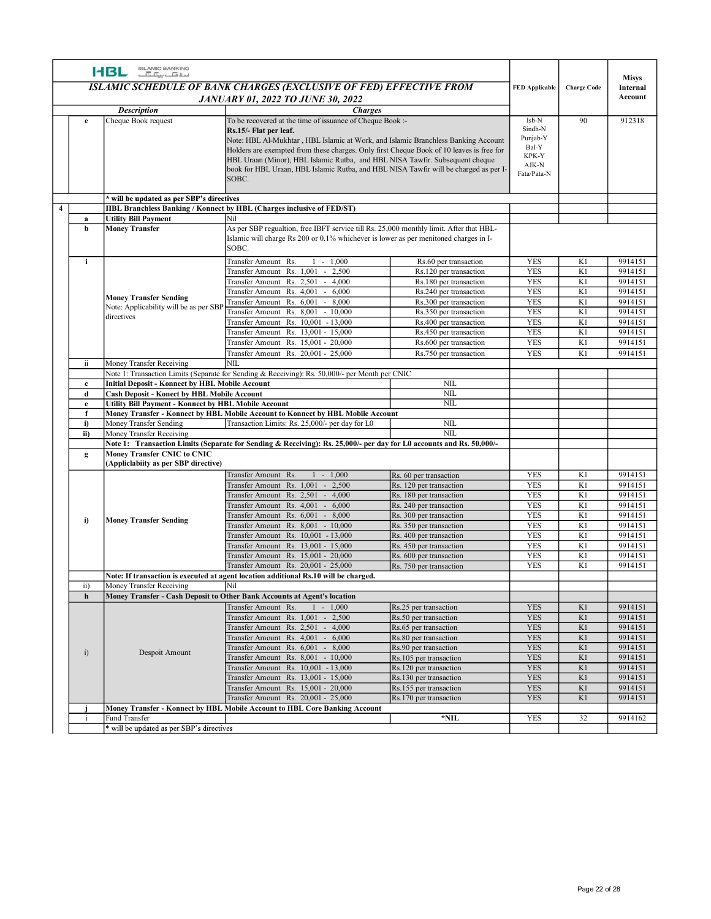HBL ISLAMIC BANKING

## ISLAMIC SCHEDULE OF BANK CHARGES (EXCLUSIVE OF FED) EFFECTIVE FROM JANUARY 01, 2022 TO JUNE 30, 2022

| | | Description | Charges | | FED Applicable | Charge Code | Misys Internal Account |
|---|---|---|---|---|---|---|---|
| | e | Cheque Book request | To be recovered at the time of issuance of Cheque Book :- **Rs.15/- Flat per leaf.** Note: HBL Al-Mukhtar , HBL Islamic at Work, and Islamic Branchless Banking Account Holders are exempted from these charges. Only first Cheque Book of 10 leaves is free for HBL Uraan (Minor), HBL Islamic Rutba, and HBL NISA Tawfir. Subsequent cheque book for HBL Uraan, HBL Islamic Rutba, and HBL NISA Tawfir will be charged as per I-SOBC. | | Isb-N Sindh-N Punjab-Y Bal-Y KPK-Y AJK-N Fata/Pata-N | 90 | 912318 |
| | | * will be updated as per SBP's directives | | | | | |
| 4 | | **HBL Branchless Banking / Konnect by HBL (Charges inclusive of FED/ST)** | | | | | |
| | a | **Utility Bill Payment** | Nil | | | | |
| | b | **Money Transfer** | As per SBP regualtion, free IBFT service till Rs. 25,000 monthly limit. After that HBL-Islamic will charge Rs 200 or 0.1% whichever is lower as per menitoned charges in I-SOBC. | | | | |
| | i | **Money Transfer Sending** Note: Applicability will be as per SBP directives | Transfer Amount Rs. 1 - 1,000 | Rs.60 per transaction | YES | K1 | 9914151 |
| | | | Transfer Amount Rs. 1,001 - 2,500 | Rs.120 per transaction | YES | K1 | 9914151 |
| | | | Transfer Amount Rs. 2,501 - 4,000 | Rs.180 per transaction | YES | K1 | 9914151 |
| | | | Transfer Amount Rs. 4,001 - 6,000 | Rs.240 per transaction | YES | K1 | 9914151 |
| | | | Transfer Amount Rs. 6,001 - 8,000 | Rs.300 per transaction | YES | K1 | 9914151 |
| | | | Transfer Amount Rs. 8,001 - 10,000 | Rs.350 per transaction | YES | K1 | 9914151 |
| | | | Transfer Amount Rs. 10,001 - 13,000 | Rs.400 per transaction | YES | K1 | 9914151 |
| | | | Transfer Amount Rs. 13,001 - 15,000 | Rs.450 per transaction | YES | K1 | 9914151 |
| | | | Transfer Amount Rs. 15,001 - 20,000 | Rs.600 per transaction | YES | K1 | 9914151 |
| | | | Transfer Amount Rs. 20,001 - 25,000 | Rs.750 per transaction | YES | K1 | 9914151 |
| | ii | Money Transfer Receiving | NIL | | | | |
| | | Note 1: Transaction Limits (Separate for Sending & Receiving): Rs. 50,000/- per Month per CNIC | | | | | |
| | c | **Initial Deposit - Konnect by HBL Mobile Account** | | NIL | | | |
| | d | **Cash Deposit - Konect by HBL Mobile Account** | | NIL | | | |
| | e | **Utility Bill Payment - Konnect by HBL Mobile Account** | | NIL | | | |
| | f | **Money Transfer - Konnect by HBL Mobile Account to Konnect by HBL Mobile Account** | | | | | |
| | i) | Money Transfer Sending | Transaction Limits: Rs. 25,000/- per day for L0 | NIL | | | |
| | ii) | Money Transfer Receiving | | NIL | | | |
| | | **Note 1: Transaction Limits (Separate for Sending & Receiving): Rs. 25,000/- per day for L0 accounts and Rs. 50,000/-** | | | | | |
| | g | **Money Transfer CNIC to CNIC (Applciabiity as per SBP directive)** | | | | | |
| | i) | **Money Transfer Sending** | Transfer Amount Rs. 1 - 1,000 | Rs. 60 per transaction | YES | K1 | 9914151 |
| | | | Transfer Amount Rs. 1,001 - 2,500 | Rs. 120 per transaction | YES | K1 | 9914151 |
| | | | Transfer Amount Rs. 2,501 - 4,000 | Rs. 180 per transaction | YES | K1 | 9914151 |
| | | | Transfer Amount Rs. 4,001 - 6,000 | Rs. 240 per transaction | YES | K1 | 9914151 |
| | | | Transfer Amount Rs. 6,001 - 8,000 | Rs. 300 per transaction | YES | K1 | 9914151 |
| | | | Transfer Amount Rs. 8,001 - 10,000 | Rs. 350 per transaction | YES | K1 | 9914151 |
| | | | Transfer Amount Rs. 10,001 - 13,000 | Rs. 400 per transaction | YES | K1 | 9914151 |
| | | | Transfer Amount Rs. 13,001 - 15,000 | Rs. 450 per transaction | YES | K1 | 9914151 |
| | | | Transfer Amount Rs. 15,001 - 20,000 | Rs. 600 per transaction | YES | K1 | 9914151 |
| | | | Transfer Amount Rs. 20,001 - 25,000 | Rs. 750 per transaction | YES | K1 | 9914151 |
| | | **Note: If transaction is executed at agent location additional Rs.10 will be charged.** | | | | | |
| | ii) | Money Transfer Receiving | Nil | | | | |
| | h | **Money Transfer - Cash Deposit to Other Bank Accounts at Agent's location** | | | | | |
| | i) | Despoit Amount | Transfer Amount Rs. 1 - 1,000 | Rs.25 per transaction | YES | K1 | 9914151 |
| | | | Transfer Amount Rs. 1,001 - 2,500 | Rs.50 per transaction | YES | K1 | 9914151 |
| | | | Transfer Amount Rs. 2,501 - 4,000 | Rs.65 per transaction | YES | K1 | 9914151 |
| | | | Transfer Amount Rs. 4,001 - 6,000 | Rs.80 per transaction | YES | K1 | 9914151 |
| | | | Transfer Amount Rs. 6,001 - 8,000 | Rs.90 per transaction | YES | K1 | 9914151 |
| | | | Transfer Amount Rs. 8,001 - 10,000 | Rs.105 per transaction | YES | K1 | 9914151 |
| | | | Transfer Amount Rs. 10,001 - 13,000 | Rs.120 per transaction | YES | K1 | 9914151 |
| | | | Transfer Amount Rs. 13,001 - 15,000 | Rs.130 per transaction | YES | K1 | 9914151 |
| | | | Transfer Amount Rs. 15,001 - 20,000 | Rs.155 per transaction | YES | K1 | 9914151 |
| | | | Transfer Amount Rs. 20,001 - 25,000 | Rs.170 per transaction | YES | K1 | 9914151 |
| | j | **Money Transfer - Konnect by HBL Mobile Account to HBL Core Banking Account** | | | | | |
| | i | Fund Transfer | | ***NIL** | YES | 32 | 9914162 |
| | | * will be updated as per SBP's directives | | | | | |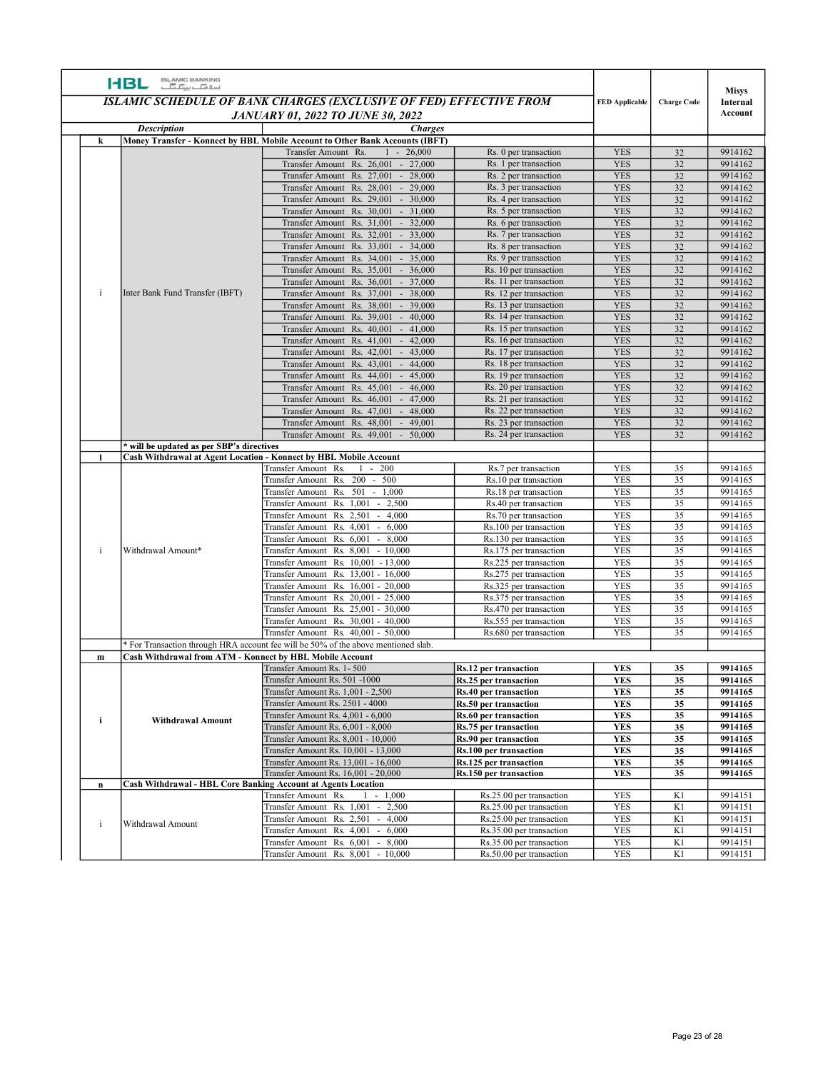| | Description | Charges | | FED Applicable | Charge Code | Misys Internal Account |
|---|---|---|---|---|---|---|
| | **ISLAMIC SCHEDULE OF BANK CHARGES (EXCLUSIVE OF FED) EFFECTIVE FROM JANUARY 01, 2022 TO JUNE 30, 2022** | | | | | |
| **k** | **Money Transfer - Konnect by HBL Mobile Account to Other Bank Accounts (IBFT)** | | | | | |
| i | Inter Bank Fund Transfer (IBFT) | Transfer Amount Rs. 1 - 26,000 | Rs. 0 per transaction | YES | 32 | 9914162 |
| | | Transfer Amount Rs. 26,001 - 27,000 | Rs. 1 per transaction | YES | 32 | 9914162 |
| | | Transfer Amount Rs. 27,001 - 28,000 | Rs. 2 per transaction | YES | 32 | 9914162 |
| | | Transfer Amount Rs. 28,001 - 29,000 | Rs. 3 per transaction | YES | 32 | 9914162 |
| | | Transfer Amount Rs. 29,001 - 30,000 | Rs. 4 per transaction | YES | 32 | 9914162 |
| | | Transfer Amount Rs. 30,001 - 31,000 | Rs. 5 per transaction | YES | 32 | 9914162 |
| | | Transfer Amount Rs. 31,001 - 32,000 | Rs. 6 per transaction | YES | 32 | 9914162 |
| | | Transfer Amount Rs. 32,001 - 33,000 | Rs. 7 per transaction | YES | 32 | 9914162 |
| | | Transfer Amount Rs. 33,001 - 34,000 | Rs. 8 per transaction | YES | 32 | 9914162 |
| | | Transfer Amount Rs. 34,001 - 35,000 | Rs. 9 per transaction | YES | 32 | 9914162 |
| | | Transfer Amount Rs. 35,001 - 36,000 | Rs. 10 per transaction | YES | 32 | 9914162 |
| | | Transfer Amount Rs. 36,001 - 37,000 | Rs. 11 per transaction | YES | 32 | 9914162 |
| | | Transfer Amount Rs. 37,001 - 38,000 | Rs. 12 per transaction | YES | 32 | 9914162 |
| | | Transfer Amount Rs. 38,001 - 39,000 | Rs. 13 per transaction | YES | 32 | 9914162 |
| | | Transfer Amount Rs. 39,001 - 40,000 | Rs. 14 per transaction | YES | 32 | 9914162 |
| | | Transfer Amount Rs. 40,001 - 41,000 | Rs. 15 per transaction | YES | 32 | 9914162 |
| | | Transfer Amount Rs. 41,001 - 42,000 | Rs. 16 per transaction | YES | 32 | 9914162 |
| | | Transfer Amount Rs. 42,001 - 43,000 | Rs. 17 per transaction | YES | 32 | 9914162 |
| | | Transfer Amount Rs. 43,001 - 44,000 | Rs. 18 per transaction | YES | 32 | 9914162 |
| | | Transfer Amount Rs. 44,001 - 45,000 | Rs. 19 per transaction | YES | 32 | 9914162 |
| | | Transfer Amount Rs. 45,001 - 46,000 | Rs. 20 per transaction | YES | 32 | 9914162 |
| | | Transfer Amount Rs. 46,001 - 47,000 | Rs. 21 per transaction | YES | 32 | 9914162 |
| | | Transfer Amount Rs. 47,001 - 48,000 | Rs. 22 per transaction | YES | 32 | 9914162 |
| | | Transfer Amount Rs. 48,001 - 49,001 | Rs. 23 per transaction | YES | 32 | 9914162 |
| | | Transfer Amount Rs. 49,001 - 50,000 | Rs. 24 per transaction | YES | 32 | 9914162 |
| | **\* will be updated as per SBP's directives** | | | | | |
| **l** | **Cash Withdrawal at Agent Location - Konnect by HBL Mobile Account** | | | | | |
| i | Withdrawal Amount* | Transfer Amount Rs. 1 - 200 | Rs.7 per transaction | YES | 35 | 9914165 |
| | | Transfer Amount Rs. 200 - 500 | Rs.10 per transaction | YES | 35 | 9914165 |
| | | Transfer Amount Rs. 501 - 1,000 | Rs.18 per transaction | YES | 35 | 9914165 |
| | | Transfer Amount Rs. 1,001 - 2,500 | Rs.40 per transaction | YES | 35 | 9914165 |
| | | Transfer Amount Rs. 2,501 - 4,000 | Rs.70 per transaction | YES | 35 | 9914165 |
| | | Transfer Amount Rs. 4,001 - 6,000 | Rs.100 per transaction | YES | 35 | 9914165 |
| | | Transfer Amount Rs. 6,001 - 8,000 | Rs.130 per transaction | YES | 35 | 9914165 |
| | | Transfer Amount Rs. 8,001 - 10,000 | Rs.175 per transaction | YES | 35 | 9914165 |
| | | Transfer Amount Rs. 10,001 - 13,000 | Rs.225 per transaction | YES | 35 | 9914165 |
| | | Transfer Amount Rs. 13,001 - 16,000 | Rs.275 per transaction | YES | 35 | 9914165 |
| | | Transfer Amount Rs. 16,001 - 20,000 | Rs.325 per transaction | YES | 35 | 9914165 |
| | | Transfer Amount Rs. 20,001 - 25,000 | Rs.375 per transaction | YES | 35 | 9914165 |
| | | Transfer Amount Rs. 25,001 - 30,000 | Rs.470 per transaction | YES | 35 | 9914165 |
| | | Transfer Amount Rs. 30,001 - 40,000 | Rs.555 per transaction | YES | 35 | 9914165 |
| | | Transfer Amount Rs. 40,001 - 50,000 | Rs.680 per transaction | YES | 35 | 9914165 |
| | \* For Transaction through HRA account fee will be 50% of the above mentioned slab. | | | | | |
| **m** | **Cash Withdrawal from ATM - Konnect by HBL Mobile Account** | | | | | |
| **i** | **Withdrawal Amount** | Transfer Amount Rs. 1- 500 | **Rs.12 per transaction** | **YES** | **35** | **9914165** |
| | | Transfer Amount Rs. 501 -1000 | **Rs.25 per transaction** | **YES** | **35** | **9914165** |
| | | Transfer Amount Rs. 1,001 - 2,500 | **Rs.40 per transaction** | **YES** | **35** | **9914165** |
| | | Transfer Amount Rs. 2501 - 4000 | **Rs.50 per transaction** | **YES** | **35** | **9914165** |
| | | Transfer Amount Rs. 4,001 - 6,000 | **Rs.60 per transaction** | **YES** | **35** | **9914165** |
| | | Transfer Amount Rs. 6,001 - 8,000 | **Rs.75 per transaction** | **YES** | **35** | **9914165** |
| | | Transfer Amount Rs. 8,001 - 10,000 | **Rs.90 per transaction** | **YES** | **35** | **9914165** |
| | | Transfer Amount Rs. 10,001 - 13,000 | **Rs.100 per transaction** | **YES** | **35** | **9914165** |
| | | Transfer Amount Rs. 13,001 - 16,000 | **Rs.125 per transaction** | **YES** | **35** | **9914165** |
| | | Transfer Amount Rs. 16,001 - 20,000 | **Rs.150 per transaction** | **YES** | **35** | **9914165** |
| **n** | **Cash Withdrawal - HBL Core Banking Account at Agents Location** | | | | | |
| i | Withdrawal Amount | Transfer Amount Rs. 1 - 1,000 | Rs.25.00 per transaction | YES | K1 | 9914151 |
| | | Transfer Amount Rs. 1,001 - 2,500 | Rs.25.00 per transaction | YES | K1 | 9914151 |
| | | Transfer Amount Rs. 2,501 - 4,000 | Rs.25.00 per transaction | YES | K1 | 9914151 |
| | | Transfer Amount Rs. 4,001 - 6,000 | Rs.35.00 per transaction | YES | K1 | 9914151 |
| | | Transfer Amount Rs. 6,001 - 8,000 | Rs.35.00 per transaction | YES | K1 | 9914151 |
| | | Transfer Amount Rs. 8,001 - 10,000 | Rs.50.00 per transaction | YES | K1 | 9914151 |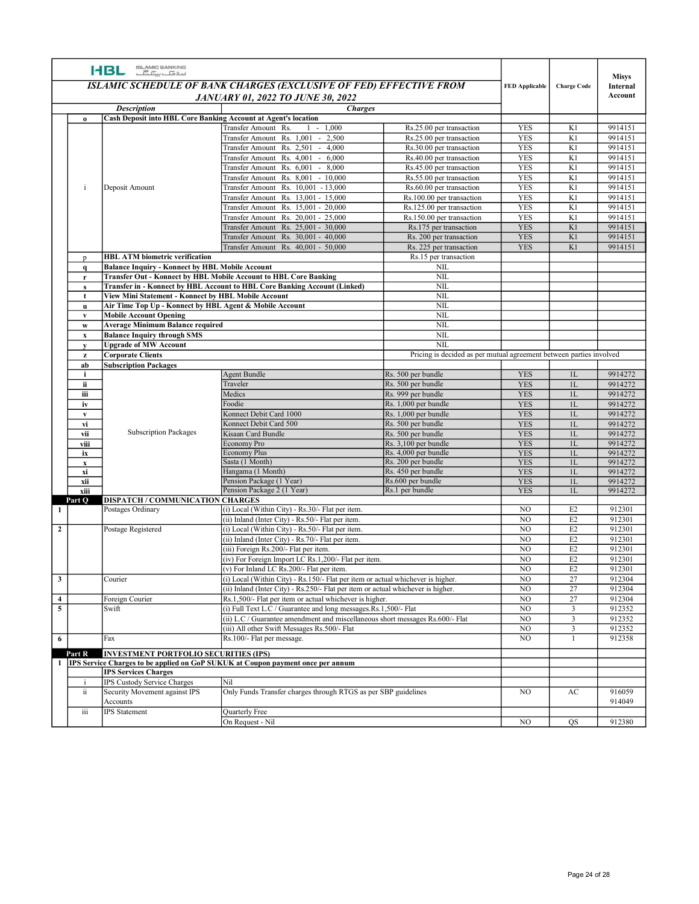HBL ISLAMIC BANKING

## ISLAMIC SCHEDULE OF BANK CHARGES (EXCLUSIVE OF FED) EFFECTIVE FROM JANUARY 01, 2022 TO JUNE 30, 2022

| | | Description | Charges | | FED Applicable | Charge Code | Misys Internal Account |
|---|---|---|---|---|---|---|---|
| | o | **Cash Deposit into HBL Core Banking Account at Agent's location** | | | | | |
| | i | Deposit Amount | Transfer Amount Rs. 1 - 1,000 | Rs.25.00 per transaction | YES | K1 | 9914151 |
| | | | Transfer Amount Rs. 1,001 - 2,500 | Rs.25.00 per transaction | YES | K1 | 9914151 |
| | | | Transfer Amount Rs. 2,501 - 4,000 | Rs.30.00 per transaction | YES | K1 | 9914151 |
| | | | Transfer Amount Rs. 4,001 - 6,000 | Rs.40.00 per transaction | YES | K1 | 9914151 |
| | | | Transfer Amount Rs. 6,001 - 8,000 | Rs.45.00 per transaction | YES | K1 | 9914151 |
| | | | Transfer Amount Rs. 8,001 - 10,000 | Rs.55.00 per transaction | YES | K1 | 9914151 |
| | | | Transfer Amount Rs. 10,001 - 13,000 | Rs.60.00 per transaction | YES | K1 | 9914151 |
| | | | Transfer Amount Rs. 13,001 - 15,000 | Rs.100.00 per transaction | YES | K1 | 9914151 |
| | | | Transfer Amount Rs. 15,001 - 20,000 | Rs.125.00 per transaction | YES | K1 | 9914151 |
| | | | Transfer Amount Rs. 20,001 - 25,000 | Rs.150.00 per transaction | YES | K1 | 9914151 |
| | | | Transfer Amount Rs. 25,001 - 30,000 | Rs.175 per transaction | YES | K1 | 9914151 |
| | | | Transfer Amount Rs. 30,001 - 40,000 | Rs. 200 per transaction | YES | K1 | 9914151 |
| | | | Transfer Amount Rs. 40,001 - 50,000 | Rs. 225 per transaction | YES | K1 | 9914151 |
| | p | **HBL ATM biometric verification** | | Rs.15 per transaction | | | |
| | q | **Balance Inquiry - Konnect by HBL Mobile Account** | | NIL | | | |
| | r | **Transfer Out - Konnect by HBL Mobile Account to HBL Core Banking** | | NIL | | | |
| | s | **Transfer in - Konnect by HBL Account to HBL Core Banking Account (Linked)** | | NIL | | | |
| | t | **View Mini Statement - Konnect by HBL Mobile Account** | | NIL | | | |
| | u | **Air Time Top Up - Konnect by HBL Agent & Mobile Account** | | NIL | | | |
| | v | **Mobile Account Opening** | | NIL | | | |
| | w | **Average Minimum Balance required** | | NIL | | | |
| | x | **Balance Inquiry through SMS** | | NIL | | | |
| | y | **Upgrade of MW Account** | | NIL | | | |
| | z | **Corporate Clients** | | Pricing is decided as per mutual agreement between parties involved | | | |
| | ab | **Subscription Packages** | | | | | |
| | i | Subscription Packages | Agent Bundle | Rs. 500 per bundle | YES | 1L | 9914272 |
| | ii | | Traveler | Rs. 500 per bundle | YES | 1L | 9914272 |
| | iii | | Medics | Rs. 999 per bundle | YES | 1L | 9914272 |
| | iv | | Foodie | Rs. 1,000 per bundle | YES | 1L | 9914272 |
| | v | | Konnect Debit Card 1000 | Rs. 1,000 per bundle | YES | 1L | 9914272 |
| | vi | | Konnect Debit Card 500 | Rs. 500 per bundle | YES | 1L | 9914272 |
| | vii | | Kisaan Card Bundle | Rs. 500 per bundle | YES | 1L | 9914272 |
| | viii | | Economy Pro | Rs. 3,100 per bundle | YES | 1L | 9914272 |
| | ix | | Economy Plus | Rs. 4,000 per bundle | YES | 1L | 9914272 |
| | x | | Sasta (1 Month) | Rs. 200 per bundle | YES | 1L | 9914272 |
| | xi | | Hangama (1 Month) | Rs. 450 per bundle | YES | 1L | 9914272 |
| | xii | | Pension Package (1 Year) | Rs.600 per bundle | YES | 1L | 9914272 |
| | xiii | | Pension Package 2 (1 Year) | Rs.1 per bundle | YES | 1L | 9914272 |
| | **Part Q** | **DISPATCH / COMMUNICATION CHARGES** | | | | | |
| 1 | | Postages Ordinary | (i) Local (Within City) - Rs.30/- Flat per item. | | NO | E2 | 912301 |
| | | | (ii) Inland (Inter City) - Rs.50/- Flat per item. | | NO | E2 | 912301 |
| 2 | | Postage Registered | (i) Local (Within City) - Rs.50/- Flat per item. | | NO | E2 | 912301 |
| | | | (ii) Inland (Inter City) - Rs.70/- Flat per item. | | NO | E2 | 912301 |
| | | | (iii) Foreign Rs.200/- Flat per item. | | NO | E2 | 912301 |
| | | | (iv) For Foreign Import LC Rs.1,200/- Flat per item. | | NO | E2 | 912301 |
| | | | (v) For Inland LC Rs.200/- Flat per item. | | NO | E2 | 912301 |
| 3 | | Courier | (i) Local (Within City) - Rs.150/- Flat per item or actual whichever is higher. | | NO | 27 | 912304 |
| | | | (ii) Inland (Inter City) - Rs.250/- Flat per item or actual whichever is higher. | | NO | 27 | 912304 |
| 4 | | Foreign Courier | Rs.1,500/- Flat per item or actual whichever is higher. | | NO | 27 | 912304 |
| 5 | | Swift | (i) Full Text L.C / Guarantee and long messages.Rs.1,500/- Flat | | NO | 3 | 912352 |
| | | | (ii) L.C / Guarantee amendment and miscellaneous short messages Rs.600/- Flat | | NO | 3 | 912352 |
| | | | (iii) All other Swift Messages Rs.500/- Flat | | NO | 3 | 912352 |
| 6 | | Fax | Rs.100/- Flat per message. | | NO | 1 | 912358 |
| | **Part R** | **INVESTMENT PORTFOLIO SECURITIES (IPS)** | | | | | |
| 1 | **IPS Service Charges to be applied on GoP SUKUK at Coupon payment once per annum** | | | | | | |
| | | **IPS Services Charges** | | | | | |
| | i | IPS Custody Service Charges | Nil | | | | |
| | ii | Security Movement against IPS Accounts | Only Funds Transfer charges through RTGS as per SBP guidelines | | NO | AC | 916059 914049 |
| | iii | IPS Statement | Quarterly Free | | | | |
| | | | On Request - Nil | | NO | QS | 912380 |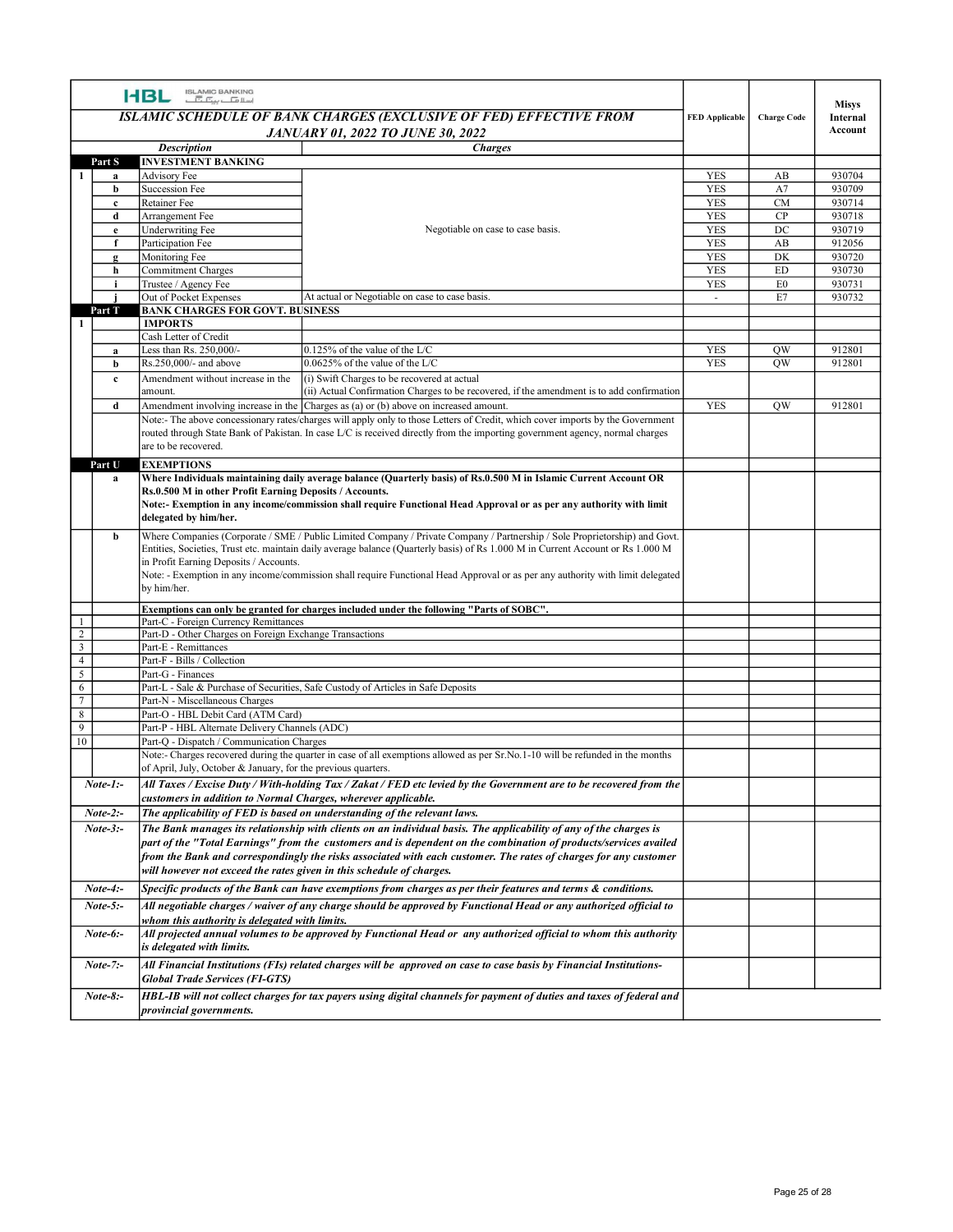HBL ISLAMIC BANKING

| | | Description | Charges | FED Applicable | Charge Code | Misys Internal Account |
|---|---|---|---|---|---|---|
| | | ***ISLAMIC SCHEDULE OF BANK CHARGES (EXCLUSIVE OF FED) EFFECTIVE FROM JANUARY 01, 2022 TO JUNE 30, 2022*** | | | | |
| | **Part S** | **INVESTMENT BANKING** | | | | |
| 1 | a | Advisory Fee | Negotiable on case to case basis. | YES | AB | 930704 |
| | b | Succession Fee | | YES | A7 | 930709 |
| | c | Retainer Fee | | YES | CM | 930714 |
| | d | Arrangement Fee | | YES | CP | 930718 |
| | e | Underwriting Fee | | YES | DC | 930719 |
| | f | Participation Fee | | YES | AB | 912056 |
| | g | Monitoring Fee | | YES | DK | 930720 |
| | h | Commitment Charges | | YES | ED | 930730 |
| | i | Trustee / Agency Fee | | YES | E0 | 930731 |
| | j | Out of Pocket Expenses | At actual or Negotiable on case to case basis. | - | E7 | 930732 |
| | **Part T** | **BANK CHARGES FOR GOVT. BUSINESS** | | | | |
| 1 | | **IMPORTS** | | | | |
| | | Cash Letter of Credit | | | | |
| | a | Less than Rs. 250,000/- | 0.125% of the value of the L/C | YES | QW | 912801 |
| | b | Rs.250,000/- and above | 0.0625% of the value of the L/C | YES | QW | 912801 |
| | c | Amendment without increase in the amount. | (i) Swift Charges to be recovered at actual<br>(ii) Actual Confirmation Charges to be recovered, if the amendment is to add confirmation | | | |
| | d | Amendment involving increase in the | Charges as (a) or (b) above on increased amount. | YES | QW | 912801 |
| | | Note:- The above concessionary rates/charges will apply only to those Letters of Credit, which cover imports by the Government routed through State Bank of Pakistan. In case L/C is received directly from the importing government agency, normal charges are to be recovered. | | | | |
| | **Part U** | **EXEMPTIONS** | | | | |
| | a | **Where Individuals maintaining daily average balance (Quarterly basis) of Rs.0.500 M in Islamic Current Account OR Rs.0.500 M in other Profit Earning Deposits / Accounts.**<br>**Note:- Exemption in any income/commission shall require Functional Head Approval or as per any authority with limit delegated by him/her.** | | | | |
| | b | Where Companies (Corporate / SME / Public Limited Company / Private Company / Partnership / Sole Proprietorship) and Govt. Entities, Societies, Trust etc. maintain daily average balance (Quarterly basis) of Rs 1.000 M in Current Account or Rs 1.000 M in Profit Earning Deposits / Accounts.<br>Note: - Exemption in any income/commission shall require Functional Head Approval or as per any authority with limit delegated by him/her. | | | | |
| | | **Exemptions can only be granted for charges included under the following "Parts of SOBC".** | | | | |
| 1 | | Part-C - Foreign Currency Remittances | | | | |
| 2 | | Part-D - Other Charges on Foreign Exchange Transactions | | | | |
| 3 | | Part-E - Remittances | | | | |
| 4 | | Part-F - Bills / Collection | | | | |
| 5 | | Part-G - Finances | | | | |
| 6 | | Part-L - Sale & Purchase of Securities, Safe Custody of Articles in Safe Deposits | | | | |
| 7 | | Part-N - Miscellaneous Charges | | | | |
| 8 | | Part-O - HBL Debit Card (ATM Card) | | | | |
| 9 | | Part-P - HBL Alternate Delivery Channels (ADC) | | | | |
| 10 | | Part-Q - Dispatch / Communication Charges | | | | |
| | | Note:- Charges recovered during the quarter in case of all exemptions allowed as per Sr.No.1-10 will be refunded in the months of April, July, October & January, for the previous quarters. | | | | |
| | ***Note-1:-*** | ***All Taxes / Excise Duty / With-holding Tax / Zakat / FED etc levied by the Government are to be recovered from the customers in addition to Normal Charges, wherever applicable.*** | | | | |
| | ***Note-2:-*** | ***The applicability of FED is based on understanding of the relevant laws.*** | | | | |
| | ***Note-3:-*** | ***The Bank manages its relationship with clients on an individual basis. The applicability of any of the charges is part of the "Total Earnings" from the customers and is dependent on the combination of products/services availed from the Bank and correspondingly the risks associated with each customer. The rates of charges for any customer will however not exceed the rates given in this schedule of charges.*** | | | | |
| | ***Note-4:-*** | ***Specific products of the Bank can have exemptions from charges as per their features and terms & conditions.*** | | | | |
| | ***Note-5:-*** | ***All negotiable charges / waiver of any charge should be approved by Functional Head or any authorized official to whom this authority is delegated with limits.*** | | | | |
| | ***Note-6:-*** | ***All projected annual volumes to be approved by Functional Head or any authorized official to whom this authority is delegated with limits.*** | | | | |
| | ***Note-7:-*** | ***All Financial Institutions (FIs) related charges will be approved on case to case basis by Financial Institutions-Global Trade Services (FI-GTS)*** | | | | |
| | ***Note-8:-*** | ***HBL-IB will not collect charges for tax payers using digital channels for payment of duties and taxes of federal and provincial governments.*** | | | | |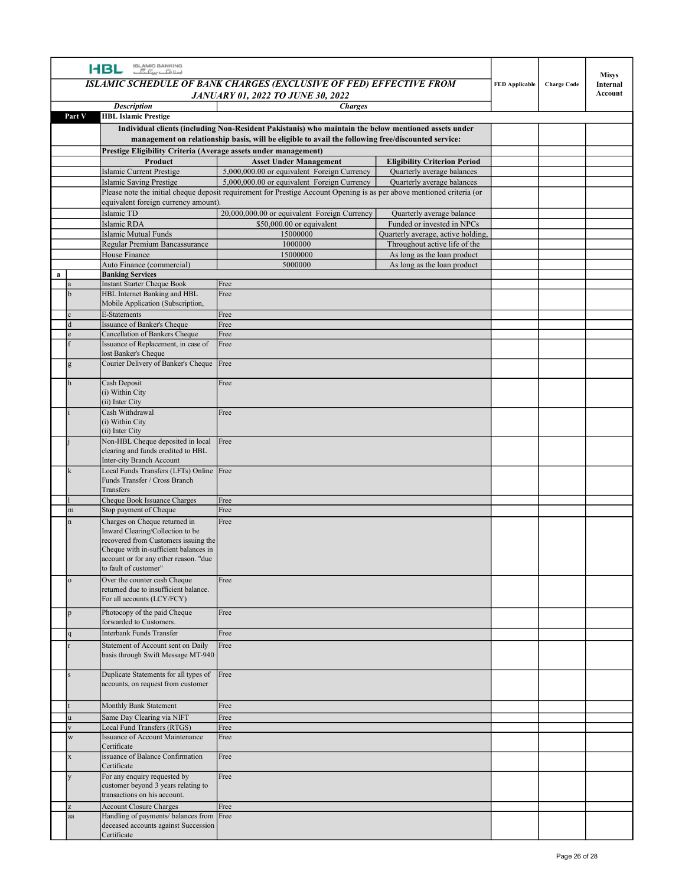**HBL ISLAMIC BANKING**

| | | ISLAMIC SCHEDULE OF BANK CHARGES (EXCLUSIVE OF FED) EFFECTIVE FROM JANUARY 01, 2022 TO JUNE 30, 2022 | | | FED Applicable | Charge Code | Misys Internal Account |
|---|---|---|---|---|---|---|---|
| | | **Description** | **Charges** | | | | |
| **Part V** | | **HBL Islamic Prestige** | | | | | |
| | | **Individual clients (including Non-Resident Pakistanis) who maintain the below mentioned assets under management on relationship basis, will be eligible to avail the following free/discounted service:** | | | | | |
| | | **Prestige Eligibility Criteria (Average assets under management)** | | | | | |
| | | **Product** | **Asset Under Management** | **Eligibility Criterion Period** | | | |
| | | Islamic Current Prestige | 5,000,000.00 or equivalent Foreign Currency | Quarterly average balances | | | |
| | | Islamic Saving Prestige | 5,000,000.00 or equivalent Foreign Currency | Quarterly average balances | | | |
| | | Please note the initial cheque deposit requirement for Prestige Account Opening is as per above mentioned criteria (or equivalent foreign currency amount). | | | | | |
| | | Islamic TD | 20,000,000.00 or equivalent Foreign Currency | Quarterly average balance | | | |
| | | Islamic RDA | $50,000.00 or equivalent | Funded or invested in NPCs | | | |
| | | Islamic Mutual Funds | 15000000 | Quarterly average, active holding, | | | |
| | | Regular Premium Bancassurance | 1000000 | Throughout active life of the | | | |
| | | House Finance | 15000000 | As long as the loan product | | | |
| | | Auto Finance (commercial) | 5000000 | As long as the loan product | | | |
| **a** | | **Banking Services** | | | | | |
| | a | Instant Starter Cheque Book | Free | | | | |
| | b | HBL Internet Banking and HBL Mobile Application (Subscription, | Free | | | | |
| | c | E-Statements | Free | | | | |
| | d | Issuance of Banker's Cheque | Free | | | | |
| | e | Cancellation of Bankers Cheque | Free | | | | |
| | f | Issuance of Replacement, in case of lost Banker's Cheque | Free | | | | |
| | g | Courier Delivery of Banker's Cheque | Free | | | | |
| | h | Cash Deposit (i) Within City (ii) Inter City | Free | | | | |
| | i | Cash Withdrawal (i) Within City (ii) Inter City | Free | | | | |
| | j | Non-HBL Cheque deposited in local clearing and funds credited to HBL Inter-city Branch Account | Free | | | | |
| | k | Local Funds Transfers (LFTs) Online Funds Transfer / Cross Branch Transfers | Free | | | | |
| | l | Cheque Book Issuance Charges | Free | | | | |
| | m | Stop payment of Cheque | Free | | | | |
| | n | Charges on Cheque returned in Inward Clearing/Collection to be recovered from Customers issuing the Cheque with in-sufficient balances in account or for any other reason. "due to fault of customer" | Free | | | | |
| | o | Over the counter cash Cheque returned due to insufficient balance. For all accounts (LCY/FCY) | Free | | | | |
| | p | Photocopy of the paid Cheque forwarded to Customers. | Free | | | | |
| | q | Interbank Funds Transfer | Free | | | | |
| | r | Statement of Account sent on Daily basis through Swift Message MT-940 | Free | | | | |
| | s | Duplicate Statements for all types of accounts, on request from customer | Free | | | | |
| | t | Monthly Bank Statement | Free | | | | |
| | u | Same Day Clearing via NIFT | Free | | | | |
| | v | Local Fund Transfers (RTGS) | Free | | | | |
| | w | Issuance of Account Maintenance Certificate | Free | | | | |
| | x | issuance of Balance Confirmation Certificate | Free | | | | |
| | y | For any enquiry requested by customer beyond 3 years relating to transactions on his account. | Free | | | | |
| | z | Account Closure Charges | Free | | | | |
| | aa | Handling of payments/ balances from deceased accounts against Succession Certificate | Free | | | | |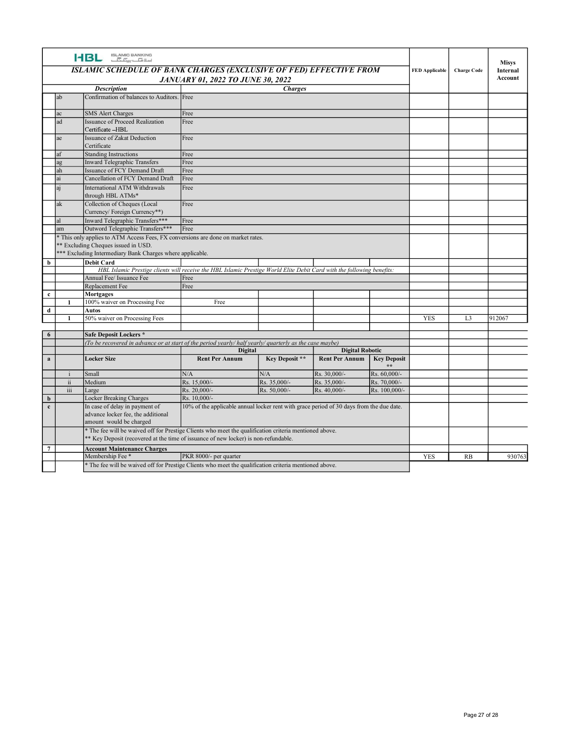HBL ISLAMIC BANKING

# ISLAMIC SCHEDULE OF BANK CHARGES (EXCLUSIVE OF FED) EFFECTIVE FROM JANUARY 01, 2022 TO JUNE 30, 2022

| | | Description | Charges | | | | FED Applicable | Charge Code | Misys Internal Account |
|---|---|---|---|---|---|---|---|---|---|
| | ab | Confirmation of balances to Auditors. | Free | | | | | | |
| | ac | SMS Alert Charges | Free | | | | | | |
| | ad | Issuance of Proceed Realization Certificate –HBL | Free | | | | | | |
| | ae | Issuance of Zakat Deduction Certificate | Free | | | | | | |
| | af | Standing Instructions | Free | | | | | | |
| | ag | Inward Telegraphic Transfers | Free | | | | | | |
| | ah | Issuance of FCY Demand Draft | Free | | | | | | |
| | ai | Cancellation of FCY Demand Draft | Free | | | | | | |
| | aj | International ATM Withdrawals through HBL ATMs* | Free | | | | | | |
| | ak | Collection of Cheques (Local Currency/ Foreign Currency**) | Free | | | | | | |
| | al | Inward Telegraphic Transfers*** | Free | | | | | | |
| | am | Outword Telegraphic Transfers*** | Free | | | | | | |
| | | * This only applies to ATM Access Fees, FX conversions are done on market rates.<br>** Excluding Cheques issued in USD.<br>*** Excluding Intermediary Bank Charges where applicable. | | | | | | | |
| **b** | | **Debit Card** | | | | | | | |
| | | *HBL Islamic Prestige clients will receive the HBL Islamic Prestige World Elite Debit Card with the following benefits:* | | | | | | | |
| | | Annual Fee/ Issuance Fee | Free | | | | | | |
| | | Replacement Fee | Free | | | | | | |
| **c** | | **Mortgages** | | | | | | | |
| | **1** | 100% waiver on Processing Fee | Free | | | | | | |
| **d** | | **Autos** | | | | | | | |
| | **1** | 50% waiver on Processing Fees | | | | | YES | L3 | 912067 |
| | | | | | | | | | |
| **6** | | **Safe Deposit Lockers *** | | | | | | | |
| | | *(To be recovered in advance or at start of the period yearly/ half yearly/ quarterly as the case maybe)* | | | | | | | |
| | | | **Digital** | | **Digital Robotic** | | | | |
| **a** | | **Locker Size** | **Rent Per Annum** | **Key Deposit **** | **Rent Per Annum** | **Key Deposit **** | | | |
| | i | Small | N/A | N/A | Rs. 30,000/- | Rs. 60,000/- | | | |
| | ii | Medium | Rs. 15,000/- | Rs. 35,000/- | Rs. 35,000/- | Rs. 70,000/- | | | |
| | iii | Large | Rs. 20,000/- | Rs. 50,000/- | Rs. 40,000/- | Rs. 100,000/- | | | |
| **b** | | Locker Breaking Charges | Rs. 10,000/- | | | | | | |
| **c** | | In case of delay in payment of advance locker fee, the additional amount would be charged | 10% of the applicable annual locker rent with grace period of 30 days from the due date. | | | | | | |
| | | * The fee will be waived off for Prestige Clients who meet the qualification criteria mentioned above.<br>** Key Deposit (recovered at the time of issuance of new locker) is non-refundable. | | | | | | | |
| **7** | | **Account Maintenance Charges** | | | | | | | |
| | | Membership Fee * | PKR 8000/- per quarter | | | | YES | RB | 930763 |
| | | * The fee will be waived off for Prestige Clients who meet the qualification criteria mentioned above. | | | | | | | |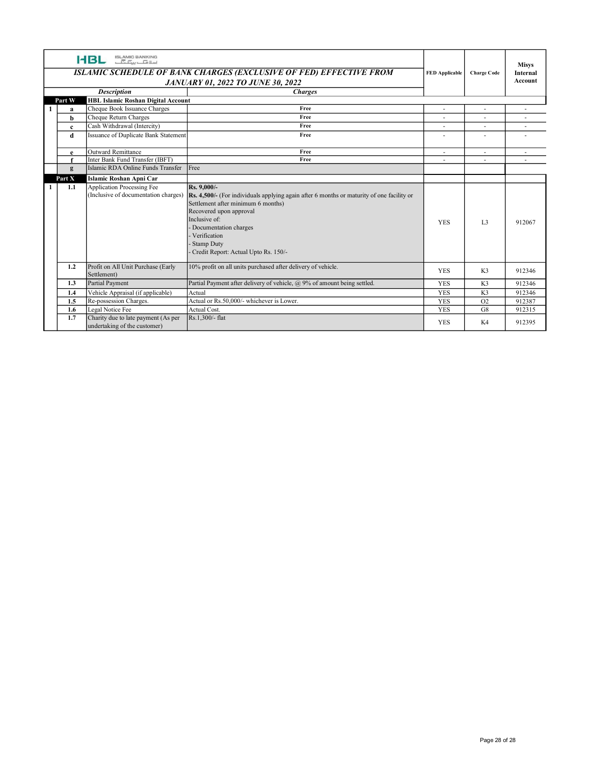HBL ISLAMIC BANKING

| | | Description | Charges | FED Applicable | Charge Code | Misys Internal Account |
|---|---|---|---|---|---|---|
| | | ***ISLAMIC SCHEDULE OF BANK CHARGES (EXCLUSIVE OF FED) EFFECTIVE FROM JANUARY 01, 2022 TO JUNE 30, 2022*** | | | | |
| **Part W** | | **HBL Islamic Roshan Digital Account** | | | | |
| 1 | a | Cheque Book Issuance Charges | **Free** | - | - | - |
| | b | Cheque Return Charges | **Free** | - | - | - |
| | c | Cash Withdrawal (Intercity) | **Free** | - | - | - |
| | d | Issuance of Duplicate Bank Statement | **Free** | - | - | - |
| | e | Outward Remittance | **Free** | - | - | - |
| | f | Inter Bank Fund Transfer (IBFT) | **Free** | - | - | - |
| | g | Islamic RDA Online Funds Transfer | Free | | | |
| **Part X** | | **Islamic Roshan Apni Car** | | | | |
| 1 | 1.1 | Application Processing Fee (Inclusive of documentation charges) | **Rs. 9,000/-**<br>**Rs. 4,500/-** (For individuals applying again after 6 months or maturity of one facility or Settlement after minimum 6 months)<br>Recovered upon approval<br>Inclusive of:<br>- Documentation charges<br>- Verification<br>- Stamp Duty<br>- Credit Report: Actual Upto Rs. 150/- | YES | L3 | 912067 |
| | 1.2 | Profit on All Unit Purchase (Early Settlement) | 10% profit on all units purchased after delivery of vehicle. | YES | K3 | 912346 |
| | 1.3 | Partial Payment | Partial Payment after delivery of vehicle, @ 9% of amount being settled. | YES | K3 | 912346 |
| | 1.4 | Vehicle Appraisal (if applicable) | Actual | YES | K3 | 912346 |
| | 1.5 | Re-possession Charges. | Actual or Rs.50,000/- whichever is Lower. | YES | O2 | 912387 |
| | 1.6 | Legal Notice Fee | Actual Cost. | YES | G8 | 912315 |
| | 1.7 | Charity due to late payment (As per undertaking of the customer) | Rs.1,300/- flat | YES | K4 | 912395 |